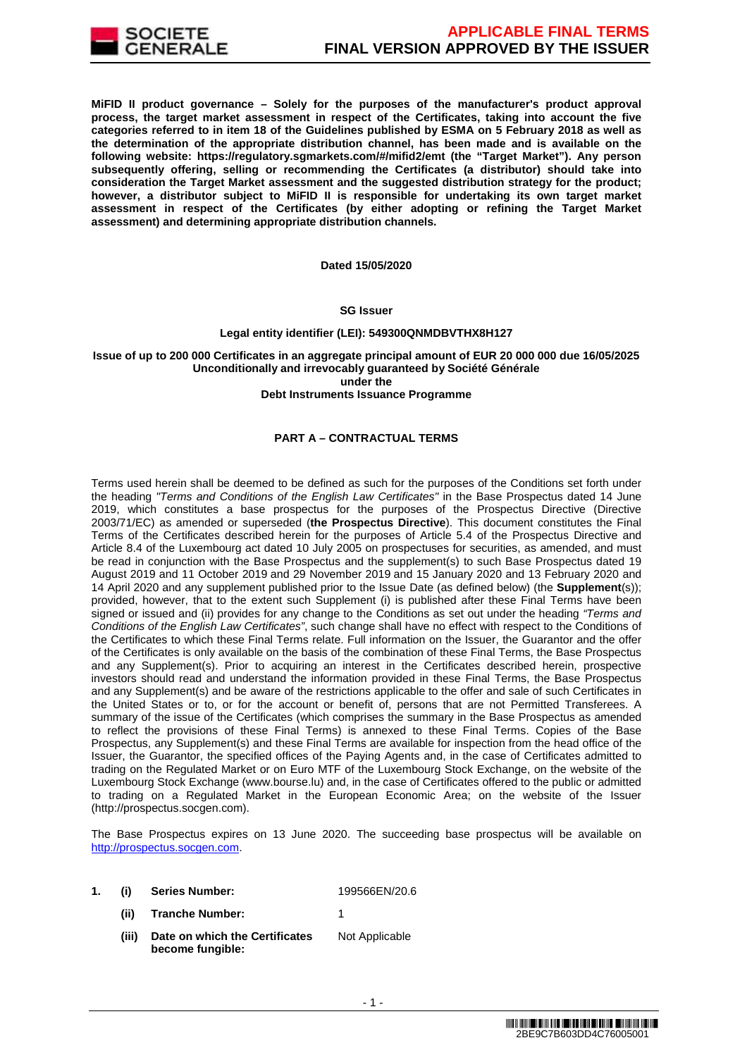**MiFID II product governance – Solely for the purposes of the manufacturer's product approval process, the target market assessment in respect of the Certificates, taking into account the five categories referred to in item 18 of the Guidelines published by ESMA on 5 February 2018 as well as the determination of the appropriate distribution channel, has been made and is available on the following website: https://regulatory.sgmarkets.com/#/mifid2/emt (the "Target Market"). Any person subsequently offering, selling or recommending the Certificates (a distributor) should take into consideration the Target Market assessment and the suggested distribution strategy for the product; however, a distributor subject to MiFID II is responsible for undertaking its own target market assessment in respect of the Certificates (by either adopting or refining the Target Market assessment) and determining appropriate distribution channels.**

**Dated 15/05/2020**

**SG Issuer**

**Legal entity identifier (LEI): 549300QNMDBVTHX8H127**

**Issue of up to 200 000 Certificates in an aggregate principal amount of EUR 20 000 000 due 16/05/2025**
**Unconditionally and irrevocably guaranteed by Société Générale**
**under the**
**Debt Instruments Issuance Programme**

## PART A – CONTRACTUAL TERMS

Terms used herein shall be deemed to be defined as such for the purposes of the Conditions set forth under the heading *"Terms and Conditions of the English Law Certificates"* in the Base Prospectus dated 14 June 2019, which constitutes a base prospectus for the purposes of the Prospectus Directive (Directive 2003/71/EC) as amended or superseded (**the Prospectus Directive**). This document constitutes the Final Terms of the Certificates described herein for the purposes of Article 5.4 of the Prospectus Directive and Article 8.4 of the Luxembourg act dated 10 July 2005 on prospectuses for securities, as amended, and must be read in conjunction with the Base Prospectus and the supplement(s) to such Base Prospectus dated 19 August 2019 and 11 October 2019 and 29 November 2019 and 15 January 2020 and 13 February 2020 and 14 April 2020 and any supplement published prior to the Issue Date (as defined below) (the **Supplement**(s)); provided, however, that to the extent such Supplement (i) is published after these Final Terms have been signed or issued and (ii) provides for any change to the Conditions as set out under the heading *"Terms and Conditions of the English Law Certificates"*, such change shall have no effect with respect to the Conditions of the Certificates to which these Final Terms relate. Full information on the Issuer, the Guarantor and the offer of the Certificates is only available on the basis of the combination of these Final Terms, the Base Prospectus and any Supplement(s). Prior to acquiring an interest in the Certificates described herein, prospective investors should read and understand the information provided in these Final Terms, the Base Prospectus and any Supplement(s) and be aware of the restrictions applicable to the offer and sale of such Certificates in the United States or to, or for the account or benefit of, persons that are not Permitted Transferees. A summary of the issue of the Certificates (which comprises the summary in the Base Prospectus as amended to reflect the provisions of these Final Terms) is annexed to these Final Terms. Copies of the Base Prospectus, any Supplement(s) and these Final Terms are available for inspection from the head office of the Issuer, the Guarantor, the specified offices of the Paying Agents and, in the case of Certificates admitted to trading on the Regulated Market or on Euro MTF of the Luxembourg Stock Exchange, on the website of the Luxembourg Stock Exchange (www.bourse.lu) and, in the case of Certificates offered to the public or admitted to trading on a Regulated Market in the European Economic Area; on the website of the Issuer (http://prospectus.socgen.com).

The Base Prospectus expires on 13 June 2020. The succeeding base prospectus will be available on http://prospectus.socgen.com.

| | | | |
|---|---|---|---|
| 1. | (i) | **Series Number:** | 199566EN/20.6 |
| | (ii) | **Tranche Number:** | 1 |
| | (iii) | **Date on which the Certificates become fungible:** | Not Applicable |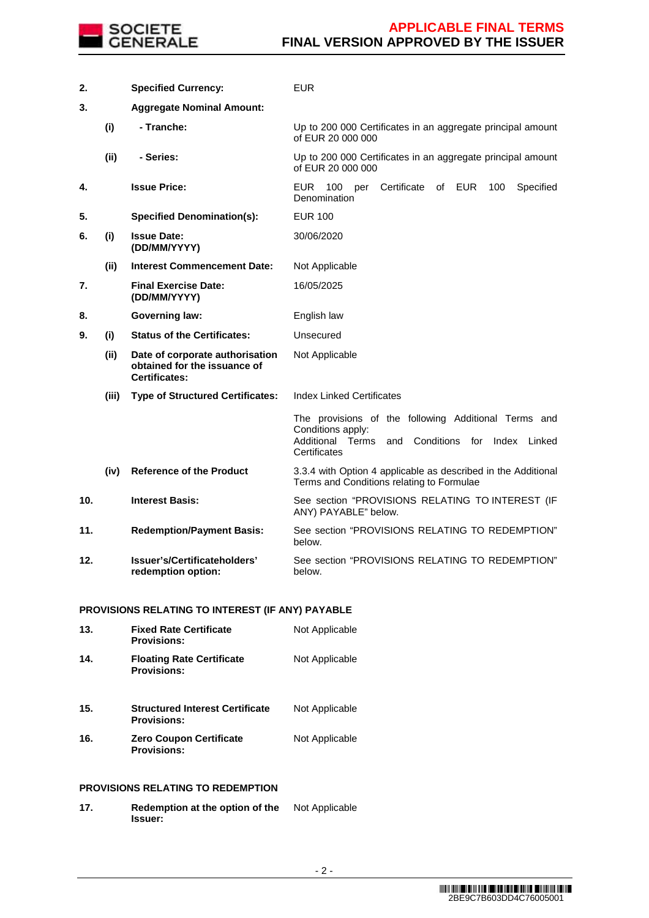| | | | |
|---|---|---|---|
| **2.** | | **Specified Currency:** | EUR |
| **3.** | | **Aggregate Nominal Amount:** | |
| | **(i)** | **- Tranche:** | Up to 200 000 Certificates in an aggregate principal amount of EUR 20 000 000 |
| | **(ii)** | **- Series:** | Up to 200 000 Certificates in an aggregate principal amount of EUR 20 000 000 |
| **4.** | | **Issue Price:** | EUR 100 per Certificate of EUR 100 Specified Denomination |
| **5.** | | **Specified Denomination(s):** | EUR 100 |
| **6.** | **(i)** | **Issue Date: (DD/MM/YYYY)** | 30/06/2020 |
| | **(ii)** | **Interest Commencement Date:** | Not Applicable |
| **7.** | | **Final Exercise Date: (DD/MM/YYYY)** | 16/05/2025 |
| **8.** | | **Governing law:** | English law |
| **9.** | **(i)** | **Status of the Certificates:** | Unsecured |
| | **(ii)** | **Date of corporate authorisation obtained for the issuance of Certificates:** | Not Applicable |
| | **(iii)** | **Type of Structured Certificates:** | Index Linked Certificates |
| | | | The provisions of the following Additional Terms and Conditions apply:<br>Additional Terms and Conditions for Index Linked Certificates |
| | **(iv)** | **Reference of the Product** | 3.3.4 with Option 4 applicable as described in the Additional Terms and Conditions relating to Formulae |
| **10.** | | **Interest Basis:** | See section "PROVISIONS RELATING TO INTEREST (IF ANY) PAYABLE" below. |
| **11.** | | **Redemption/Payment Basis:** | See section "PROVISIONS RELATING TO REDEMPTION" below. |
| **12.** | | **Issuer's/Certificateholders' redemption option:** | See section "PROVISIONS RELATING TO REDEMPTION" below. |

**PROVISIONS RELATING TO INTEREST (IF ANY) PAYABLE**

| | | |
|---|---|---|
| **13.** | **Fixed Rate Certificate Provisions:** | Not Applicable |
| **14.** | **Floating Rate Certificate Provisions:** | Not Applicable |
| **15.** | **Structured Interest Certificate Provisions:** | Not Applicable |
| **16.** | **Zero Coupon Certificate Provisions:** | Not Applicable |

**PROVISIONS RELATING TO REDEMPTION**

| | | |
|---|---|---|
| **17.** | **Redemption at the option of the Issuer:** | Not Applicable |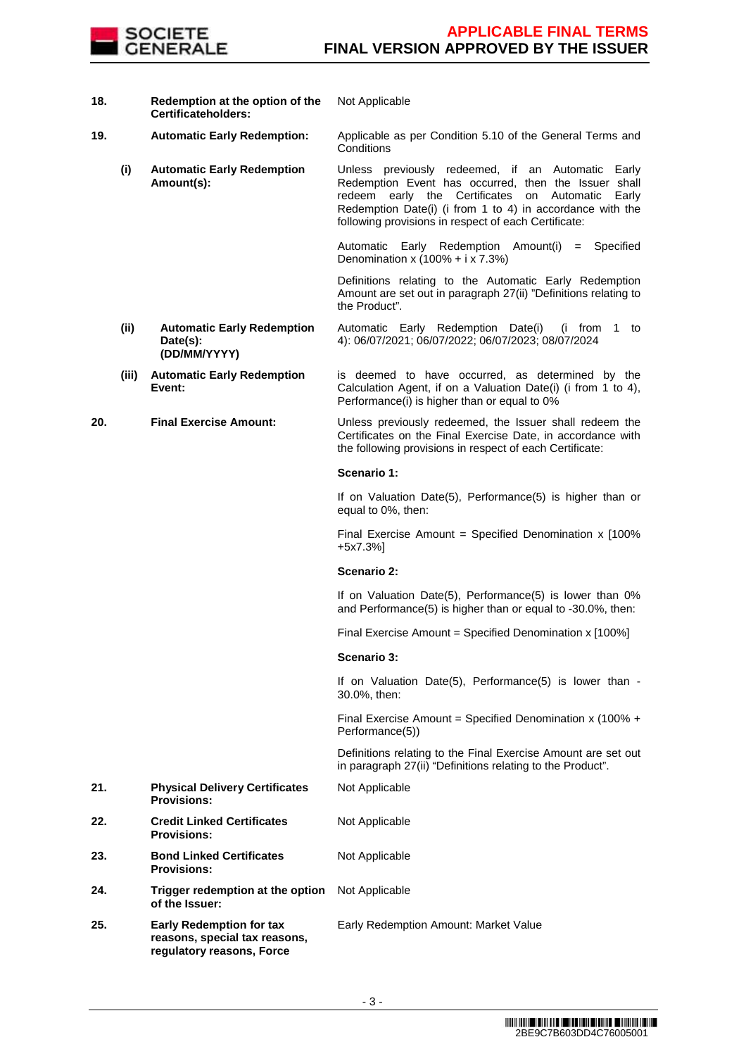| | | | |
|---|---|---|---|
| **18.** | | **Redemption at the option of the Certificateholders:** | Not Applicable |
| **19.** | | **Automatic Early Redemption:** | Applicable as per Condition 5.10 of the General Terms and Conditions |
| | **(i)** | **Automatic Early Redemption Amount(s):** | Unless previously redeemed, if an Automatic Early Redemption Event has occurred, then the Issuer shall redeem early the Certificates on Automatic Early Redemption Date(i) (i from 1 to 4) in accordance with the following provisions in respect of each Certificate:<br><br>Automatic Early Redemption Amount(i) = Specified Denomination x (100% + i x 7.3%)<br><br>Definitions relating to the Automatic Early Redemption Amount are set out in paragraph 27(ii) "Definitions relating to the Product". |
| | **(ii)** | **Automatic Early Redemption Date(s): (DD/MM/YYYY)** | Automatic Early Redemption Date(i) (i from 1 to 4): 06/07/2021; 06/07/2022; 06/07/2023; 08/07/2024 |
| | **(iii)** | **Automatic Early Redemption Event:** | is deemed to have occurred, as determined by the Calculation Agent, if on a Valuation Date(i) (i from 1 to 4), Performance(i) is higher than or equal to 0% |
| **20.** | | **Final Exercise Amount:** | Unless previously redeemed, the Issuer shall redeem the Certificates on the Final Exercise Date, in accordance with the following provisions in respect of each Certificate:<br><br>**Scenario 1:**<br><br>If on Valuation Date(5), Performance(5) is higher than or equal to 0%, then:<br><br>Final Exercise Amount = Specified Denomination x [100% +5x7.3%]<br><br>**Scenario 2:**<br><br>If on Valuation Date(5), Performance(5) is lower than 0% and Performance(5) is higher than or equal to -30.0%, then:<br><br>Final Exercise Amount = Specified Denomination x [100%]<br><br>**Scenario 3:**<br><br>If on Valuation Date(5), Performance(5) is lower than -30.0%, then:<br><br>Final Exercise Amount = Specified Denomination x (100% + Performance(5))<br><br>Definitions relating to the Final Exercise Amount are set out in paragraph 27(ii) "Definitions relating to the Product". |
| **21.** | | **Physical Delivery Certificates Provisions:** | Not Applicable |
| **22.** | | **Credit Linked Certificates Provisions:** | Not Applicable |
| **23.** | | **Bond Linked Certificates Provisions:** | Not Applicable |
| **24.** | | **Trigger redemption at the option of the Issuer:** | Not Applicable |
| **25.** | | **Early Redemption for tax reasons, special tax reasons, regulatory reasons, Force** | Early Redemption Amount: Market Value |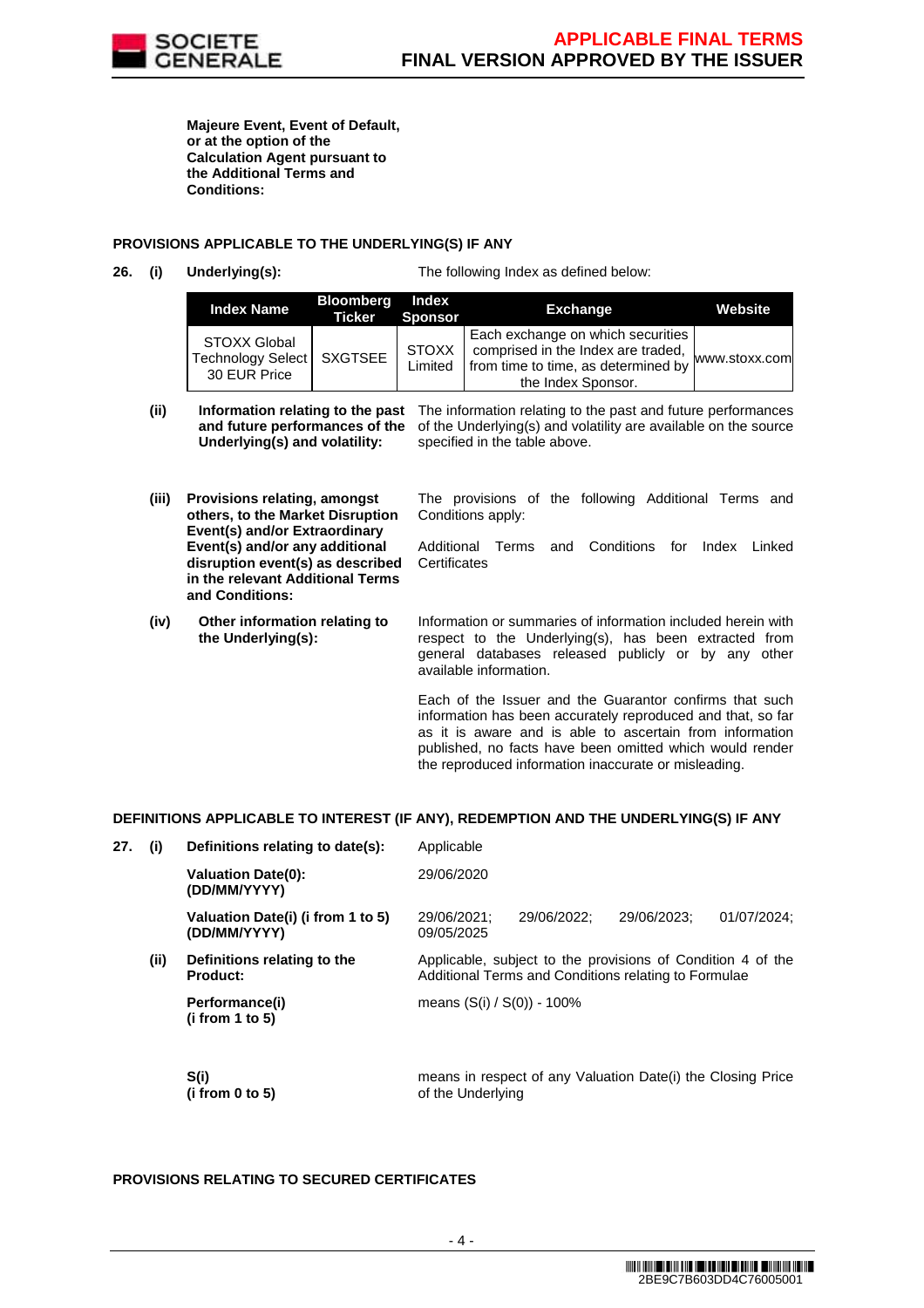**Majeure Event, Event of Default, or at the option of the Calculation Agent pursuant to the Additional Terms and Conditions:**

**PROVISIONS APPLICABLE TO THE UNDERLYING(S) IF ANY**

**26. (i) Underlying(s):** The following Index as defined below:

| Index Name | Bloomberg Ticker | Index Sponsor | Exchange | Website |
|---|---|---|---|---|
| STOXX Global Technology Select 30 EUR Price | SXGTSEE | STOXX Limited | Each exchange on which securities comprised in the Index are traded, from time to time, as determined by the Index Sponsor. | www.stoxx.com |

**(ii) Information relating to the past and future performances of the Underlying(s) and volatility:** The information relating to the past and future performances of the Underlying(s) and volatility are available on the source specified in the table above.

**(iii) Provisions relating, amongst others, to the Market Disruption Event(s) and/or Extraordinary Event(s) and/or any additional disruption event(s) as described in the relevant Additional Terms and Conditions:** The provisions of the following Additional Terms and Conditions apply:

Additional Terms and Conditions for Index Linked Certificates

**(iv) Other information relating to the Underlying(s):** Information or summaries of information included herein with respect to the Underlying(s), has been extracted from general databases released publicly or by any other available information.

Each of the Issuer and the Guarantor confirms that such information has been accurately reproduced and that, so far as it is aware and is able to ascertain from information published, no facts have been omitted which would render the reproduced information inaccurate or misleading.

**DEFINITIONS APPLICABLE TO INTEREST (IF ANY), REDEMPTION AND THE UNDERLYING(S) IF ANY**

**27. (i) Definitions relating to date(s):** Applicable

**Valuation Date(0): (DD/MM/YYYY)** 29/06/2020

**Valuation Date(i) (i from 1 to 5) (DD/MM/YYYY)** 29/06/2021; 29/06/2022; 29/06/2023; 01/07/2024; 09/05/2025

**(ii) Definitions relating to the Product:** Applicable, subject to the provisions of Condition 4 of the Additional Terms and Conditions relating to Formulae

**Performance(i) (i from 1 to 5)** means (S(i) / S(0)) - 100%

**S(i) (i from 0 to 5)** means in respect of any Valuation Date(i) the Closing Price of the Underlying

**PROVISIONS RELATING TO SECURED CERTIFICATES**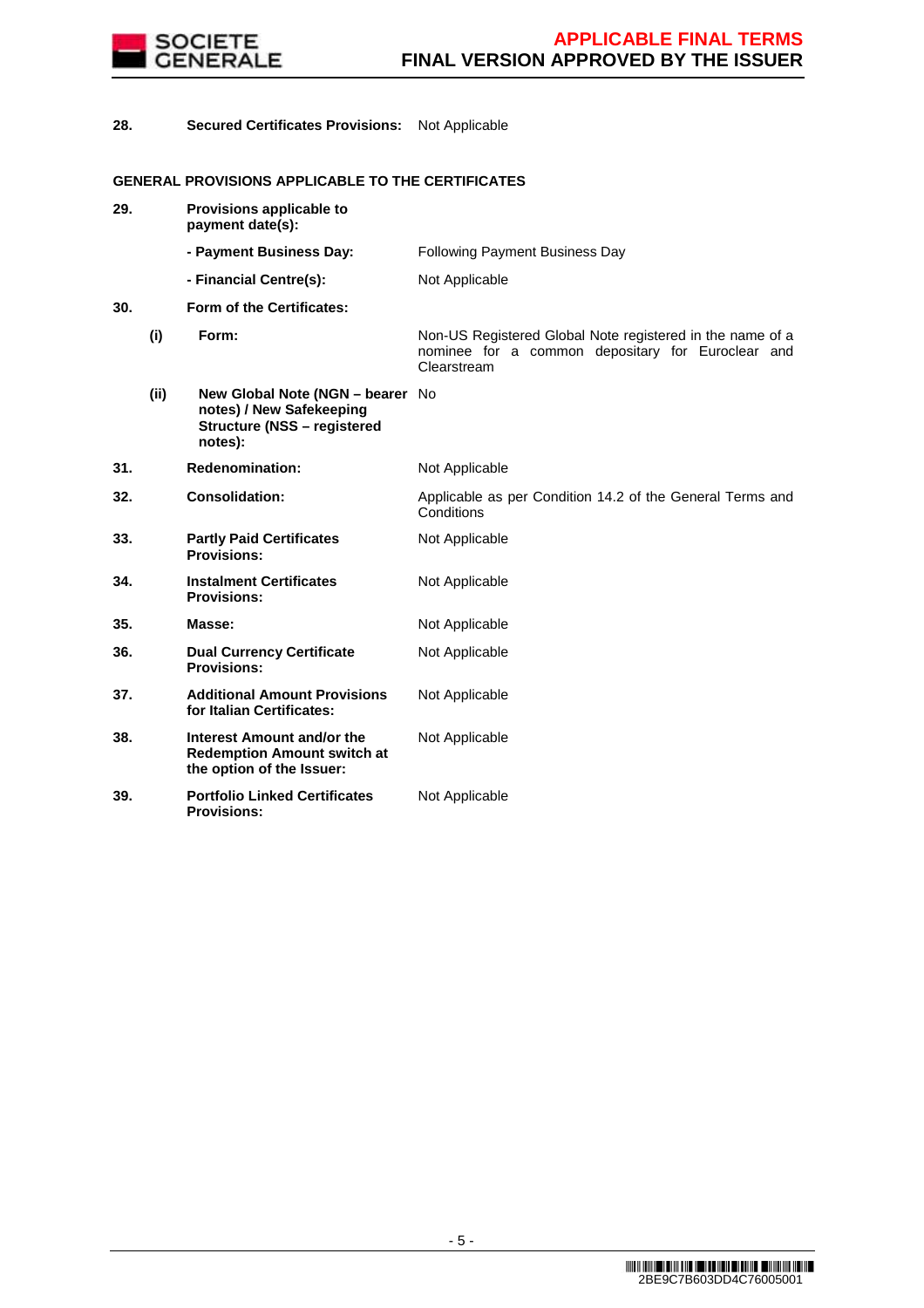| | | | |
|---|---|---|---|
| **28.** | | **Secured Certificates Provisions:** | Not Applicable |

**GENERAL PROVISIONS APPLICABLE TO THE CERTIFICATES**

| | | | |
|---|---|---|---|
| **29.** | | **Provisions applicable to payment date(s):** | |
| | | **- Payment Business Day:** | Following Payment Business Day |
| | | **- Financial Centre(s):** | Not Applicable |
| **30.** | | **Form of the Certificates:** | |
| | **(i)** | **Form:** | Non-US Registered Global Note registered in the name of a nominee for a common depositary for Euroclear and Clearstream |
| | **(ii)** | **New Global Note (NGN – bearer notes) / New Safekeeping Structure (NSS – registered notes):** | No |
| **31.** | | **Redenomination:** | Not Applicable |
| **32.** | | **Consolidation:** | Applicable as per Condition 14.2 of the General Terms and Conditions |
| **33.** | | **Partly Paid Certificates Provisions:** | Not Applicable |
| **34.** | | **Instalment Certificates Provisions:** | Not Applicable |
| **35.** | | **Masse:** | Not Applicable |
| **36.** | | **Dual Currency Certificate Provisions:** | Not Applicable |
| **37.** | | **Additional Amount Provisions for Italian Certificates:** | Not Applicable |
| **38.** | | **Interest Amount and/or the Redemption Amount switch at the option of the Issuer:** | Not Applicable |
| **39.** | | **Portfolio Linked Certificates Provisions:** | Not Applicable |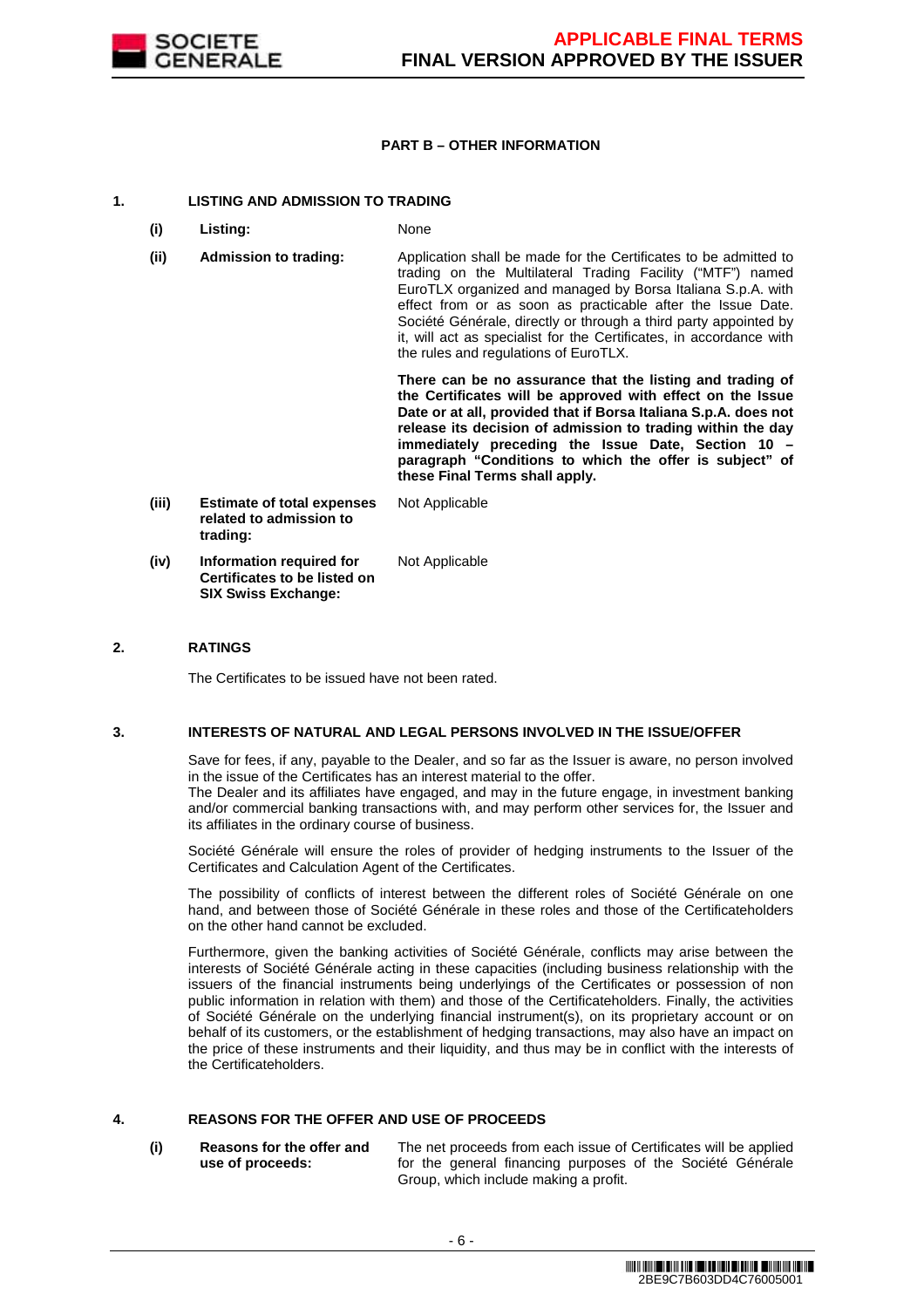## PART B – OTHER INFORMATION

### 1. LISTING AND ADMISSION TO TRADING

| | | |
|---|---|---|
| (i) | **Listing:** | None |
| (ii) | **Admission to trading:** | Application shall be made for the Certificates to be admitted to trading on the Multilateral Trading Facility ("MTF") named EuroTLX organized and managed by Borsa Italiana S.p.A. with effect from or as soon as practicable after the Issue Date. Société Générale, directly or through a third party appointed by it, will act as specialist for the Certificates, in accordance with the rules and regulations of EuroTLX.<br><br>**There can be no assurance that the listing and trading of the Certificates will be approved with effect on the Issue Date or at all, provided that if Borsa Italiana S.p.A. does not release its decision of admission to trading within the day immediately preceding the Issue Date, Section 10 – paragraph "Conditions to which the offer is subject" of these Final Terms shall apply.** |
| (iii) | **Estimate of total expenses related to admission to trading:** | Not Applicable |
| (iv) | **Information required for Certificates to be listed on SIX Swiss Exchange:** | Not Applicable |

### 2. RATINGS

The Certificates to be issued have not been rated.

### 3. INTERESTS OF NATURAL AND LEGAL PERSONS INVOLVED IN THE ISSUE/OFFER

Save for fees, if any, payable to the Dealer, and so far as the Issuer is aware, no person involved in the issue of the Certificates has an interest material to the offer.
The Dealer and its affiliates have engaged, and may in the future engage, in investment banking and/or commercial banking transactions with, and may perform other services for, the Issuer and its affiliates in the ordinary course of business.

Société Générale will ensure the roles of provider of hedging instruments to the Issuer of the Certificates and Calculation Agent of the Certificates.

The possibility of conflicts of interest between the different roles of Société Générale on one hand, and between those of Société Générale in these roles and those of the Certificateholders on the other hand cannot be excluded.

Furthermore, given the banking activities of Société Générale, conflicts may arise between the interests of Société Générale acting in these capacities (including business relationship with the issuers of the financial instruments being underlyings of the Certificates or possession of non public information in relation with them) and those of the Certificateholders. Finally, the activities of Société Générale on the underlying financial instrument(s), on its proprietary account or on behalf of its customers, or the establishment of hedging transactions, may also have an impact on the price of these instruments and their liquidity, and thus may be in conflict with the interests of the Certificateholders.

### 4. REASONS FOR THE OFFER AND USE OF PROCEEDS

| | | |
|---|---|---|
| (i) | **Reasons for the offer and use of proceeds:** | The net proceeds from each issue of Certificates will be applied for the general financing purposes of the Société Générale Group, which include making a profit. |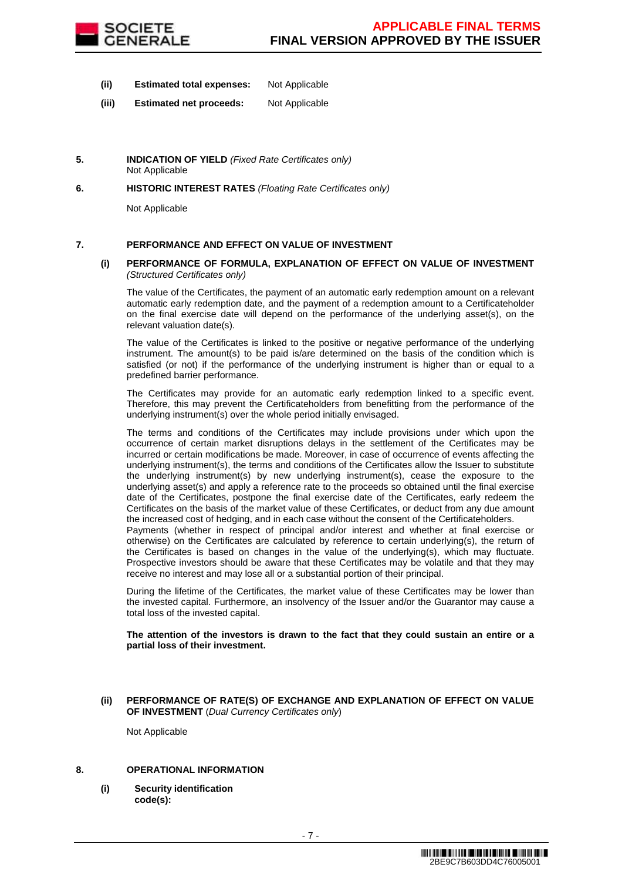**(ii) Estimated total expenses:** Not Applicable

**(iii) Estimated net proceeds:** Not Applicable

**5. INDICATION OF YIELD** *(Fixed Rate Certificates only)*

Not Applicable

**6. HISTORIC INTEREST RATES** *(Floating Rate Certificates only)*

Not Applicable

**7. PERFORMANCE AND EFFECT ON VALUE OF INVESTMENT**

**(i) PERFORMANCE OF FORMULA, EXPLANATION OF EFFECT ON VALUE OF INVESTMENT** *(Structured Certificates only)*

The value of the Certificates, the payment of an automatic early redemption amount on a relevant automatic early redemption date, and the payment of a redemption amount to a Certificateholder on the final exercise date will depend on the performance of the underlying asset(s), on the relevant valuation date(s).

The value of the Certificates is linked to the positive or negative performance of the underlying instrument. The amount(s) to be paid is/are determined on the basis of the condition which is satisfied (or not) if the performance of the underlying instrument is higher than or equal to a predefined barrier performance.

The Certificates may provide for an automatic early redemption linked to a specific event. Therefore, this may prevent the Certificateholders from benefitting from the performance of the underlying instrument(s) over the whole period initially envisaged.

The terms and conditions of the Certificates may include provisions under which upon the occurrence of certain market disruptions delays in the settlement of the Certificates may be incurred or certain modifications be made. Moreover, in case of occurrence of events affecting the underlying instrument(s), the terms and conditions of the Certificates allow the Issuer to substitute the underlying instrument(s) by new underlying instrument(s), cease the exposure to the underlying asset(s) and apply a reference rate to the proceeds so obtained until the final exercise date of the Certificates, postpone the final exercise date of the Certificates, early redeem the Certificates on the basis of the market value of these Certificates, or deduct from any due amount the increased cost of hedging, and in each case without the consent of the Certificateholders.
Payments (whether in respect of principal and/or interest and whether at final exercise or otherwise) on the Certificates are calculated by reference to certain underlying(s), the return of the Certificates is based on changes in the value of the underlying(s), which may fluctuate. Prospective investors should be aware that these Certificates may be volatile and that they may receive no interest and may lose all or a substantial portion of their principal.

During the lifetime of the Certificates, the market value of these Certificates may be lower than the invested capital. Furthermore, an insolvency of the Issuer and/or the Guarantor may cause a total loss of the invested capital.

**The attention of the investors is drawn to the fact that they could sustain an entire or a partial loss of their investment.**

**(ii) PERFORMANCE OF RATE(S) OF EXCHANGE AND EXPLANATION OF EFFECT ON VALUE OF INVESTMENT** (*Dual Currency Certificates only*)

Not Applicable

**8. OPERATIONAL INFORMATION**

**(i) Security identification code(s):**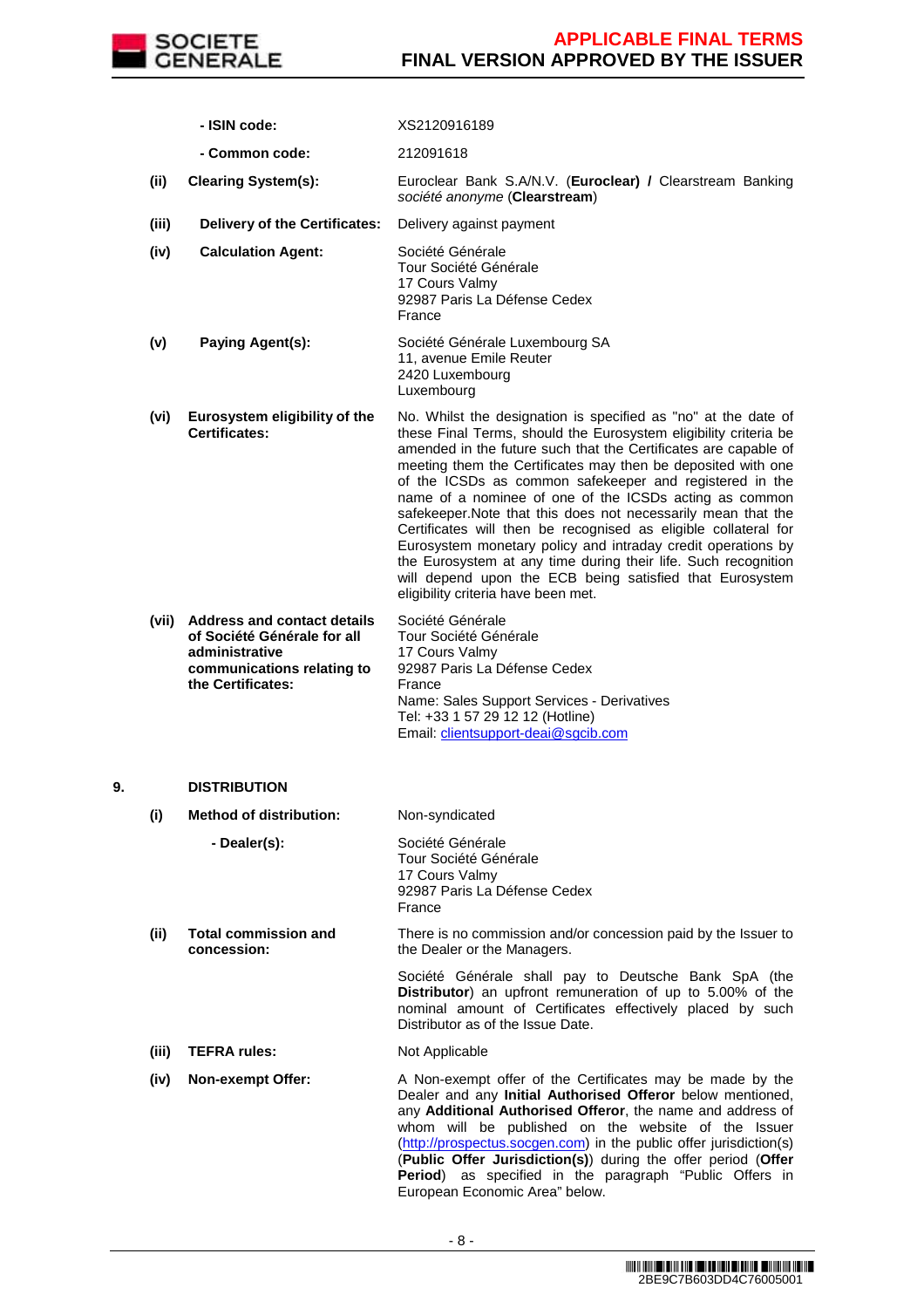| | | |
|---|---|---|
| | **- ISIN code:** | XS2120916189 |
| | **- Common code:** | 212091618 |
| **(ii)** | **Clearing System(s):** | Euroclear Bank S.A/N.V. (**Euroclear) /** Clearstream Banking *société anonyme* (**Clearstream**) |
| **(iii)** | **Delivery of the Certificates:** | Delivery against payment |
| **(iv)** | **Calculation Agent:** | Société Générale<br>Tour Société Générale<br>17 Cours Valmy<br>92987 Paris La Défense Cedex<br>France |
| **(v)** | **Paying Agent(s):** | Société Générale Luxembourg SA<br>11, avenue Emile Reuter<br>2420 Luxembourg<br>Luxembourg |
| **(vi)** | **Eurosystem eligibility of the Certificates:** | No. Whilst the designation is specified as "no" at the date of these Final Terms, should the Eurosystem eligibility criteria be amended in the future such that the Certificates are capable of meeting them the Certificates may then be deposited with one of the ICSDs as common safekeeper and registered in the name of a nominee of one of the ICSDs acting as common safekeeper.Note that this does not necessarily mean that the Certificates will then be recognised as eligible collateral for Eurosystem monetary policy and intraday credit operations by the Eurosystem at any time during their life. Such recognition will depend upon the ECB being satisfied that Eurosystem eligibility criteria have been met. |
| **(vii)** | **Address and contact details of Société Générale for all administrative communications relating to the Certificates:** | Société Générale<br>Tour Société Générale<br>17 Cours Valmy<br>92987 Paris La Défense Cedex<br>France<br>Name: Sales Support Services - Derivatives<br>Tel: +33 1 57 29 12 12 (Hotline)<br>Email: clientsupport-deai@sgcib.com |

**9. DISTRIBUTION**

| | | |
|---|---|---|
| **(i)** | **Method of distribution:** | Non-syndicated |
| | **- Dealer(s):** | Société Générale<br>Tour Société Générale<br>17 Cours Valmy<br>92987 Paris La Défense Cedex<br>France |
| **(ii)** | **Total commission and concession:** | There is no commission and/or concession paid by the Issuer to the Dealer or the Managers.<br><br>Société Générale shall pay to Deutsche Bank SpA (the **Distributor**) an upfront remuneration of up to 5.00% of the nominal amount of Certificates effectively placed by such Distributor as of the Issue Date. |
| **(iii)** | **TEFRA rules:** | Not Applicable |
| **(iv)** | **Non-exempt Offer:** | A Non-exempt offer of the Certificates may be made by the Dealer and any **Initial Authorised Offeror** below mentioned, any **Additional Authorised Offeror**, the name and address of whom will be published on the website of the Issuer (http://prospectus.socgen.com) in the public offer jurisdiction(s) (**Public Offer Jurisdiction(s)**) during the offer period (**Offer Period**) as specified in the paragraph "Public Offers in European Economic Area" below. |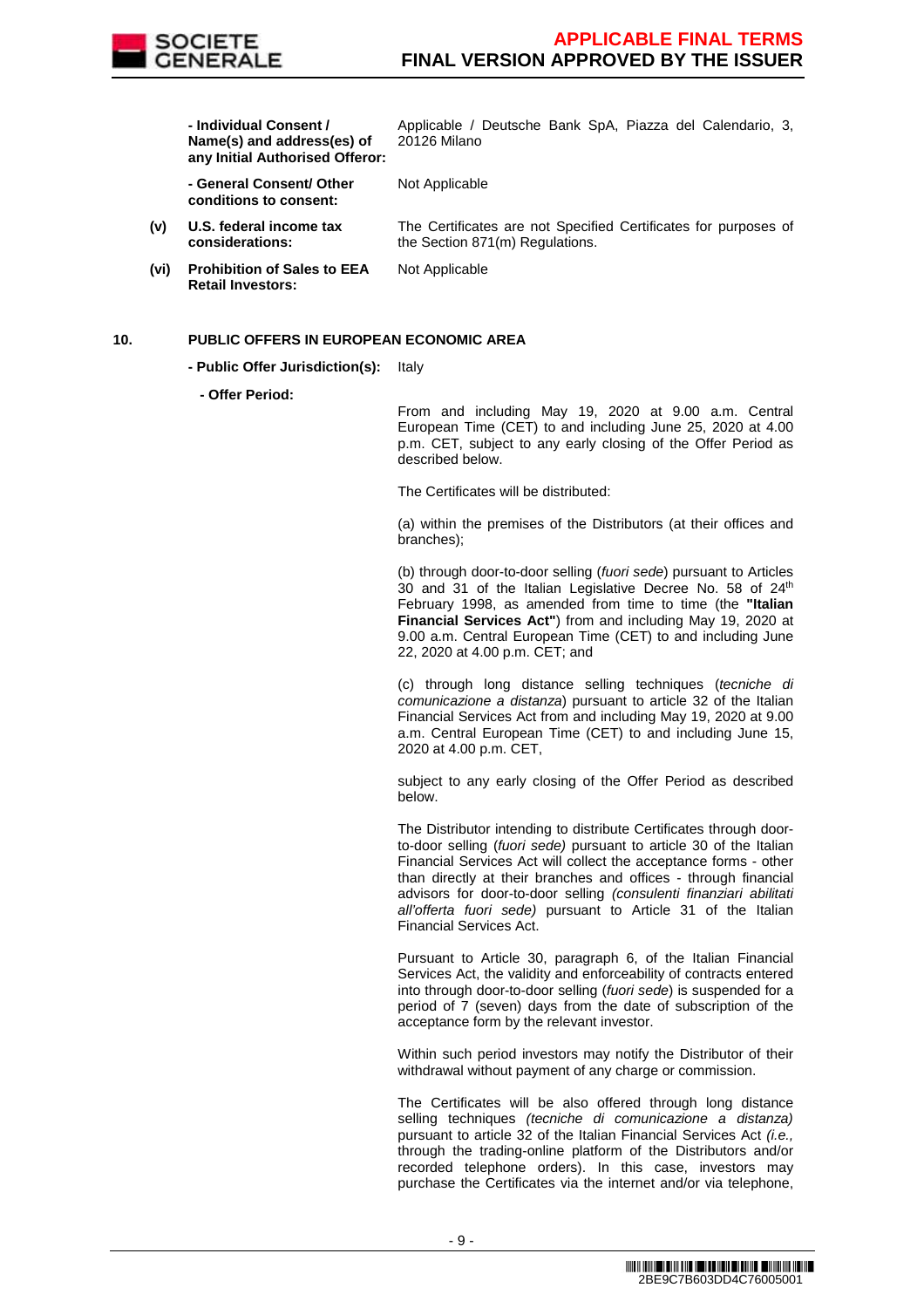| | | |
|---|---|---|
| | **- Individual Consent / Name(s) and address(es) of any Initial Authorised Offeror:** | Applicable / Deutsche Bank SpA, Piazza del Calendario, 3, 20126 Milano |
| | **- General Consent/ Other conditions to consent:** | Not Applicable |
| **(v)** | **U.S. federal income tax considerations:** | The Certificates are not Specified Certificates for purposes of the Section 871(m) Regulations. |
| **(vi)** | **Prohibition of Sales to EEA Retail Investors:** | Not Applicable |

**10. PUBLIC OFFERS IN EUROPEAN ECONOMIC AREA**

**- Public Offer Jurisdiction(s):** Italy

**- Offer Period:**

From and including May 19, 2020 at 9.00 a.m. Central European Time (CET) to and including June 25, 2020 at 4.00 p.m. CET, subject to any early closing of the Offer Period as described below.

The Certificates will be distributed:

(a) within the premises of the Distributors (at their offices and branches);

(b) through door-to-door selling (*fuori sede*) pursuant to Articles 30 and 31 of the Italian Legislative Decree No. 58 of 24th February 1998, as amended from time to time (the **"Italian Financial Services Act"**) from and including May 19, 2020 at 9.00 a.m. Central European Time (CET) to and including June 22, 2020 at 4.00 p.m. CET; and

(c) through long distance selling techniques (*tecniche di comunicazione a distanza*) pursuant to article 32 of the Italian Financial Services Act from and including May 19, 2020 at 9.00 a.m. Central European Time (CET) to and including June 15, 2020 at 4.00 p.m. CET,

subject to any early closing of the Offer Period as described below.

The Distributor intending to distribute Certificates through door-to-door selling (*fuori sede)* pursuant to article 30 of the Italian Financial Services Act will collect the acceptance forms - other than directly at their branches and offices - through financial advisors for door-to-door selling *(consulenti finanziari abilitati all'offerta fuori sede)* pursuant to Article 31 of the Italian Financial Services Act.

Pursuant to Article 30, paragraph 6, of the Italian Financial Services Act, the validity and enforceability of contracts entered into through door-to-door selling (*fuori sede*) is suspended for a period of 7 (seven) days from the date of subscription of the acceptance form by the relevant investor.

Within such period investors may notify the Distributor of their withdrawal without payment of any charge or commission.

The Certificates will be also offered through long distance selling techniques *(tecniche di comunicazione a distanza)* pursuant to article 32 of the Italian Financial Services Act *(i.e.,* through the trading-online platform of the Distributors and/or recorded telephone orders). In this case, investors may purchase the Certificates via the internet and/or via telephone,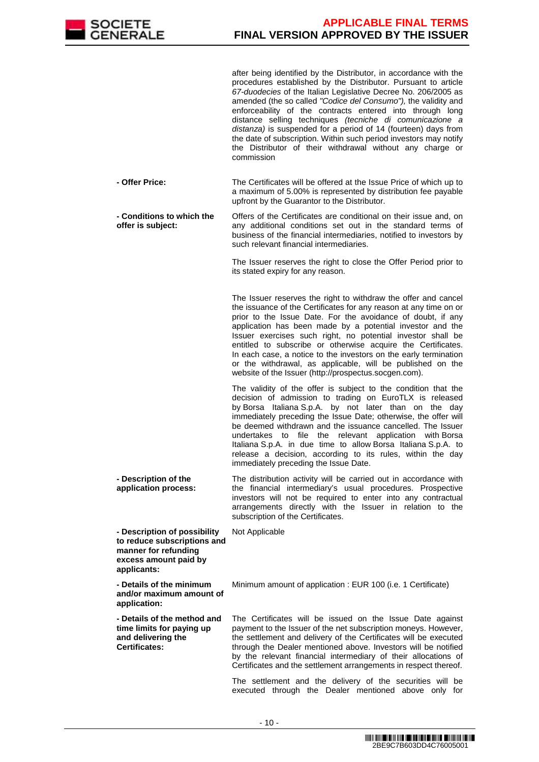| | |
|---|---|
| | after being identified by the Distributor, in accordance with the procedures established by the Distributor. Pursuant to article *67-duodecies* of the Italian Legislative Decree No. 206/2005 as amended (the so called *"Codice del Consumo"),* the validity and enforceability of the contracts entered into through long distance selling techniques *(tecniche di comunicazione a distanza)* is suspended for a period of 14 (fourteen) days from the date of subscription. Within such period investors may notify the Distributor of their withdrawal without any charge or commission |
| **- Offer Price:** | The Certificates will be offered at the Issue Price of which up to a maximum of 5.00% is represented by distribution fee payable upfront by the Guarantor to the Distributor. |
| **- Conditions to which the offer is subject:** | Offers of the Certificates are conditional on their issue and, on any additional conditions set out in the standard terms of business of the financial intermediaries, notified to investors by such relevant financial intermediaries.<br><br>The Issuer reserves the right to close the Offer Period prior to its stated expiry for any reason.<br><br>The Issuer reserves the right to withdraw the offer and cancel the issuance of the Certificates for any reason at any time on or prior to the Issue Date. For the avoidance of doubt, if any application has been made by a potential investor and the Issuer exercises such right, no potential investor shall be entitled to subscribe or otherwise acquire the Certificates. In each case, a notice to the investors on the early termination or the withdrawal, as applicable, will be published on the website of the Issuer (http://prospectus.socgen.com).<br><br>The validity of the offer is subject to the condition that the decision of admission to trading on EuroTLX is released by Borsa Italiana S.p.A. by not later than on the day immediately preceding the Issue Date; otherwise, the offer will be deemed withdrawn and the issuance cancelled. The Issuer undertakes to file the relevant application with Borsa Italiana S.p.A. in due time to allow Borsa Italiana S.p.A. to release a decision, according to its rules, within the day immediately preceding the Issue Date. |
| **- Description of the application process:** | The distribution activity will be carried out in accordance with the financial intermediary's usual procedures. Prospective investors will not be required to enter into any contractual arrangements directly with the Issuer in relation to the subscription of the Certificates. |
| **- Description of possibility to reduce subscriptions and manner for refunding excess amount paid by applicants:** | Not Applicable |
| **- Details of the minimum and/or maximum amount of application:** | Minimum amount of application : EUR 100 (i.e. 1 Certificate) |
| **- Details of the method and time limits for paying up and delivering the Certificates:** | The Certificates will be issued on the Issue Date against payment to the Issuer of the net subscription moneys. However, the settlement and delivery of the Certificates will be executed through the Dealer mentioned above. Investors will be notified by the relevant financial intermediary of their allocations of Certificates and the settlement arrangements in respect thereof.<br><br>The settlement and the delivery of the securities will be executed through the Dealer mentioned above only for |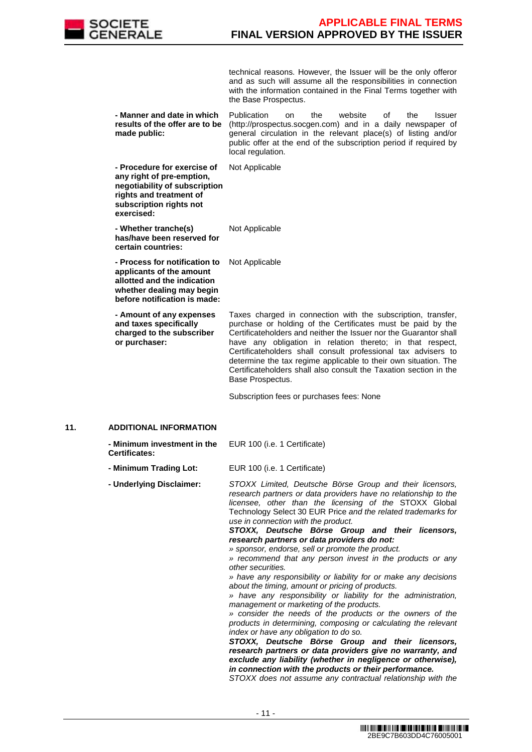| | |
|---|---|
| | technical reasons. However, the Issuer will be the only offeror and as such will assume all the responsibilities in connection with the information contained in the Final Terms together with the Base Prospectus. |
| **- Manner and date in which results of the offer are to be made public:** | Publication on the website of the Issuer (http://prospectus.socgen.com) and in a daily newspaper of general circulation in the relevant place(s) of listing and/or public offer at the end of the subscription period if required by local regulation. |
| **- Procedure for exercise of any right of pre-emption, negotiability of subscription rights and treatment of subscription rights not exercised:** | Not Applicable |
| **- Whether tranche(s) has/have been reserved for certain countries:** | Not Applicable |
| **- Process for notification to applicants of the amount allotted and the indication whether dealing may begin before notification is made:** | Not Applicable |
| **- Amount of any expenses and taxes specifically charged to the subscriber or purchaser:** | Taxes charged in connection with the subscription, transfer, purchase or holding of the Certificates must be paid by the Certificateholders and neither the Issuer nor the Guarantor shall have any obligation in relation thereto; in that respect, Certificateholders shall consult professional tax advisers to determine the tax regime applicable to their own situation. The Certificateholders shall also consult the Taxation section in the Base Prospectus.<br><br>Subscription fees or purchases fees: None |

## 11. ADDITIONAL INFORMATION

| | |
|---|---|
| **- Minimum investment in the Certificates:** | EUR 100 (i.e. 1 Certificate) |
| **- Minimum Trading Lot:** | EUR 100 (i.e. 1 Certificate) |
| **- Underlying Disclaimer:** | *STOXX Limited, Deutsche Börse Group and their licensors, research partners or data providers have no relationship to the licensee, other than the licensing of the* STOXX Global Technology Select 30 EUR Price *and the related trademarks for use in connection with the product.*<br>***STOXX, Deutsche Börse Group and their licensors, research partners or data providers do not:***<br>*» sponsor, endorse, sell or promote the product.*<br>*» recommend that any person invest in the products or any other securities.*<br>*» have any responsibility or liability for or make any decisions about the timing, amount or pricing of products.*<br>*» have any responsibility or liability for the administration, management or marketing of the products.*<br>*» consider the needs of the products or the owners of the products in determining, composing or calculating the relevant index or have any obligation to do so.*<br>***STOXX, Deutsche Börse Group and their licensors, research partners or data providers give no warranty, and exclude any liability (whether in negligence or otherwise), in connection with the products or their performance.***<br>*STOXX does not assume any contractual relationship with the* |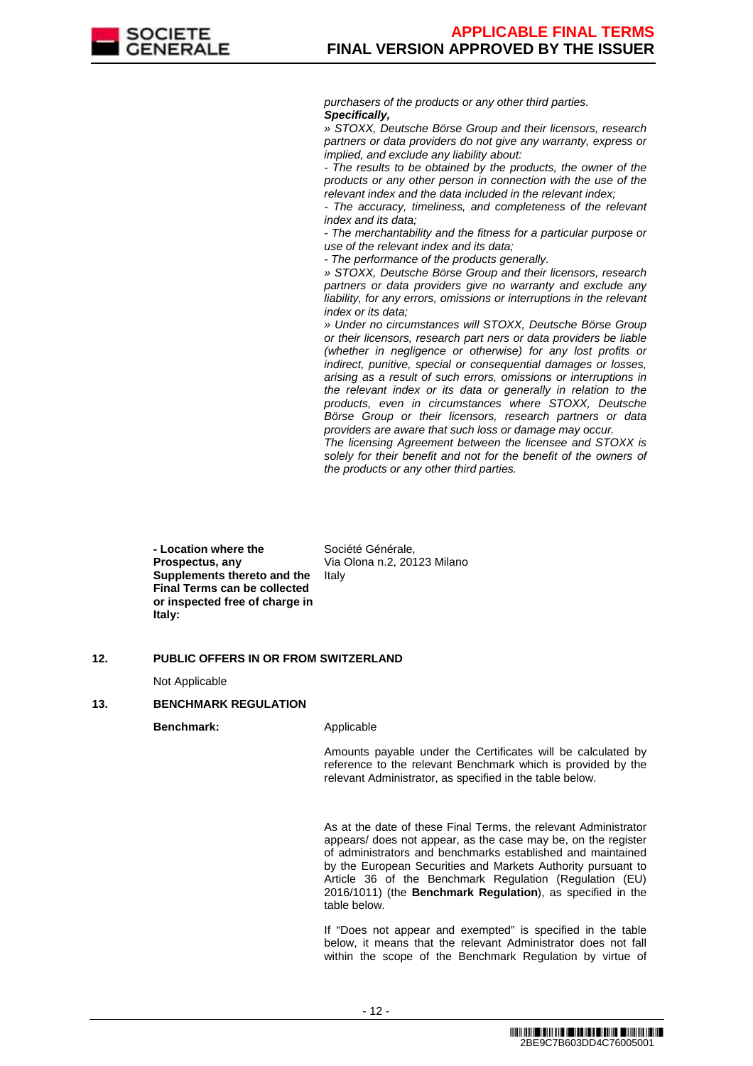*purchasers of the products or any other third parties.*
***Specifically,***
*» STOXX, Deutsche Börse Group and their licensors, research partners or data providers do not give any warranty, express or implied, and exclude any liability about:*
*- The results to be obtained by the products, the owner of the products or any other person in connection with the use of the relevant index and the data included in the relevant index;*
*- The accuracy, timeliness, and completeness of the relevant index and its data;*
*- The merchantability and the fitness for a particular purpose or use of the relevant index and its data;*
*- The performance of the products generally.*
*» STOXX, Deutsche Börse Group and their licensors, research partners or data providers give no warranty and exclude any liability, for any errors, omissions or interruptions in the relevant index or its data;*
*» Under no circumstances will STOXX, Deutsche Börse Group or their licensors, research part ners or data providers be liable (whether in negligence or otherwise) for any lost profits or indirect, punitive, special or consequential damages or losses, arising as a result of such errors, omissions or interruptions in the relevant index or its data or generally in relation to the products, even in circumstances where STOXX, Deutsche Börse Group or their licensors, research partners or data providers are aware that such loss or damage may occur.*
*The licensing Agreement between the licensee and STOXX is solely for their benefit and not for the benefit of the owners of the products or any other third parties.*

**- Location where the Prospectus, any Supplements thereto and the Final Terms can be collected or inspected free of charge in Italy:** Société Générale, Via Olona n.2, 20123 Milano Italy

**12. PUBLIC OFFERS IN OR FROM SWITZERLAND**

Not Applicable

**13. BENCHMARK REGULATION**

**Benchmark:** Applicable

Amounts payable under the Certificates will be calculated by reference to the relevant Benchmark which is provided by the relevant Administrator, as specified in the table below.

As at the date of these Final Terms, the relevant Administrator appears/ does not appear, as the case may be, on the register of administrators and benchmarks established and maintained by the European Securities and Markets Authority pursuant to Article 36 of the Benchmark Regulation (Regulation (EU) 2016/1011) (the **Benchmark Regulation**), as specified in the table below.

If "Does not appear and exempted" is specified in the table below, it means that the relevant Administrator does not fall within the scope of the Benchmark Regulation by virtue of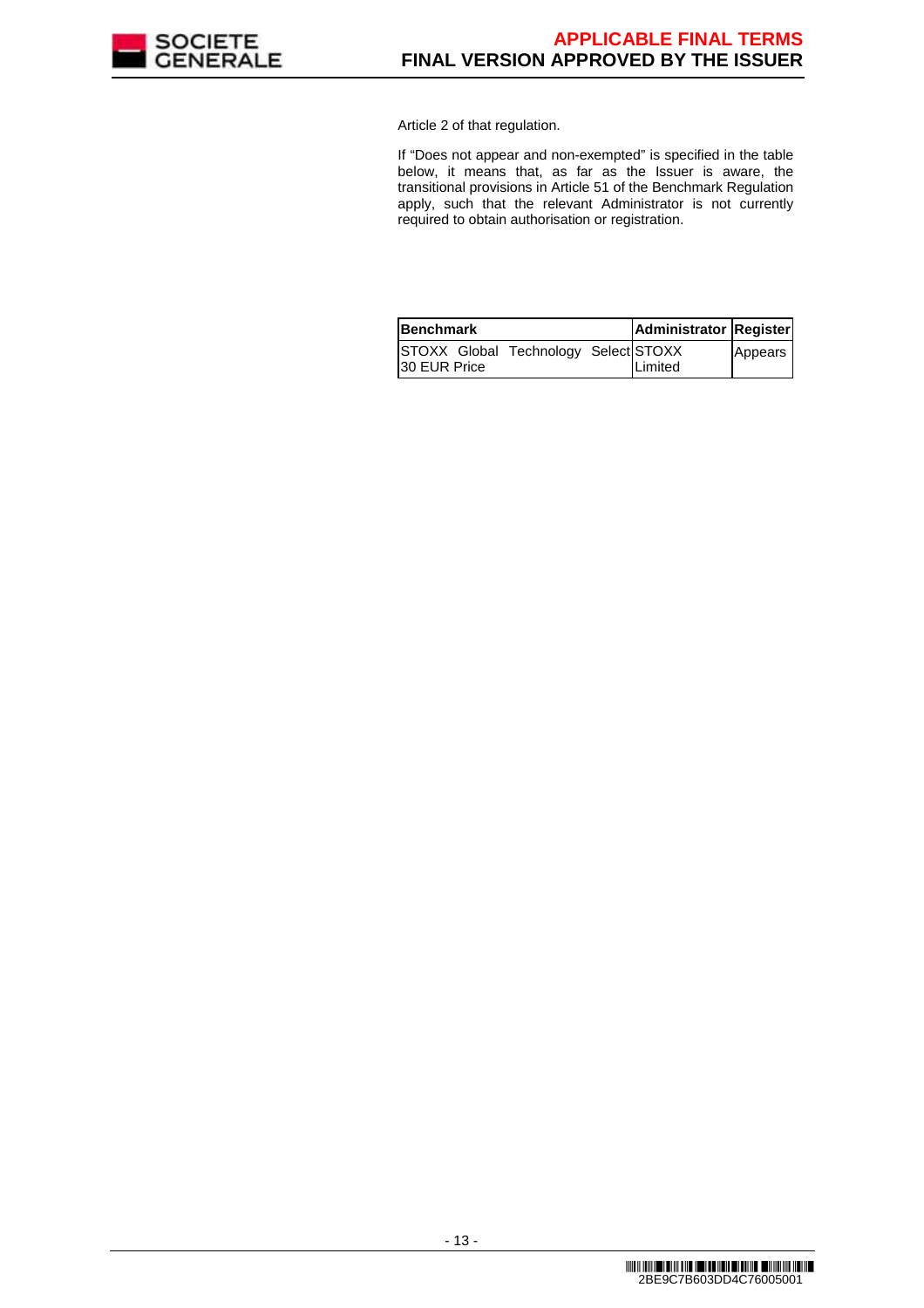Article 2 of that regulation.

If "Does not appear and non-exempted" is specified in the table below, it means that, as far as the Issuer is aware, the transitional provisions in Article 51 of the Benchmark Regulation apply, such that the relevant Administrator is not currently required to obtain authorisation or registration.

| **Benchmark** | **Administrator** | **Register** |
| --- | --- | --- |
| STOXX Global Technology Select 30 EUR Price | STOXX Limited | Appears |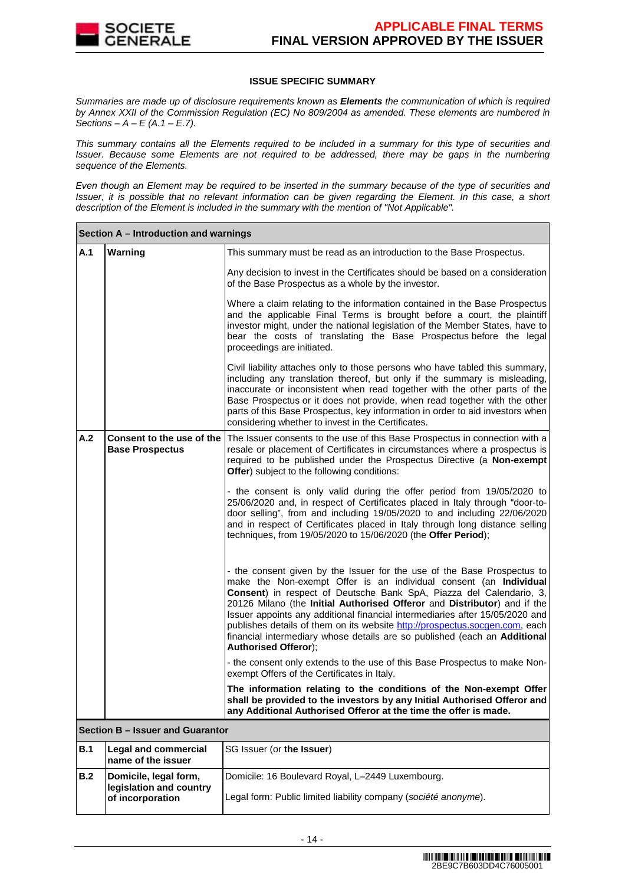**ISSUE SPECIFIC SUMMARY**

*Summaries are made up of disclosure requirements known as **Elements** the communication of which is required by Annex XXII of the Commission Regulation (EC) No 809/2004 as amended. These elements are numbered in Sections – A – E (A.1 – E.7).*

*This summary contains all the Elements required to be included in a summary for this type of securities and Issuer. Because some Elements are not required to be addressed, there may be gaps in the numbering sequence of the Elements.*

*Even though an Element may be required to be inserted in the summary because of the type of securities and Issuer, it is possible that no relevant information can be given regarding the Element. In this case, a short description of the Element is included in the summary with the mention of "Not Applicable".*

| **Section A – Introduction and warnings** | | |
|---|---|---|
| **A.1** | **Warning** | This summary must be read as an introduction to the Base Prospectus.<br><br>Any decision to invest in the Certificates should be based on a consideration of the Base Prospectus as a whole by the investor.<br><br>Where a claim relating to the information contained in the Base Prospectus and the applicable Final Terms is brought before a court, the plaintiff investor might, under the national legislation of the Member States, have to bear the costs of translating the Base Prospectus before the legal proceedings are initiated.<br><br>Civil liability attaches only to those persons who have tabled this summary, including any translation thereof, but only if the summary is misleading, inaccurate or inconsistent when read together with the other parts of the Base Prospectus or it does not provide, when read together with the other parts of this Base Prospectus, key information in order to aid investors when considering whether to invest in the Certificates. |
| **A.2** | **Consent to the use of the Base Prospectus** | The Issuer consents to the use of this Base Prospectus in connection with a resale or placement of Certificates in circumstances where a prospectus is required to be published under the Prospectus Directive (a **Non-exempt Offer**) subject to the following conditions:<br><br>- the consent is only valid during the offer period from 19/05/2020 to 25/06/2020 and, in respect of Certificates placed in Italy through "door-to-door selling", from and including 19/05/2020 to and including 22/06/2020 and in respect of Certificates placed in Italy through long distance selling techniques, from 19/05/2020 to 15/06/2020 (the **Offer Period**);<br><br>- the consent given by the Issuer for the use of the Base Prospectus to make the Non-exempt Offer is an individual consent (an **Individual Consent**) in respect of Deutsche Bank SpA, Piazza del Calendario, 3, 20126 Milano (the **Initial Authorised Offeror** and **Distributor**) and if the Issuer appoints any additional financial intermediaries after 15/05/2020 and publishes details of them on its website http://prospectus.socgen.com, each financial intermediary whose details are so published (each an **Additional Authorised Offeror**);<br><br>- the consent only extends to the use of this Base Prospectus to make Non-exempt Offers of the Certificates in Italy.<br><br>**The information relating to the conditions of the Non-exempt Offer shall be provided to the investors by any Initial Authorised Offeror and any Additional Authorised Offeror at the time the offer is made.** |
| **Section B – Issuer and Guarantor** | | |
| **B.1** | **Legal and commercial name of the issuer** | SG Issuer (or **the Issuer**) |
| **B.2** | **Domicile, legal form, legislation and country of incorporation** | Domicile: 16 Boulevard Royal, L–2449 Luxembourg.<br><br>Legal form: Public limited liability company (*société anonyme*). |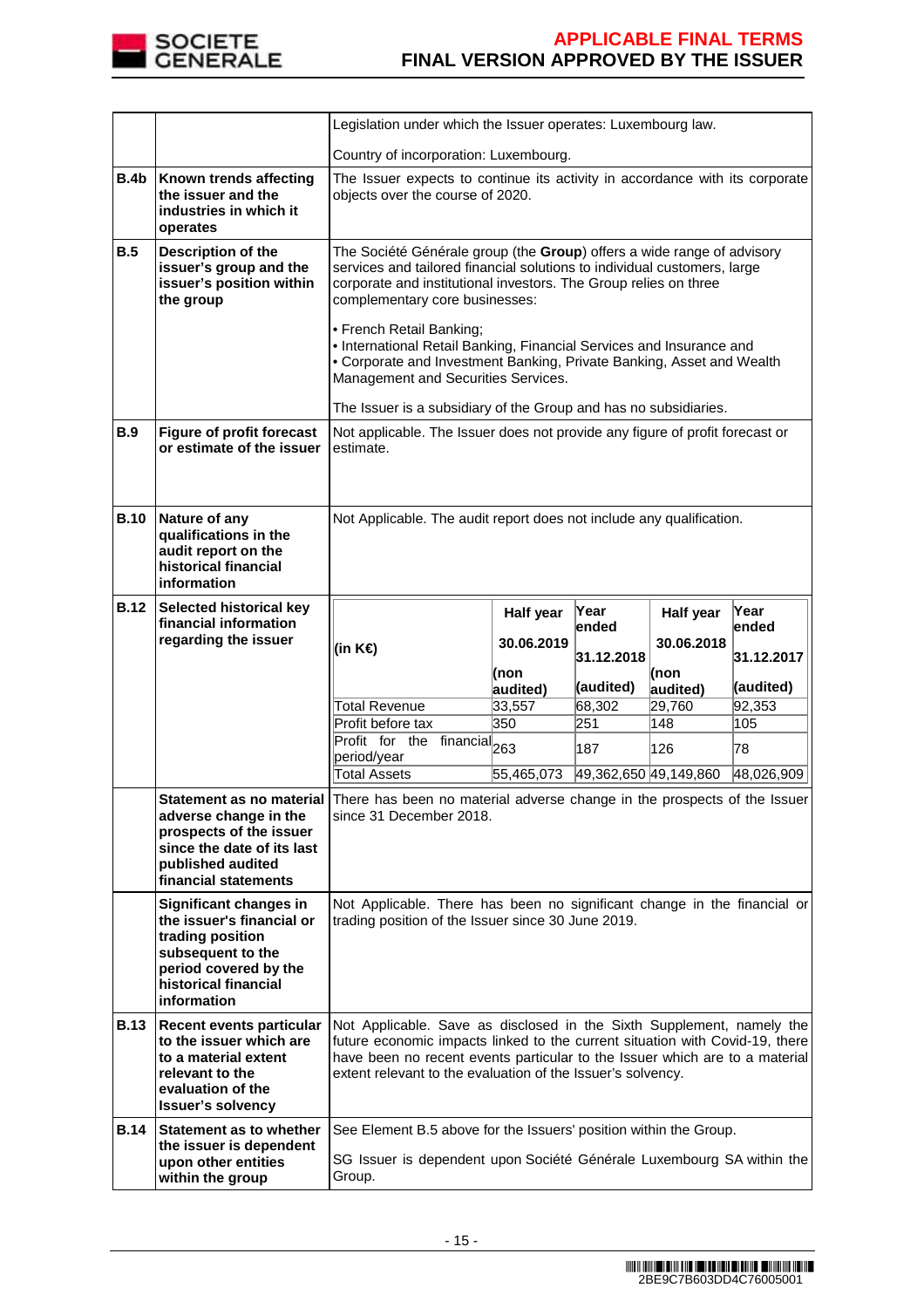| | | |
|---|---|---|
| | | Legislation under which the Issuer operates: Luxembourg law.<br><br>Country of incorporation: Luxembourg. |
| **B.4b** | **Known trends affecting the issuer and the industries in which it operates** | The Issuer expects to continue its activity in accordance with its corporate objects over the course of 2020. |
| **B.5** | **Description of the issuer's group and the issuer's position within the group** | The Société Générale group (the **Group**) offers a wide range of advisory services and tailored financial solutions to individual customers, large corporate and institutional investors. The Group relies on three complementary core businesses:<br><br>• French Retail Banking;<br>• International Retail Banking, Financial Services and Insurance and<br>• Corporate and Investment Banking, Private Banking, Asset and Wealth Management and Securities Services.<br><br>The Issuer is a subsidiary of the Group and has no subsidiaries. |
| **B.9** | **Figure of profit forecast or estimate of the issuer** | Not applicable. The Issuer does not provide any figure of profit forecast or estimate. |
| **B.10** | **Nature of any qualifications in the audit report on the historical financial information** | Not Applicable. The audit report does not include any qualification. |
| **B.12** | **Selected historical key financial information regarding the issuer** | (see table below) |
| | **Statement as no material adverse change in the prospects of the issuer since the date of its last published audited financial statements** | There has been no material adverse change in the prospects of the Issuer since 31 December 2018. |
| | **Significant changes in the issuer's financial or trading position subsequent to the period covered by the historical financial information** | Not Applicable. There has been no significant change in the financial or trading position of the Issuer since 30 June 2019. |
| **B.13** | **Recent events particular to the issuer which are to a material extent relevant to the evaluation of the Issuer's solvency** | Not Applicable. Save as disclosed in the Sixth Supplement, namely the future economic impacts linked to the current situation with Covid-19, there have been no recent events particular to the Issuer which are to a material extent relevant to the evaluation of the Issuer's solvency. |
| **B.14** | **Statement as to whether the issuer is dependent upon other entities within the group** | See Element B.5 above for the Issuers' position within the Group.<br><br>SG Issuer is dependent upon Société Générale Luxembourg SA within the Group. |

B.12 – Selected historical key financial information regarding the issuer:

| (in K€) | Half year 30.06.2019 (non audited) | Year ended 31.12.2018 (audited) | Half year 30.06.2018 (non audited) | Year ended 31.12.2017 (audited) |
|---|---|---|---|---|
| Total Revenue | 33,557 | 68,302 | 29,760 | 92,353 |
| Profit before tax | 350 | 251 | 148 | 105 |
| Profit for the financial period/year | 263 | 187 | 126 | 78 |
| Total Assets | 55,465,073 | 49,362,650 | 49,149,860 | 48,026,909 |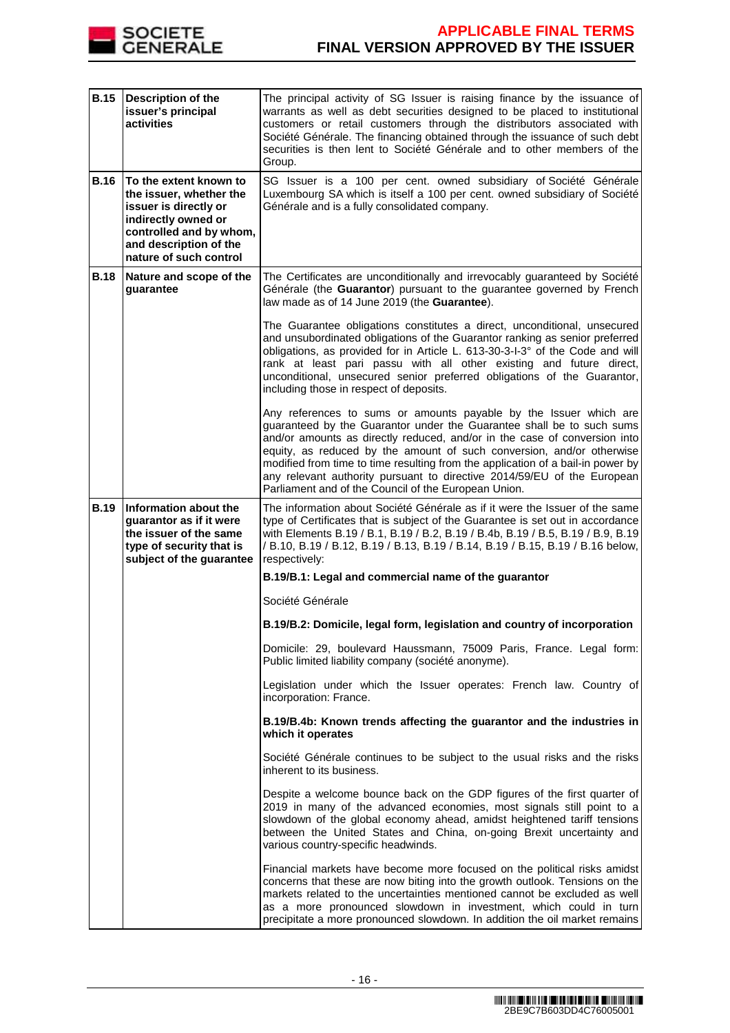| | | |
|---|---|---|
| **B.15** | **Description of the issuer's principal activities** | The principal activity of SG Issuer is raising finance by the issuance of warrants as well as debt securities designed to be placed to institutional customers or retail customers through the distributors associated with Société Générale. The financing obtained through the issuance of such debt securities is then lent to Société Générale and to other members of the Group. |
| **B.16** | **To the extent known to the issuer, whether the issuer is directly or indirectly owned or controlled and by whom, and description of the nature of such control** | SG Issuer is a 100 per cent. owned subsidiary of Société Générale Luxembourg SA which is itself a 100 per cent. owned subsidiary of Société Générale and is a fully consolidated company. |
| **B.18** | **Nature and scope of the guarantee** | The Certificates are unconditionally and irrevocably guaranteed by Société Générale (the **Guarantor**) pursuant to the guarantee governed by French law made as of 14 June 2019 (the **Guarantee**).<br><br>The Guarantee obligations constitutes a direct, unconditional, unsecured and unsubordinated obligations of the Guarantor ranking as senior preferred obligations, as provided for in Article L. 613-30-3-I-3° of the Code and will rank at least pari passu with all other existing and future direct, unconditional, unsecured senior preferred obligations of the Guarantor, including those in respect of deposits.<br><br>Any references to sums or amounts payable by the Issuer which are guaranteed by the Guarantor under the Guarantee shall be to such sums and/or amounts as directly reduced, and/or in the case of conversion into equity, as reduced by the amount of such conversion, and/or otherwise modified from time to time resulting from the application of a bail-in power by any relevant authority pursuant to directive 2014/59/EU of the European Parliament and of the Council of the European Union. |
| **B.19** | **Information about the guarantor as if it were the issuer of the same type of security that is subject of the guarantee** | The information about Société Générale as if it were the Issuer of the same type of Certificates that is subject of the Guarantee is set out in accordance with Elements B.19 / B.1, B.19 / B.2, B.19 / B.4b, B.19 / B.5, B.19 / B.9, B.19 / B.10, B.19 / B.12, B.19 / B.13, B.19 / B.14, B.19 / B.15, B.19 / B.16 below, respectively:<br><br>**B.19/B.1: Legal and commercial name of the guarantor**<br><br>Société Générale<br><br>**B.19/B.2: Domicile, legal form, legislation and country of incorporation**<br><br>Domicile: 29, boulevard Haussmann, 75009 Paris, France. Legal form: Public limited liability company (société anonyme).<br><br>Legislation under which the Issuer operates: French law. Country of incorporation: France.<br><br>**B.19/B.4b: Known trends affecting the guarantor and the industries in which it operates**<br><br>Société Générale continues to be subject to the usual risks and the risks inherent to its business.<br><br>Despite a welcome bounce back on the GDP figures of the first quarter of 2019 in many of the advanced economies, most signals still point to a slowdown of the global economy ahead, amidst heightened tariff tensions between the United States and China, on-going Brexit uncertainty and various country-specific headwinds.<br><br>Financial markets have become more focused on the political risks amidst concerns that these are now biting into the growth outlook. Tensions on the markets related to the uncertainties mentioned cannot be excluded as well as a more pronounced slowdown in investment, which could in turn precipitate a more pronounced slowdown. In addition the oil market remains |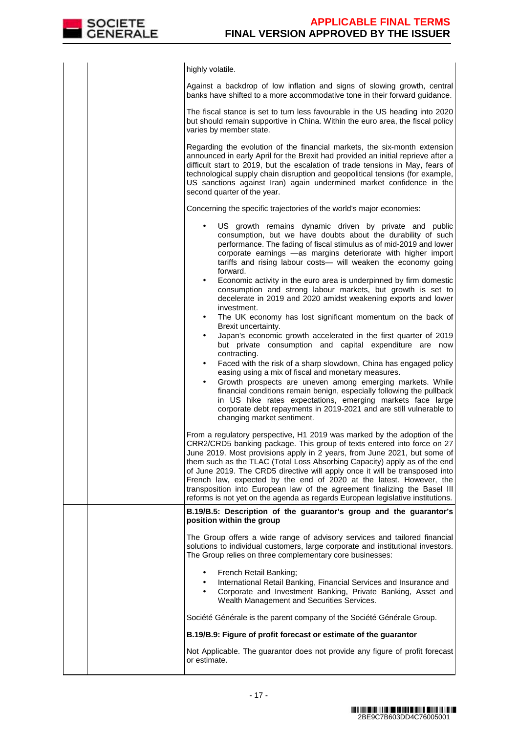| | | |
|---|---|---|
| | | highly volatile.<br><br>Against a backdrop of low inflation and signs of slowing growth, central banks have shifted to a more accommodative tone in their forward guidance.<br><br>The fiscal stance is set to turn less favourable in the US heading into 2020 but should remain supportive in China. Within the euro area, the fiscal policy varies by member state.<br><br>Regarding the evolution of the financial markets, the six-month extension announced in early April for the Brexit had provided an initial reprieve after a difficult start to 2019, but the escalation of trade tensions in May, fears of technological supply chain disruption and geopolitical tensions (for example, US sanctions against Iran) again undermined market confidence in the second quarter of the year.<br><br>Concerning the specific trajectories of the world's major economies:<br><br>• US growth remains dynamic driven by private and public consumption, but we have doubts about the durability of such performance. The fading of fiscal stimulus as of mid-2019 and lower corporate earnings —as margins deteriorate with higher import tariffs and rising labour costs— will weaken the economy going forward.<br>• Economic activity in the euro area is underpinned by firm domestic consumption and strong labour markets, but growth is set to decelerate in 2019 and 2020 amidst weakening exports and lower investment.<br>• The UK economy has lost significant momentum on the back of Brexit uncertainty.<br>• Japan's economic growth accelerated in the first quarter of 2019 but private consumption and capital expenditure are now contracting.<br>• Faced with the risk of a sharp slowdown, China has engaged policy easing using a mix of fiscal and monetary measures.<br>• Growth prospects are uneven among emerging markets. While financial conditions remain benign, especially following the pullback in US hike rates expectations, emerging markets face large corporate debt repayments in 2019-2021 and are still vulnerable to changing market sentiment.<br><br>From a regulatory perspective, H1 2019 was marked by the adoption of the CRR2/CRD5 banking package. This group of texts entered into force on 27 June 2019. Most provisions apply in 2 years, from June 2021, but some of them such as the TLAC (Total Loss Absorbing Capacity) apply as of the end of June 2019. The CRD5 directive will apply once it will be transposed into French law, expected by the end of 2020 at the latest. However, the transposition into European law of the agreement finalizing the Basel III reforms is not yet on the agenda as regards European legislative institutions. |
| | | **B.19/B.5: Description of the guarantor's group and the guarantor's position within the group**<br><br>The Group offers a wide range of advisory services and tailored financial solutions to individual customers, large corporate and institutional investors. The Group relies on three complementary core businesses:<br><br>• French Retail Banking;<br>• International Retail Banking, Financial Services and Insurance and<br>• Corporate and Investment Banking, Private Banking, Asset and Wealth Management and Securities Services.<br><br>Société Générale is the parent company of the Société Générale Group.<br><br>**B.19/B.9: Figure of profit forecast or estimate of the guarantor**<br><br>Not Applicable. The guarantor does not provide any figure of profit forecast or estimate. |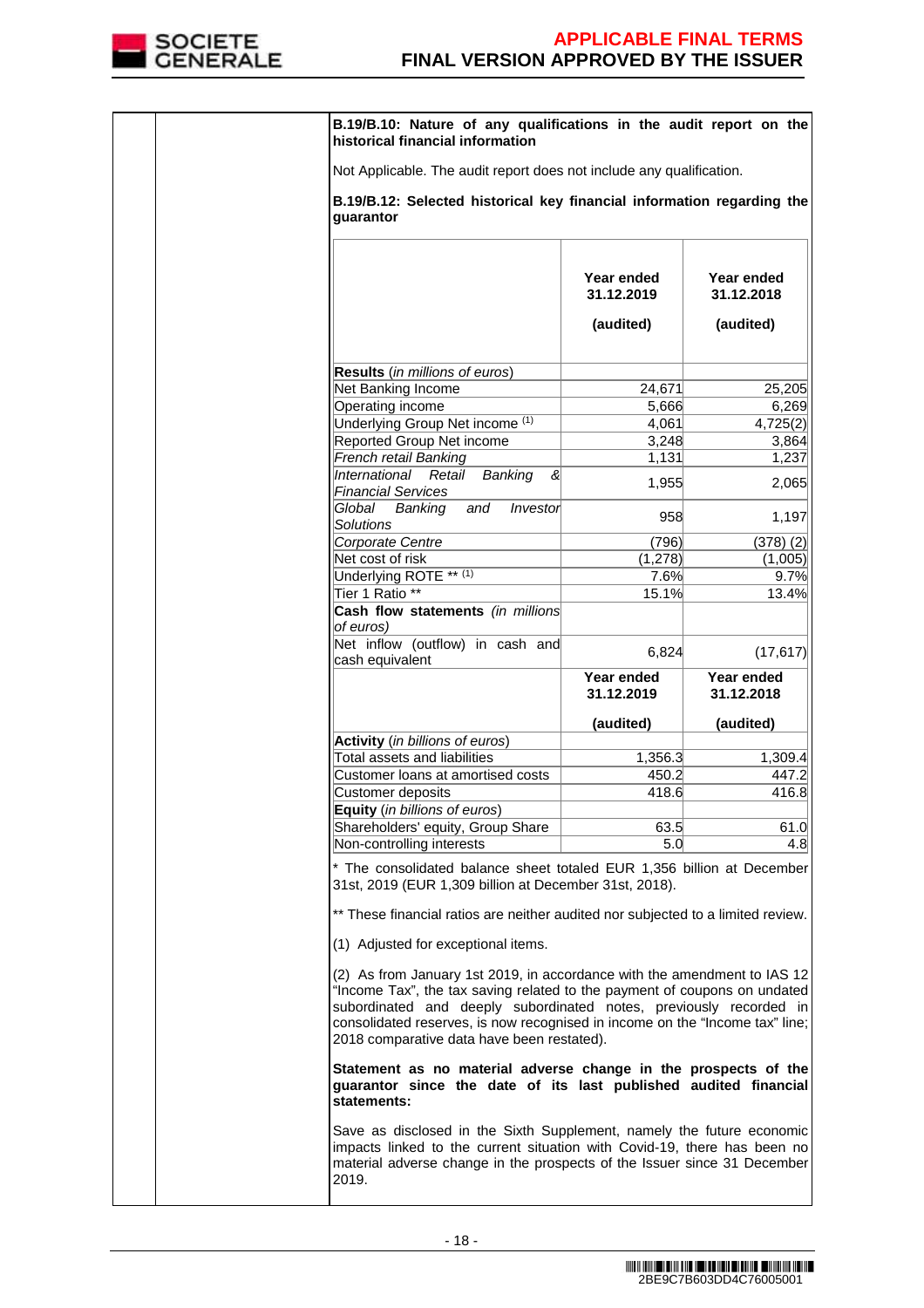**B.19/B.10: Nature of any qualifications in the audit report on the historical financial information**

Not Applicable. The audit report does not include any qualification.

**B.19/B.12: Selected historical key financial information regarding the guarantor**

| | Year ended 31.12.2019 (audited) | Year ended 31.12.2018 (audited) |
|---|---|---|
| **Results** *(in millions of euros)* | | |
| Net Banking Income | 24,671 | 25,205 |
| Operating income | 5,666 | 6,269 |
| Underlying Group Net income (1) | 4,061 | 4,725(2) |
| Reported Group Net income | 3,248 | 3,864 |
| *French retail Banking* | 1,131 | 1,237 |
| *International Retail Banking & Financial Services* | 1,955 | 2,065 |
| *Global Banking and Investor Solutions* | 958 | 1,197 |
| *Corporate Centre* | (796) | (378) (2) |
| Net cost of risk | (1,278) | (1,005) |
| Underlying ROTE ** (1) | 7.6% | 9.7% |
| Tier 1 Ratio ** | 15.1% | 13.4% |
| **Cash flow statements** *(in millions of euros)* | | |
| Net inflow (outflow) in cash and cash equivalent | 6,824 | (17,617) |
| | **Year ended 31.12.2019 (audited)** | **Year ended 31.12.2018 (audited)** |
| **Activity** *(in billions of euros)* | | |
| Total assets and liabilities | 1,356.3 | 1,309.4 |
| Customer loans at amortised costs | 450.2 | 447.2 |
| Customer deposits | 418.6 | 416.8 |
| **Equity** *(in billions of euros)* | | |
| Shareholders' equity, Group Share | 63.5 | 61.0 |
| Non-controlling interests | 5.0 | 4.8 |

* The consolidated balance sheet totaled EUR 1,356 billion at December 31st, 2019 (EUR 1,309 billion at December 31st, 2018).

** These financial ratios are neither audited nor subjected to a limited review.

(1) Adjusted for exceptional items.

(2) As from January 1st 2019, in accordance with the amendment to IAS 12 "Income Tax", the tax saving related to the payment of coupons on undated subordinated and deeply subordinated notes, previously recorded in consolidated reserves, is now recognised in income on the "Income tax" line; 2018 comparative data have been restated).

**Statement as no material adverse change in the prospects of the guarantor since the date of its last published audited financial statements:**

Save as disclosed in the Sixth Supplement, namely the future economic impacts linked to the current situation with Covid-19, there has been no material adverse change in the prospects of the Issuer since 31 December 2019.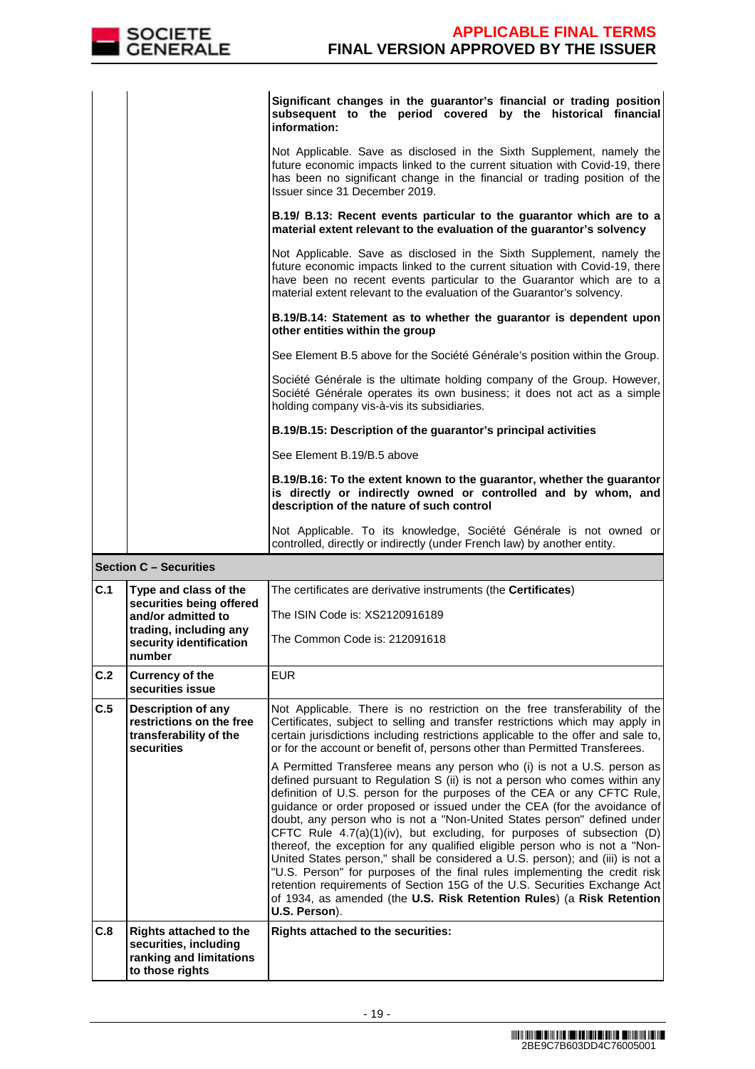| | | |
|---|---|---|
| | | **Significant changes in the guarantor's financial or trading position subsequent to the period covered by the historical financial information:**<br><br>Not Applicable. Save as disclosed in the Sixth Supplement, namely the future economic impacts linked to the current situation with Covid-19, there has been no significant change in the financial or trading position of the Issuer since 31 December 2019.<br><br>**B.19/ B.13: Recent events particular to the guarantor which are to a material extent relevant to the evaluation of the guarantor's solvency**<br><br>Not Applicable. Save as disclosed in the Sixth Supplement, namely the future economic impacts linked to the current situation with Covid-19, there have been no recent events particular to the Guarantor which are to a material extent relevant to the evaluation of the Guarantor's solvency.<br><br>**B.19/B.14: Statement as to whether the guarantor is dependent upon other entities within the group**<br><br>See Element B.5 above for the Société Générale's position within the Group.<br><br>Société Générale is the ultimate holding company of the Group. However, Société Générale operates its own business; it does not act as a simple holding company vis-à-vis its subsidiaries.<br><br>**B.19/B.15: Description of the guarantor's principal activities**<br><br>See Element B.19/B.5 above<br><br>**B.19/B.16: To the extent known to the guarantor, whether the guarantor is directly or indirectly owned or controlled and by whom, and description of the nature of such control**<br><br>Not Applicable. To its knowledge, Société Générale is not owned or controlled, directly or indirectly (under French law) by another entity. |
| **Section C – Securities** | | |
| **C.1** | **Type and class of the securities being offered and/or admitted to trading, including any security identification number** | The certificates are derivative instruments (the **Certificates**)<br><br>The ISIN Code is: XS2120916189<br><br>The Common Code is: 212091618 |
| **C.2** | **Currency of the securities issue** | EUR |
| **C.5** | **Description of any restrictions on the free transferability of the securities** | Not Applicable. There is no restriction on the free transferability of the Certificates, subject to selling and transfer restrictions which may apply in certain jurisdictions including restrictions applicable to the offer and sale to, or for the account or benefit of, persons other than Permitted Transferees.<br><br>A Permitted Transferee means any person who (i) is not a U.S. person as defined pursuant to Regulation S (ii) is not a person who comes within any definition of U.S. person for the purposes of the CEA or any CFTC Rule, guidance or order proposed or issued under the CEA (for the avoidance of doubt, any person who is not a "Non-United States person" defined under CFTC Rule 4.7(a)(1)(iv), but excluding, for purposes of subsection (D) thereof, the exception for any qualified eligible person who is not a "Non-United States person," shall be considered a U.S. person); and (iii) is not a "U.S. Person" for purposes of the final rules implementing the credit risk retention requirements of Section 15G of the U.S. Securities Exchange Act of 1934, as amended (the **U.S. Risk Retention Rules**) (a **Risk Retention U.S. Person**). |
| **C.8** | **Rights attached to the securities, including ranking and limitations to those rights** | **Rights attached to the securities:** |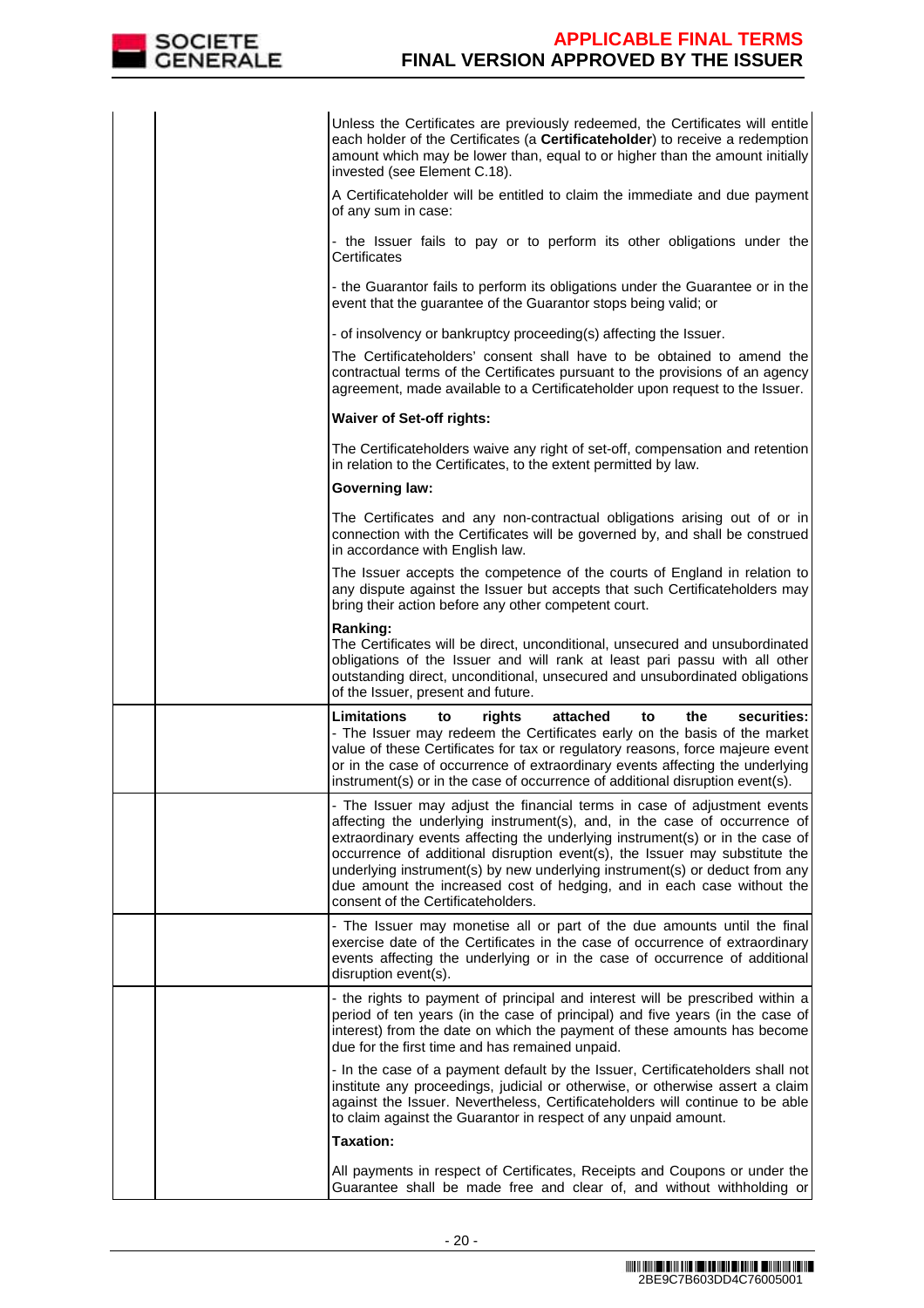| | | |
|---|---|---|
| | | Unless the Certificates are previously redeemed, the Certificates will entitle each holder of the Certificates (a **Certificateholder**) to receive a redemption amount which may be lower than, equal to or higher than the amount initially invested (see Element C.18).<br><br>A Certificateholder will be entitled to claim the immediate and due payment of any sum in case:<br><br>- the Issuer fails to pay or to perform its other obligations under the Certificates<br><br>- the Guarantor fails to perform its obligations under the Guarantee or in the event that the guarantee of the Guarantor stops being valid; or<br><br>- of insolvency or bankruptcy proceeding(s) affecting the Issuer.<br><br>The Certificateholders' consent shall have to be obtained to amend the contractual terms of the Certificates pursuant to the provisions of an agency agreement, made available to a Certificateholder upon request to the Issuer.<br><br>**Waiver of Set-off rights:**<br><br>The Certificateholders waive any right of set-off, compensation and retention in relation to the Certificates, to the extent permitted by law.<br><br>**Governing law:**<br><br>The Certificates and any non-contractual obligations arising out of or in connection with the Certificates will be governed by, and shall be construed in accordance with English law.<br><br>The Issuer accepts the competence of the courts of England in relation to any dispute against the Issuer but accepts that such Certificateholders may bring their action before any other competent court.<br><br>**Ranking:**<br>The Certificates will be direct, unconditional, unsecured and unsubordinated obligations of the Issuer and will rank at least pari passu with all other outstanding direct, unconditional, unsecured and unsubordinated obligations of the Issuer, present and future. |
| | | **Limitations to rights attached to the securities:**<br>- The Issuer may redeem the Certificates early on the basis of the market value of these Certificates for tax or regulatory reasons, force majeure event or in the case of occurrence of extraordinary events affecting the underlying instrument(s) or in the case of occurrence of additional disruption event(s). |
| | | - The Issuer may adjust the financial terms in case of adjustment events affecting the underlying instrument(s), and, in the case of occurrence of extraordinary events affecting the underlying instrument(s) or in the case of occurrence of additional disruption event(s), the Issuer may substitute the underlying instrument(s) by new underlying instrument(s) or deduct from any due amount the increased cost of hedging, and in each case without the consent of the Certificateholders. |
| | | - The Issuer may monetise all or part of the due amounts until the final exercise date of the Certificates in the case of occurrence of extraordinary events affecting the underlying or in the case of occurrence of additional disruption event(s). |
| | | - the rights to payment of principal and interest will be prescribed within a period of ten years (in the case of principal) and five years (in the case of interest) from the date on which the payment of these amounts has become due for the first time and has remained unpaid.<br><br>- In the case of a payment default by the Issuer, Certificateholders shall not institute any proceedings, judicial or otherwise, or otherwise assert a claim against the Issuer. Nevertheless, Certificateholders will continue to be able to claim against the Guarantor in respect of any unpaid amount.<br><br>**Taxation:**<br><br>All payments in respect of Certificates, Receipts and Coupons or under the Guarantee shall be made free and clear of, and without withholding or |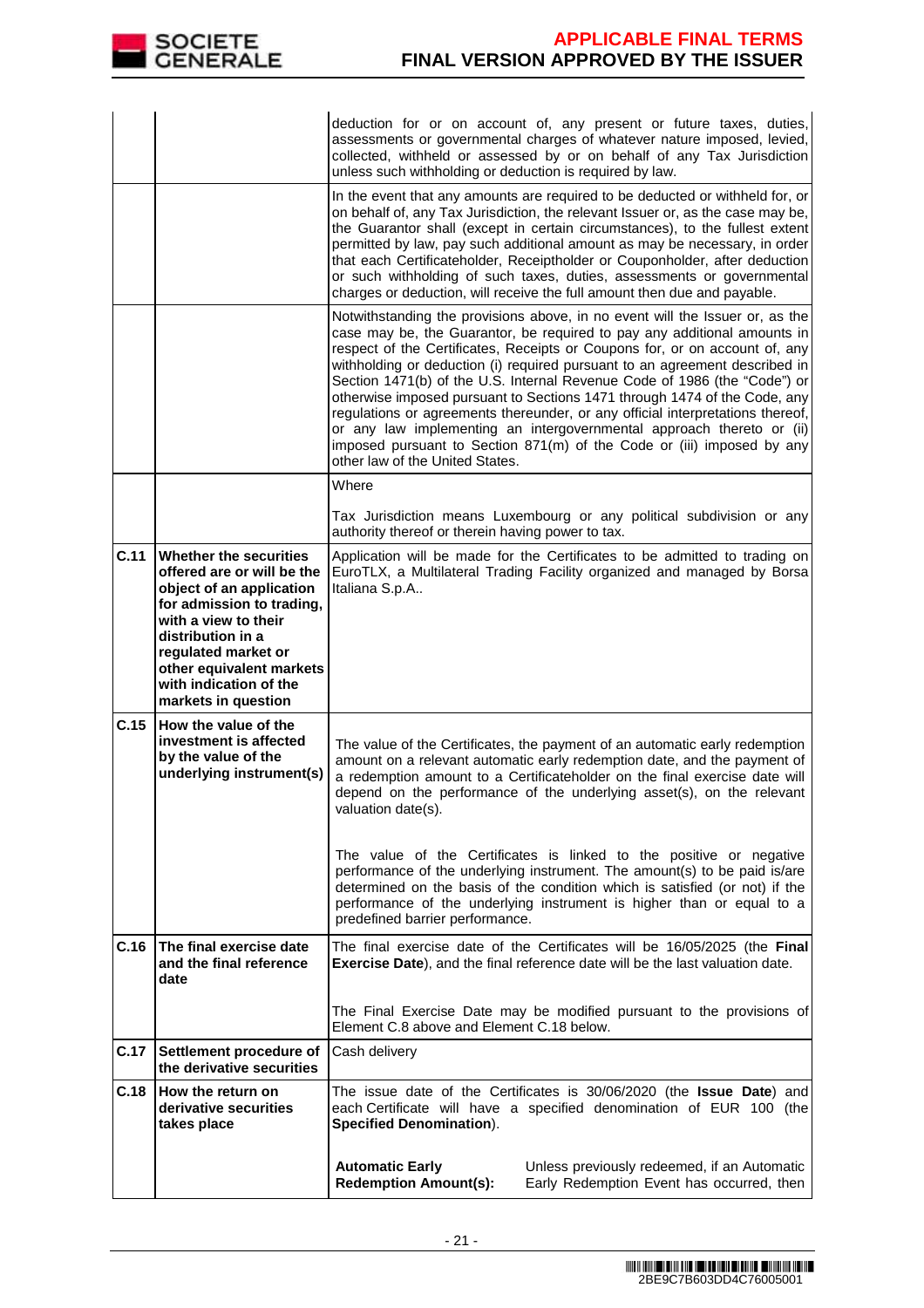| | | |
|---|---|---|
| | | deduction for or on account of, any present or future taxes, duties, assessments or governmental charges of whatever nature imposed, levied, collected, withheld or assessed by or on behalf of any Tax Jurisdiction unless such withholding or deduction is required by law. |
| | | In the event that any amounts are required to be deducted or withheld for, or on behalf of, any Tax Jurisdiction, the relevant Issuer or, as the case may be, the Guarantor shall (except in certain circumstances), to the fullest extent permitted by law, pay such additional amount as may be necessary, in order that each Certificateholder, Receiptholder or Couponholder, after deduction or such withholding of such taxes, duties, assessments or governmental charges or deduction, will receive the full amount then due and payable. |
| | | Notwithstanding the provisions above, in no event will the Issuer or, as the case may be, the Guarantor, be required to pay any additional amounts in respect of the Certificates, Receipts or Coupons for, or on account of, any withholding or deduction (i) required pursuant to an agreement described in Section 1471(b) of the U.S. Internal Revenue Code of 1986 (the "Code") or otherwise imposed pursuant to Sections 1471 through 1474 of the Code, any regulations or agreements thereunder, or any official interpretations thereof, or any law implementing an intergovernmental approach thereto or (ii) imposed pursuant to Section 871(m) of the Code or (iii) imposed by any other law of the United States. |
| | | Where<br><br>Tax Jurisdiction means Luxembourg or any political subdivision or any authority thereof or therein having power to tax. |
| **C.11** | **Whether the securities offered are or will be the object of an application for admission to trading, with a view to their distribution in a regulated market or other equivalent markets with indication of the markets in question** | Application will be made for the Certificates to be admitted to trading on EuroTLX, a Multilateral Trading Facility organized and managed by Borsa Italiana S.p.A.. |
| **C.15** | **How the value of the investment is affected by the value of the underlying instrument(s)** | The value of the Certificates, the payment of an automatic early redemption amount on a relevant automatic early redemption date, and the payment of a redemption amount to a Certificateholder on the final exercise date will depend on the performance of the underlying asset(s), on the relevant valuation date(s).<br><br>The value of the Certificates is linked to the positive or negative performance of the underlying instrument. The amount(s) to be paid is/are determined on the basis of the condition which is satisfied (or not) if the performance of the underlying instrument is higher than or equal to a predefined barrier performance. |
| **C.16** | **The final exercise date and the final reference date** | The final exercise date of the Certificates will be 16/05/2025 (the **Final Exercise Date**), and the final reference date will be the last valuation date.<br><br>The Final Exercise Date may be modified pursuant to the provisions of Element C.8 above and Element C.18 below. |
| **C.17** | **Settlement procedure of the derivative securities** | Cash delivery |
| **C.18** | **How the return on derivative securities takes place** | The issue date of the Certificates is 30/06/2020 (the **Issue Date**) and each Certificate will have a specified denomination of EUR 100 (the **Specified Denomination**).<br><br>**Automatic Early Redemption Amount(s):** Unless previously redeemed, if an Automatic Early Redemption Event has occurred, then |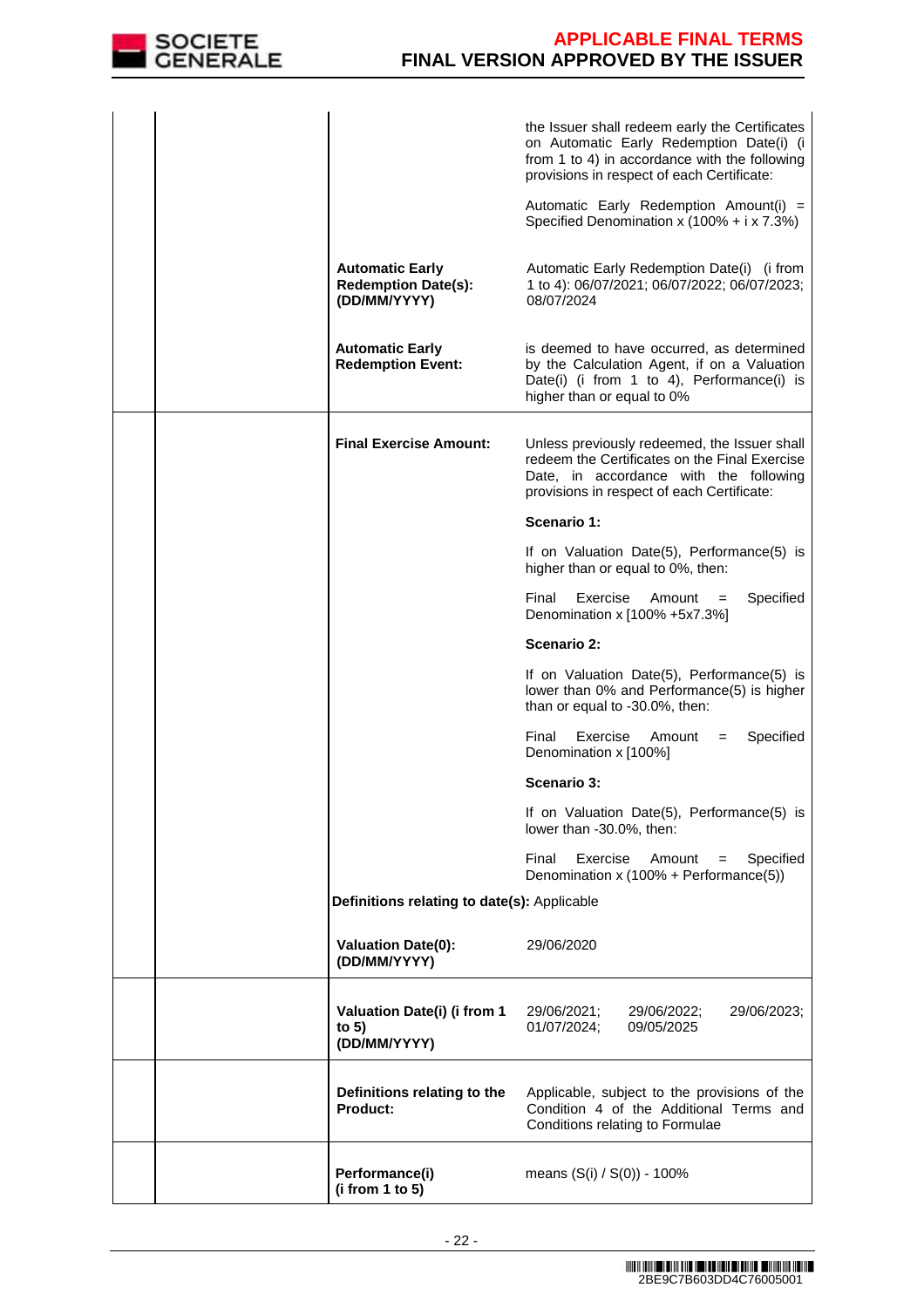| | | | |
|---|---|---|---|
| | | | the Issuer shall redeem early the Certificates on Automatic Early Redemption Date(i) (i from 1 to 4) in accordance with the following provisions in respect of each Certificate:<br><br>Automatic Early Redemption Amount(i) = Specified Denomination x (100% + i x 7.3%) |
| | | **Automatic Early Redemption Date(s): (DD/MM/YYYY)** | Automatic Early Redemption Date(i) (i from 1 to 4): 06/07/2021; 06/07/2022; 06/07/2023; 08/07/2024 |
| | | **Automatic Early Redemption Event:** | is deemed to have occurred, as determined by the Calculation Agent, if on a Valuation Date(i) (i from 1 to 4), Performance(i) is higher than or equal to 0% |
| | | **Final Exercise Amount:** | Unless previously redeemed, the Issuer shall redeem the Certificates on the Final Exercise Date, in accordance with the following provisions in respect of each Certificate:<br><br>**Scenario 1:**<br><br>If on Valuation Date(5), Performance(5) is higher than or equal to 0%, then:<br><br>Final Exercise Amount = Specified Denomination x [100% +5x7.3%]<br><br>**Scenario 2:**<br><br>If on Valuation Date(5), Performance(5) is lower than 0% and Performance(5) is higher than or equal to -30.0%, then:<br><br>Final Exercise Amount = Specified Denomination x [100%]<br><br>**Scenario 3:**<br><br>If on Valuation Date(5), Performance(5) is lower than -30.0%, then:<br><br>Final Exercise Amount = Specified Denomination x (100% + Performance(5)) |
| | | **Definitions relating to date(s):** Applicable | |
| | | **Valuation Date(0): (DD/MM/YYYY)** | 29/06/2020 |
| | | **Valuation Date(i) (i from 1 to 5) (DD/MM/YYYY)** | 29/06/2021; 29/06/2022; 29/06/2023; 01/07/2024; 09/05/2025 |
| | | **Definitions relating to the Product:** | Applicable, subject to the provisions of the Condition 4 of the Additional Terms and Conditions relating to Formulae |
| | | **Performance(i) (i from 1 to 5)** | means (S(i) / S(0)) - 100% |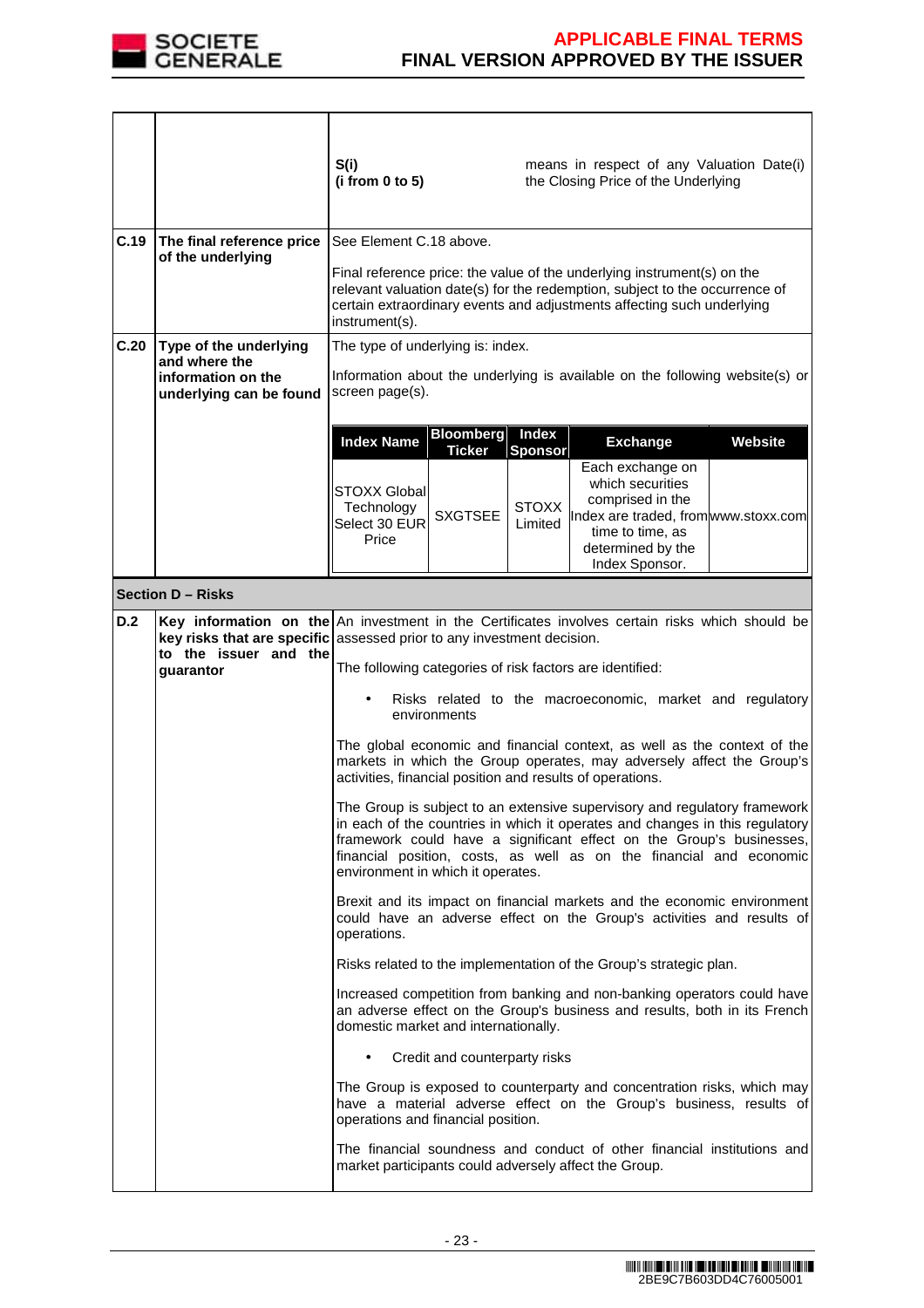| | | |
|---|---|---|
| | | **S(i)** **(i from 0 to 5)** means in respect of any Valuation Date(i) the Closing Price of the Underlying |
| **C.19** | **The final reference price of the underlying** | See Element C.18 above.<br><br>Final reference price: the value of the underlying instrument(s) on the relevant valuation date(s) for the redemption, subject to the occurrence of certain extraordinary events and adjustments affecting such underlying instrument(s). |
| **C.20** | **Type of the underlying and where the information on the underlying can be found** | The type of underlying is: index.<br><br>Information about the underlying is available on the following website(s) or screen page(s). |

| Index Name | Bloomberg Ticker | Index Sponsor | Exchange | Website |
|---|---|---|---|---|
| STOXX Global Technology Select 30 EUR Price | SXGTSEE | STOXX Limited | Each exchange on which securities comprised in the Index are traded, from time to time, as determined by the Index Sponsor. | www.stoxx.com |

## Section D – Risks

| | | |
|---|---|---|
| **D.2** | **Key information on the key risks that are specific to the issuer and the guarantor** | An investment in the Certificates involves certain risks which should be assessed prior to any investment decision.<br><br>The following categories of risk factors are identified:<br><br>• Risks related to the macroeconomic, market and regulatory environments<br><br>The global economic and financial context, as well as the context of the markets in which the Group operates, may adversely affect the Group's activities, financial position and results of operations.<br><br>The Group is subject to an extensive supervisory and regulatory framework in each of the countries in which it operates and changes in this regulatory framework could have a significant effect on the Group's businesses, financial position, costs, as well as on the financial and economic environment in which it operates.<br><br>Brexit and its impact on financial markets and the economic environment could have an adverse effect on the Group's activities and results of operations.<br><br>Risks related to the implementation of the Group's strategic plan.<br><br>Increased competition from banking and non-banking operators could have an adverse effect on the Group's business and results, both in its French domestic market and internationally.<br><br>• Credit and counterparty risks<br><br>The Group is exposed to counterparty and concentration risks, which may have a material adverse effect on the Group's business, results of operations and financial position.<br><br>The financial soundness and conduct of other financial institutions and market participants could adversely affect the Group. |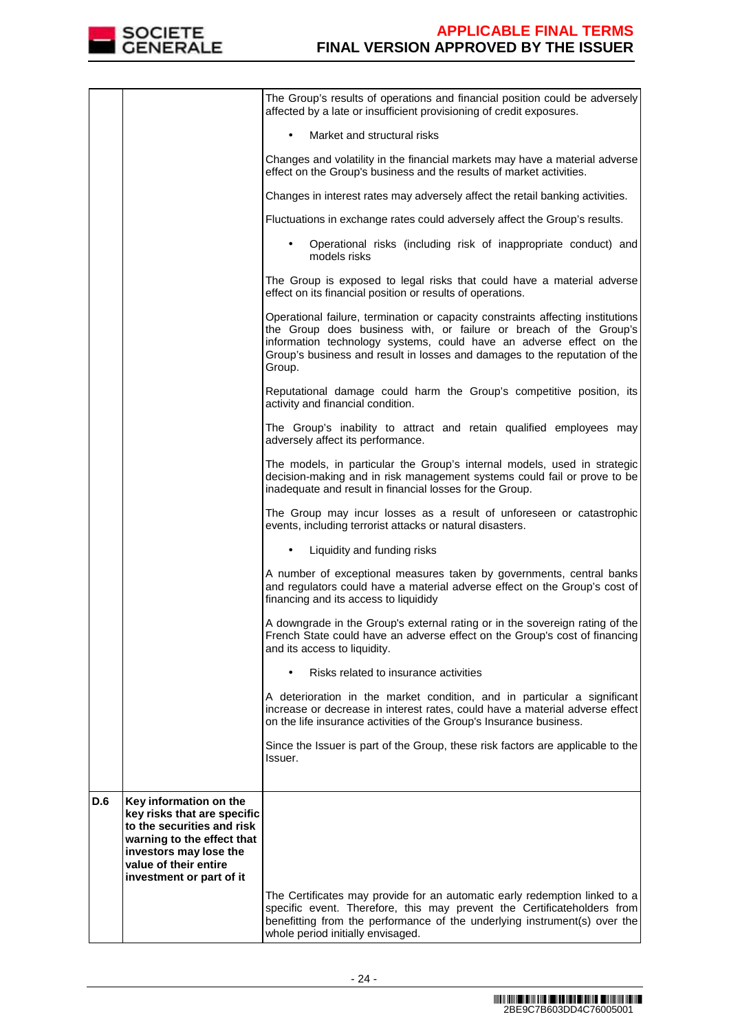| | | |
|---|---|---|
| | | The Group's results of operations and financial position could be adversely affected by a late or insufficient provisioning of credit exposures.<br><br>• Market and structural risks<br><br>Changes and volatility in the financial markets may have a material adverse effect on the Group's business and the results of market activities.<br><br>Changes in interest rates may adversely affect the retail banking activities.<br><br>Fluctuations in exchange rates could adversely affect the Group's results.<br><br>• Operational risks (including risk of inappropriate conduct) and models risks<br><br>The Group is exposed to legal risks that could have a material adverse effect on its financial position or results of operations.<br><br>Operational failure, termination or capacity constraints affecting institutions the Group does business with, or failure or breach of the Group's information technology systems, could have an adverse effect on the Group's business and result in losses and damages to the reputation of the Group.<br><br>Reputational damage could harm the Group's competitive position, its activity and financial condition.<br><br>The Group's inability to attract and retain qualified employees may adversely affect its performance.<br><br>The models, in particular the Group's internal models, used in strategic decision-making and in risk management systems could fail or prove to be inadequate and result in financial losses for the Group.<br><br>The Group may incur losses as a result of unforeseen or catastrophic events, including terrorist attacks or natural disasters.<br><br>• Liquidity and funding risks<br><br>A number of exceptional measures taken by governments, central banks and regulators could have a material adverse effect on the Group's cost of financing and its access to liquididy<br><br>A downgrade in the Group's external rating or in the sovereign rating of the French State could have an adverse effect on the Group's cost of financing and its access to liquidity.<br><br>• Risks related to insurance activities<br><br>A deterioration in the market condition, and in particular a significant increase or decrease in interest rates, could have a material adverse effect on the life insurance activities of the Group's Insurance business.<br><br>Since the Issuer is part of the Group, these risk factors are applicable to the Issuer. |
| **D.6** | **Key information on the key risks that are specific to the securities and risk warning to the effect that investors may lose the value of their entire investment or part of it** | The Certificates may provide for an automatic early redemption linked to a specific event. Therefore, this may prevent the Certificateholders from benefitting from the performance of the underlying instrument(s) over the whole period initially envisaged. |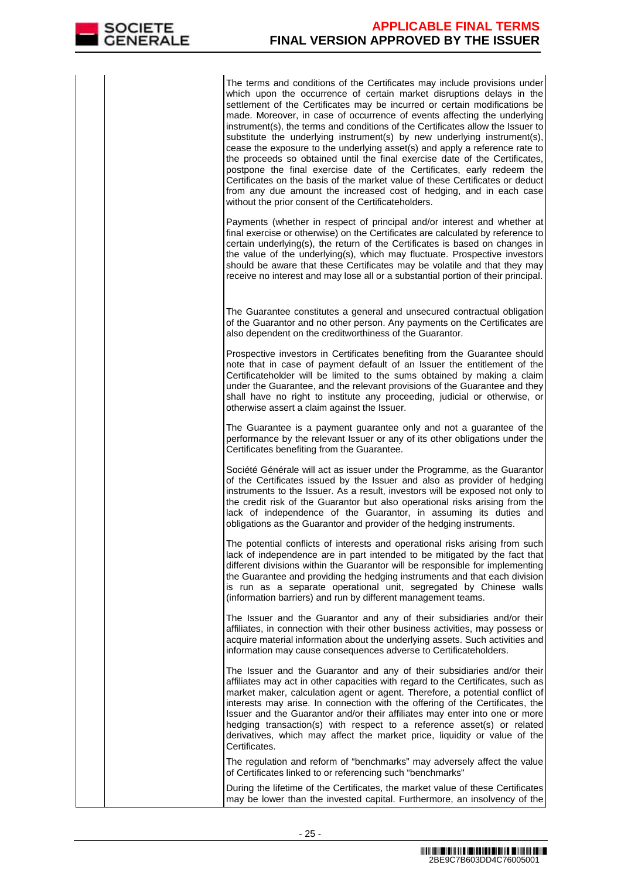| | | |
|---|---|---|
| | | The terms and conditions of the Certificates may include provisions under which upon the occurrence of certain market disruptions delays in the settlement of the Certificates may be incurred or certain modifications be made. Moreover, in case of occurrence of events affecting the underlying instrument(s), the terms and conditions of the Certificates allow the Issuer to substitute the underlying instrument(s) by new underlying instrument(s), cease the exposure to the underlying asset(s) and apply a reference rate to the proceeds so obtained until the final exercise date of the Certificates, postpone the final exercise date of the Certificates, early redeem the Certificates on the basis of the market value of these Certificates or deduct from any due amount the increased cost of hedging, and in each case without the prior consent of the Certificateholders.<br><br>Payments (whether in respect of principal and/or interest and whether at final exercise or otherwise) on the Certificates are calculated by reference to certain underlying(s), the return of the Certificates is based on changes in the value of the underlying(s), which may fluctuate. Prospective investors should be aware that these Certificates may be volatile and that they may receive no interest and may lose all or a substantial portion of their principal.<br><br>The Guarantee constitutes a general and unsecured contractual obligation of the Guarantor and no other person. Any payments on the Certificates are also dependent on the creditworthiness of the Guarantor.<br><br>Prospective investors in Certificates benefiting from the Guarantee should note that in case of payment default of an Issuer the entitlement of the Certificateholder will be limited to the sums obtained by making a claim under the Guarantee, and the relevant provisions of the Guarantee and they shall have no right to institute any proceeding, judicial or otherwise, or otherwise assert a claim against the Issuer.<br><br>The Guarantee is a payment guarantee only and not a guarantee of the performance by the relevant Issuer or any of its other obligations under the Certificates benefiting from the Guarantee.<br><br>Société Générale will act as issuer under the Programme, as the Guarantor of the Certificates issued by the Issuer and also as provider of hedging instruments to the Issuer. As a result, investors will be exposed not only to the credit risk of the Guarantor but also operational risks arising from the lack of independence of the Guarantor, in assuming its duties and obligations as the Guarantor and provider of the hedging instruments.<br><br>The potential conflicts of interests and operational risks arising from such lack of independence are in part intended to be mitigated by the fact that different divisions within the Guarantor will be responsible for implementing the Guarantee and providing the hedging instruments and that each division is run as a separate operational unit, segregated by Chinese walls (information barriers) and run by different management teams.<br><br>The Issuer and the Guarantor and any of their subsidiaries and/or their affiliates, in connection with their other business activities, may possess or acquire material information about the underlying assets. Such activities and information may cause consequences adverse to Certificateholders.<br><br>The Issuer and the Guarantor and any of their subsidiaries and/or their affiliates may act in other capacities with regard to the Certificates, such as market maker, calculation agent or agent. Therefore, a potential conflict of interests may arise. In connection with the offering of the Certificates, the Issuer and the Guarantor and/or their affiliates may enter into one or more hedging transaction(s) with respect to a reference asset(s) or related derivatives, which may affect the market price, liquidity or value of the Certificates.<br><br>The regulation and reform of "benchmarks" may adversely affect the value of Certificates linked to or referencing such "benchmarks"<br><br>During the lifetime of the Certificates, the market value of these Certificates may be lower than the invested capital. Furthermore, an insolvency of the |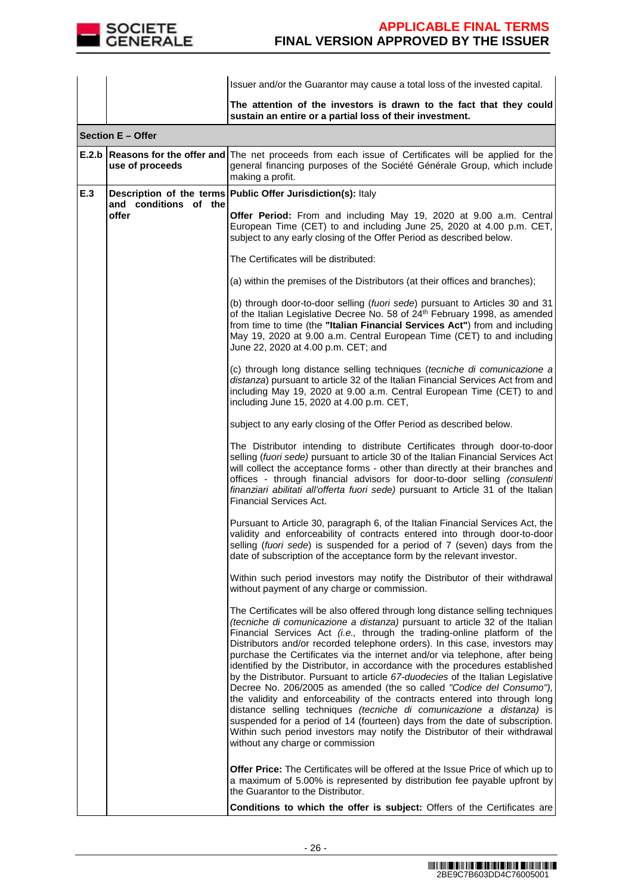| | | |
|---|---|---|
| | | Issuer and/or the Guarantor may cause a total loss of the invested capital.<br><br>**The attention of the investors is drawn to the fact that they could sustain an entire or a partial loss of their investment.** |
| **Section E – Offer** | | |
| **E.2.b** | **Reasons for the offer and use of proceeds** | The net proceeds from each issue of Certificates will be applied for the general financing purposes of the Société Générale Group, which include making a profit. |
| **E.3** | **Description of the terms and conditions of the offer** | **Public Offer Jurisdiction(s):** Italy<br><br>**Offer Period:** From and including May 19, 2020 at 9.00 a.m. Central European Time (CET) to and including June 25, 2020 at 4.00 p.m. CET, subject to any early closing of the Offer Period as described below.<br><br>The Certificates will be distributed:<br><br>(a) within the premises of the Distributors (at their offices and branches);<br><br>(b) through door-to-door selling (*fuori sede*) pursuant to Articles 30 and 31 of the Italian Legislative Decree No. 58 of 24th February 1998, as amended from time to time (the **"Italian Financial Services Act"**) from and including May 19, 2020 at 9.00 a.m. Central European Time (CET) to and including June 22, 2020 at 4.00 p.m. CET; and<br><br>(c) through long distance selling techniques (*tecniche di comunicazione a distanza*) pursuant to article 32 of the Italian Financial Services Act from and including May 19, 2020 at 9.00 a.m. Central European Time (CET) to and including June 15, 2020 at 4.00 p.m. CET,<br><br>subject to any early closing of the Offer Period as described below.<br><br>The Distributor intending to distribute Certificates through door-to-door selling (*fuori sede)* pursuant to article 30 of the Italian Financial Services Act will collect the acceptance forms - other than directly at their branches and offices - through financial advisors for door-to-door selling *(consulenti finanziari abilitati all'offerta fuori sede)* pursuant to Article 31 of the Italian Financial Services Act.<br><br>Pursuant to Article 30, paragraph 6, of the Italian Financial Services Act, the validity and enforceability of contracts entered into through door-to-door selling (*fuori sede*) is suspended for a period of 7 (seven) days from the date of subscription of the acceptance form by the relevant investor.<br><br>Within such period investors may notify the Distributor of their withdrawal without payment of any charge or commission.<br><br>The Certificates will be also offered through long distance selling techniques *(tecniche di comunicazione a distanza)* pursuant to article 32 of the Italian Financial Services Act *(i.e.,* through the trading-online platform of the Distributors and/or recorded telephone orders). In this case, investors may purchase the Certificates via the internet and/or via telephone, after being identified by the Distributor, in accordance with the procedures established by the Distributor. Pursuant to article *67-duodecies* of the Italian Legislative Decree No. 206/2005 as amended (the so called *"Codice del Consumo"),* the validity and enforceability of the contracts entered into through long distance selling techniques *(tecniche di comunicazione a distanza)* is suspended for a period of 14 (fourteen) days from the date of subscription. Within such period investors may notify the Distributor of their withdrawal without any charge or commission<br><br>**Offer Price:** The Certificates will be offered at the Issue Price of which up to a maximum of 5.00% is represented by distribution fee payable upfront by the Guarantor to the Distributor.<br><br>**Conditions to which the offer is subject:** Offers of the Certificates are |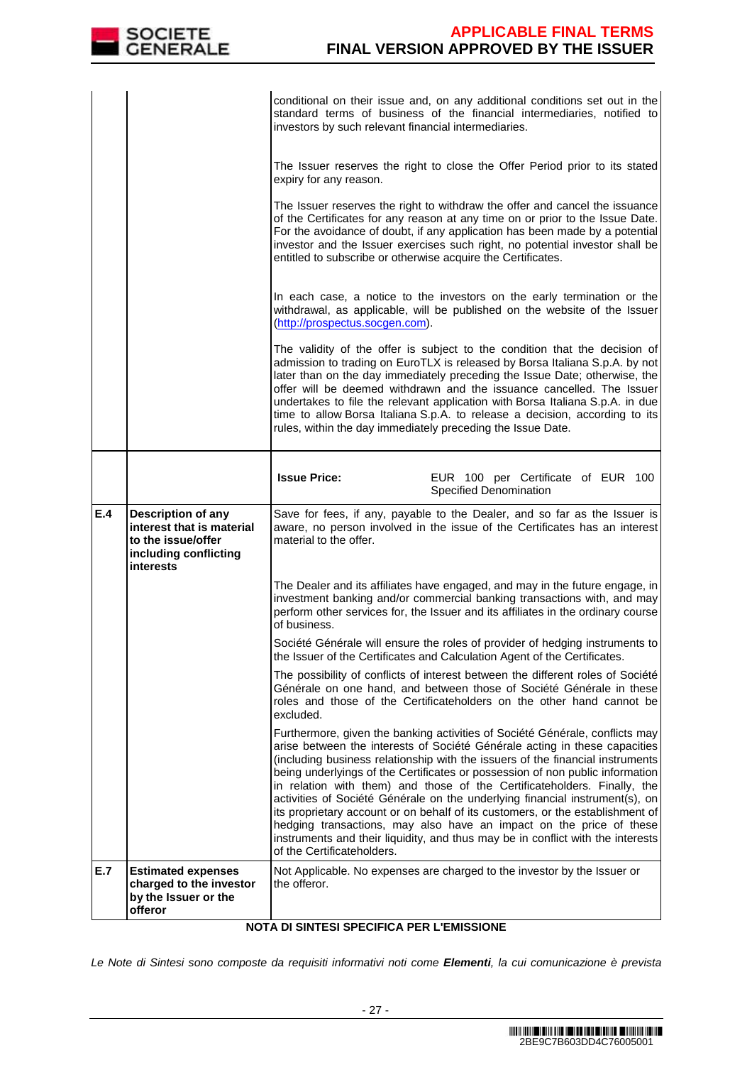| | | |
|---|---|---|
| | | conditional on their issue and, on any additional conditions set out in the standard terms of business of the financial intermediaries, notified to investors by such relevant financial intermediaries.<br><br>The Issuer reserves the right to close the Offer Period prior to its stated expiry for any reason.<br><br>The Issuer reserves the right to withdraw the offer and cancel the issuance of the Certificates for any reason at any time on or prior to the Issue Date. For the avoidance of doubt, if any application has been made by a potential investor and the Issuer exercises such right, no potential investor shall be entitled to subscribe or otherwise acquire the Certificates.<br><br>In each case, a notice to the investors on the early termination or the withdrawal, as applicable, will be published on the website of the Issuer (http://prospectus.socgen.com).<br><br>The validity of the offer is subject to the condition that the decision of admission to trading on EuroTLX is released by Borsa Italiana S.p.A. by not later than on the day immediately preceding the Issue Date; otherwise, the offer will be deemed withdrawn and the issuance cancelled. The Issuer undertakes to file the relevant application with Borsa Italiana S.p.A. in due time to allow Borsa Italiana S.p.A. to release a decision, according to its rules, within the day immediately preceding the Issue Date. |
| | | **Issue Price:** EUR 100 per Certificate of EUR 100 Specified Denomination |
| **E.4** | **Description of any interest that is material to the issue/offer including conflicting interests** | Save for fees, if any, payable to the Dealer, and so far as the Issuer is aware, no person involved in the issue of the Certificates has an interest material to the offer.<br><br>The Dealer and its affiliates have engaged, and may in the future engage, in investment banking and/or commercial banking transactions with, and may perform other services for, the Issuer and its affiliates in the ordinary course of business.<br><br>Société Générale will ensure the roles of provider of hedging instruments to the Issuer of the Certificates and Calculation Agent of the Certificates.<br><br>The possibility of conflicts of interest between the different roles of Société Générale on one hand, and between those of Société Générale in these roles and those of the Certificateholders on the other hand cannot be excluded.<br><br>Furthermore, given the banking activities of Société Générale, conflicts may arise between the interests of Société Générale acting in these capacities (including business relationship with the issuers of the financial instruments being underlyings of the Certificates or possession of non public information in relation with them) and those of the Certificateholders. Finally, the activities of Société Générale on the underlying financial instrument(s), on its proprietary account or on behalf of its customers, or the establishment of hedging transactions, may also have an impact on the price of these instruments and their liquidity, and thus may be in conflict with the interests of the Certificateholders. |
| **E.7** | **Estimated expenses charged to the investor by the Issuer or the offeror** | Not Applicable. No expenses are charged to the investor by the Issuer or the offeror. |

**NOTA DI SINTESI SPECIFICA PER L'EMISSIONE**

*Le Note di Sintesi sono composte da requisiti informativi noti come **Elementi**, la cui comunicazione è prevista*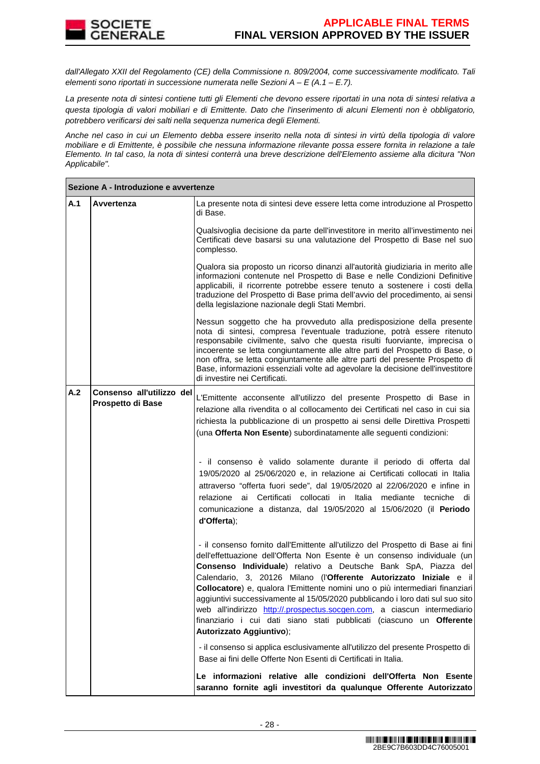*dall'Allegato XXII del Regolamento (CE) della Commissione n. 809/2004, come successivamente modificato. Tali elementi sono riportati in successione numerata nelle Sezioni A – E (A.1 – E.7).*

*La presente nota di sintesi contiene tutti gli Elementi che devono essere riportati in una nota di sintesi relativa a questa tipologia di valori mobiliari e di Emittente. Dato che l'inserimento di alcuni Elementi non è obbligatorio, potrebbero verificarsi dei salti nella sequenza numerica degli Elementi.*

*Anche nel caso in cui un Elemento debba essere inserito nella nota di sintesi in virtù della tipologia di valore mobiliare e di Emittente, è possibile che nessuna informazione rilevante possa essere fornita in relazione a tale Elemento. In tal caso, la nota di sintesi conterrà una breve descrizione dell'Elemento assieme alla dicitura "Non Applicabile".*

| **Sezione A - Introduzione e avvertenze** | | |
|---|---|---|
| **A.1** | **Avvertenza** | La presente nota di sintesi deve essere letta come introduzione al Prospetto di Base.<br><br>Qualsivoglia decisione da parte dell'investitore in merito all'investimento nei Certificati deve basarsi su una valutazione del Prospetto di Base nel suo complesso.<br><br>Qualora sia proposto un ricorso dinanzi all'autorità giudiziaria in merito alle informazioni contenute nel Prospetto di Base e nelle Condizioni Definitive applicabili, il ricorrente potrebbe essere tenuto a sostenere i costi della traduzione del Prospetto di Base prima dell'avvio del procedimento, ai sensi della legislazione nazionale degli Stati Membri.<br><br>Nessun soggetto che ha provveduto alla predisposizione della presente nota di sintesi, compresa l'eventuale traduzione, potrà essere ritenuto responsabile civilmente, salvo che questa risulti fuorviante, imprecisa o incoerente se letta congiuntamente alle altre parti del Prospetto di Base, o non offra, se letta congiuntamente alle altre parti del presente Prospetto di Base, informazioni essenziali volte ad agevolare la decisione dell'investitore di investire nei Certificati. |
| **A.2** | **Consenso all'utilizzo del Prospetto di Base** | L'Emittente acconsente all'utilizzo del presente Prospetto di Base in relazione alla rivendita o al collocamento dei Certificati nel caso in cui sia richiesta la pubblicazione di un prospetto ai sensi delle Direttiva Prospetti (una **Offerta Non Esente**) subordinatamente alle seguenti condizioni:<br><br>- il consenso è valido solamente durante il periodo di offerta dal 19/05/2020 al 25/06/2020 e, in relazione ai Certificati collocati in Italia attraverso "offerta fuori sede", dal 19/05/2020 al 22/06/2020 e infine in relazione ai Certificati collocati in Italia mediante tecniche di comunicazione a distanza, dal 19/05/2020 al 15/06/2020 (il **Periodo d'Offerta**);<br><br>- il consenso fornito dall'Emittente all'utilizzo del Prospetto di Base ai fini dell'effettuazione dell'Offerta Non Esente è un consenso individuale (un **Consenso Individuale**) relativo a Deutsche Bank SpA, Piazza del Calendario, 3, 20126 Milano (l'**Offerente Autorizzato Iniziale** e il **Collocatore**) e, qualora l'Emittente nomini uno o più intermediari finanziari aggiuntivi successivamente al 15/05/2020 pubblicando i loro dati sul suo sito web all'indirizzo http://.prospectus.socgen.com, a ciascun intermediario finanziario i cui dati siano stati pubblicati (ciascuno un **Offerente Autorizzato Aggiuntivo**);<br><br>- il consenso si applica esclusivamente all'utilizzo del presente Prospetto di Base ai fini delle Offerte Non Esenti di Certificati in Italia.<br><br>**Le informazioni relative alle condizioni dell'Offerta Non Esente saranno fornite agli investitori da qualunque Offerente Autorizzato** |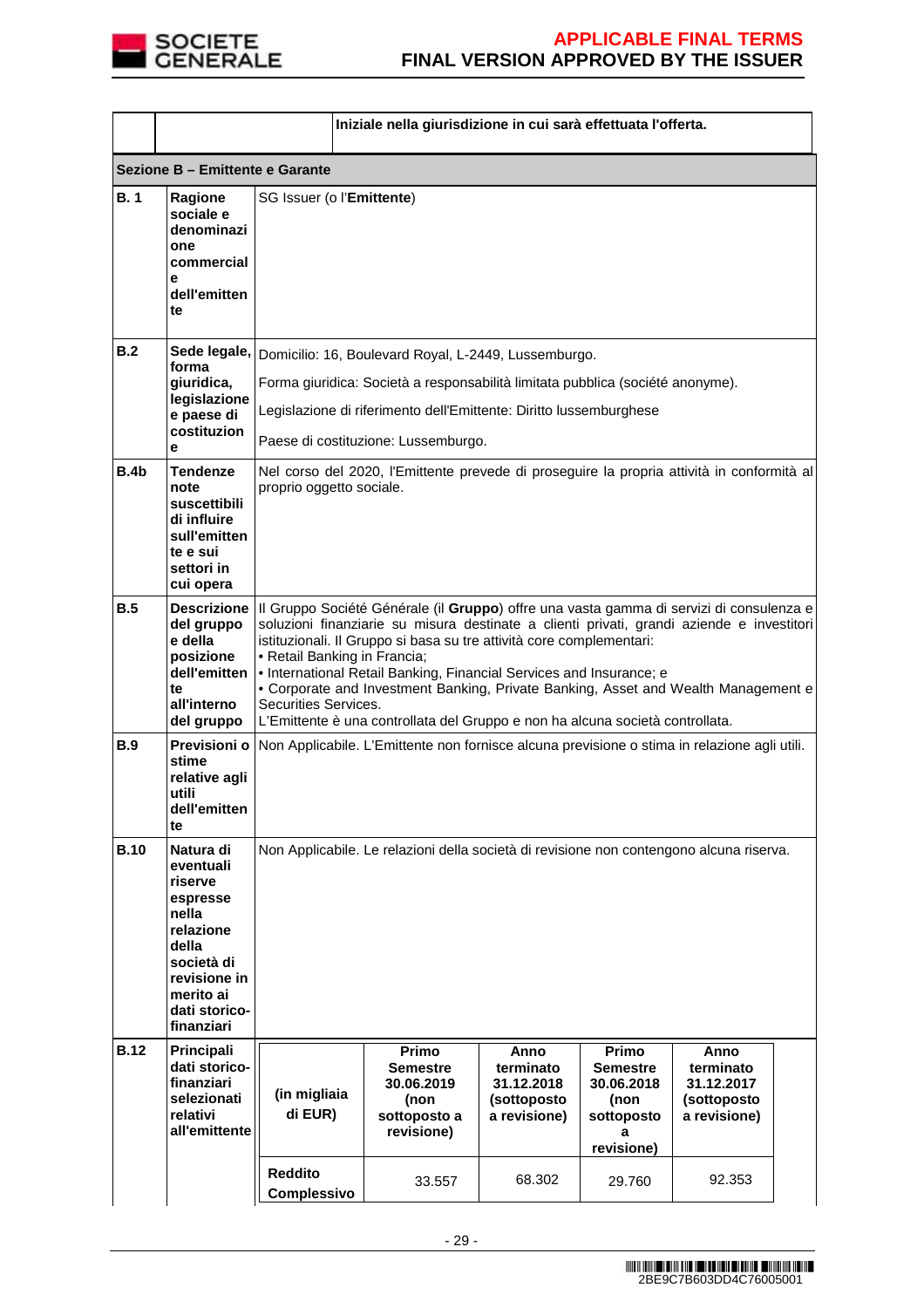| | | Iniziale nella giurisdizione in cui sarà effettuata l'offerta. |
|---|---|---|

| **Sezione B – Emittente e Garante** | | |
|---|---|---|
| **B. 1** | **Ragione sociale e denominazione commerciale dell'emittente** | SG Issuer (o l'**Emittente**) |
| **B.2** | **Sede legale, forma giuridica, legislazione e paese di costituzione** | Domicilio: 16, Boulevard Royal, L-2449, Lussemburgo.<br>Forma giuridica: Società a responsabilità limitata pubblica (société anonyme).<br>Legislazione di riferimento dell'Emittente: Diritto lussemburghese<br>Paese di costituzione: Lussemburgo. |
| **B.4b** | **Tendenze note suscettibili di influire sull'emittente e sui settori in cui opera** | Nel corso del 2020, l'Emittente prevede di proseguire la propria attività in conformità al proprio oggetto sociale. |
| **B.5** | **Descrizione del gruppo e della posizione dell'emittente all'interno del gruppo** | Il Gruppo Société Générale (il **Gruppo**) offre una vasta gamma di servizi di consulenza e soluzioni finanziarie su misura destinate a clienti privati, grandi aziende e investitori istituzionali. Il Gruppo si basa su tre attività core complementari:<br>• Retail Banking in Francia;<br>• International Retail Banking, Financial Services and Insurance; e<br>• Corporate and Investment Banking, Private Banking, Asset and Wealth Management e Securities Services.<br>L'Emittente è una controllata del Gruppo e non ha alcuna società controllata. |
| **B.9** | **Previsioni o stime relative agli utili dell'emittente** | Non Applicabile. L'Emittente non fornisce alcuna previsione o stima in relazione agli utili. |
| **B.10** | **Natura di eventuali riserve espresse nella relazione della società di revisione in merito ai dati storico-finanziari** | Non Applicabile. Le relazioni della società di revisione non contengono alcuna riserva. |
| **B.12** | **Principali dati storico-finanziari selezionati relativi all'emittente** | |

| (in migliaia di EUR) | Primo Semestre 30.06.2019 (non sottoposto a revisione) | Anno terminato 31.12.2018 (sottoposto a revisione) | Primo Semestre 30.06.2018 (non sottoposto a revisione) | Anno terminato 31.12.2017 (sottoposto a revisione) |
|---|---|---|---|---|
| **Reddito Complessivo** | 33.557 | 68.302 | 29.760 | 92.353 |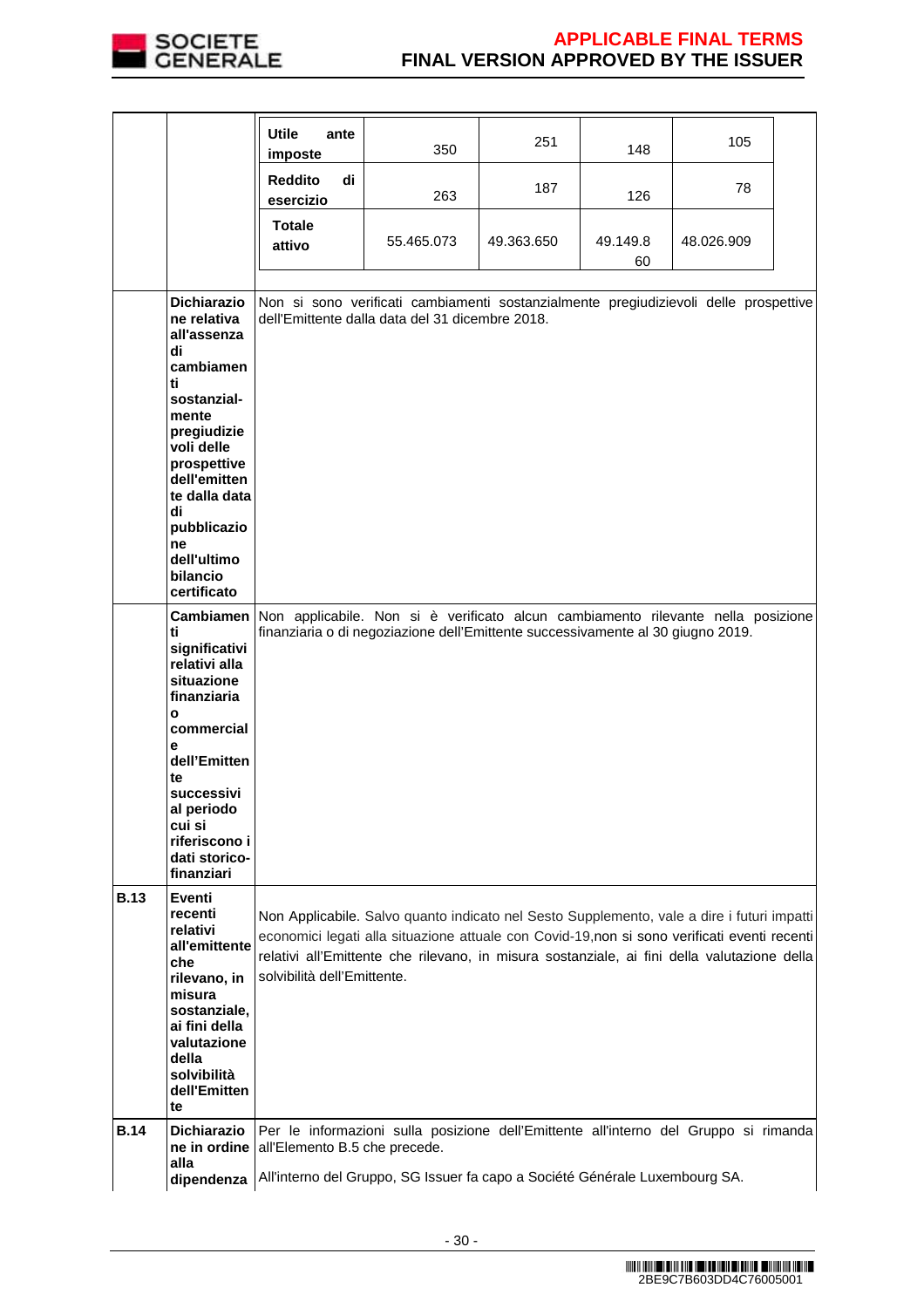| | | | | | | |
|---|---|---|---|---|---|---|
| | | **Utile ante imposte** | 350 | 251 | 148 | 105 |
| | | **Reddito di esercizio** | 263 | 187 | 126 | 78 |
| | | **Totale attivo** | 55.465.073 | 49.363.650 | 49.149.860 | 48.026.909 |

| | | |
|---|---|---|
| | **Dichiarazione relativa all'assenza di cambiamenti sostanzial-mente pregiudizievoli delle prospettive dell'emittente dalla data di pubblicazione dell'ultimo bilancio certificato** | Non si sono verificati cambiamenti sostanzialmente pregiudizievoli delle prospettive dell'Emittente dalla data del 31 dicembre 2018. |
| | **Cambiamenti significativi relativi alla situazione finanziaria o commerciale dell'Emittente successivi al periodo cui si riferiscono i dati storico-finanziari** | Non applicabile. Non si è verificato alcun cambiamento rilevante nella posizione finanziaria o di negoziazione dell'Emittente successivamente al 30 giugno 2019. |
| **B.13** | **Eventi recenti relativi all'emittente che rilevano, in misura sostanziale, ai fini della valutazione della solvibilità dell'Emittente** | Non Applicabile. Salvo quanto indicato nel Sesto Supplemento, vale a dire i futuri impatti economici legati alla situazione attuale con Covid-19,non si sono verificati eventi recenti relativi all'Emittente che rilevano, in misura sostanziale, ai fini della valutazione della solvibilità dell'Emittente. |
| **B.14** | **Dichiarazione in ordine alla dipendenza** | Per le informazioni sulla posizione dell'Emittente all'interno del Gruppo si rimanda all'Elemento B.5 che precede.<br><br>All'interno del Gruppo, SG Issuer fa capo a Société Générale Luxembourg SA. |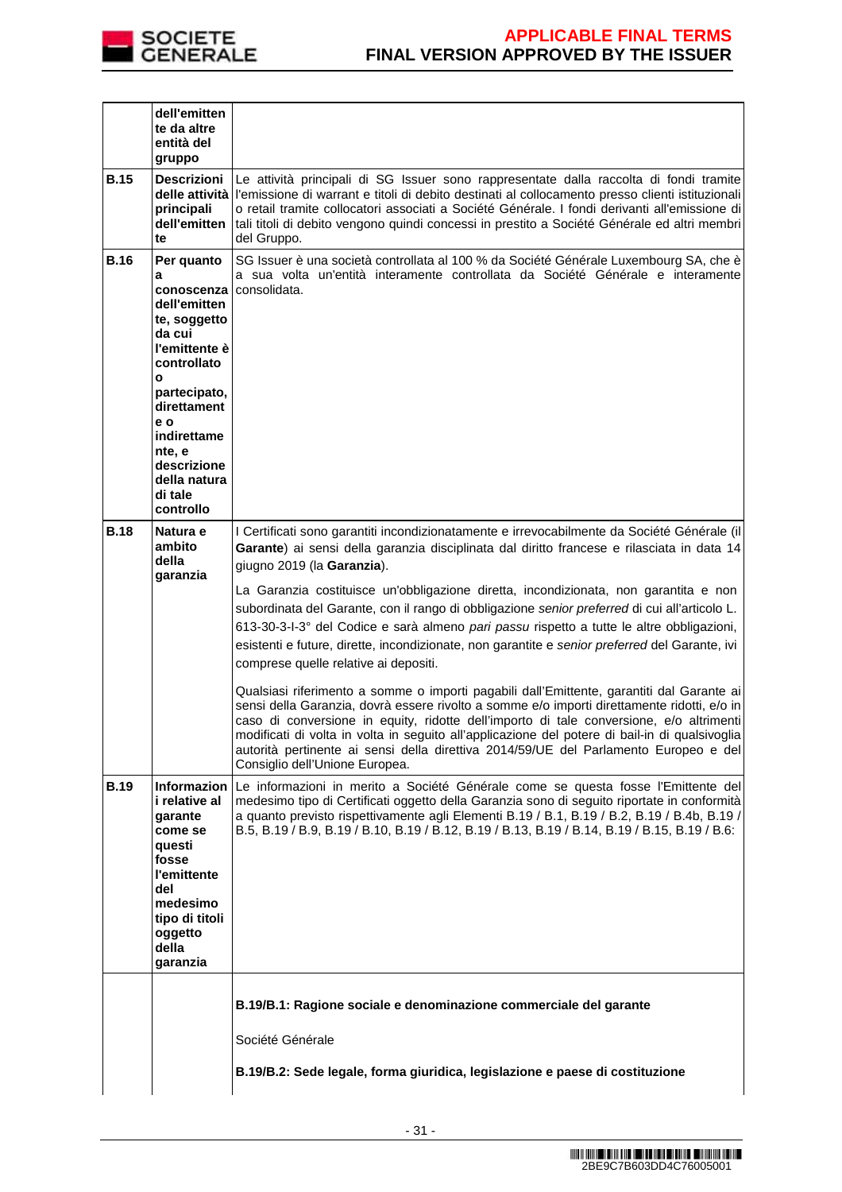| | | |
|---|---|---|
| | **dell'emittente da altre entità del gruppo** | |
| **B.15** | **Descrizioni delle attività principali dell'emittente** | Le attività principali di SG Issuer sono rappresentate dalla raccolta di fondi tramite l'emissione di warrant e titoli di debito destinati al collocamento presso clienti istituzionali o retail tramite collocatori associati a Société Générale. I fondi derivanti all'emissione di tali titoli di debito vengono quindi concessi in prestito a Société Générale ed altri membri del Gruppo. |
| **B.16** | **Per quanto a conoscenza dell'emittente, soggetto da cui l'emittente è controllato o partecipato, direttamente o indirettamente, e descrizione della natura di tale controllo** | SG Issuer è una società controllata al 100 % da Société Générale Luxembourg SA, che è a sua volta un'entità interamente controllata da Société Générale e interamente consolidata. |
| **B.18** | **Natura e ambito della garanzia** | I Certificati sono garantiti incondizionatamente e irrevocabilmente da Société Générale (il **Garante**) ai sensi della garanzia disciplinata dal diritto francese e rilasciata in data 14 giugno 2019 (la **Garanzia**).<br><br>La Garanzia costituisce un'obbligazione diretta, incondizionata, non garantita e non subordinata del Garante, con il rango di obbligazione *senior preferred* di cui all'articolo L. 613-30-3-I-3° del Codice e sarà almeno *pari passu* rispetto a tutte le altre obbligazioni, esistenti e future, dirette, incondizionate, non garantite e *senior preferred* del Garante, ivi comprese quelle relative ai depositi.<br><br>Qualsiasi riferimento a somme o importi pagabili dall'Emittente, garantiti dal Garante ai sensi della Garanzia, dovrà essere rivolto a somme e/o importi direttamente ridotti, e/o in caso di conversione in equity, ridotte dell'importo di tale conversione, e/o altrimenti modificati di volta in volta in seguito all'applicazione del potere di bail-in di qualsivoglia autorità pertinente ai sensi della direttiva 2014/59/UE del Parlamento Europeo e del Consiglio dell'Unione Europea. |
| **B.19** | **Informazioni relative al garante come se questi fosse l'emittente del medesimo tipo di titoli oggetto della garanzia** | Le informazioni in merito a Société Générale come se questa fosse l'Emittente del medesimo tipo di Certificati oggetto della Garanzia sono di seguito riportate in conformità a quanto previsto rispettivamente agli Elementi B.19 / B.1, B.19 / B.2, B.19 / B.4b, B.19 / B.5, B.19 / B.9, B.19 / B.10, B.19 / B.12, B.19 / B.13, B.19 / B.14, B.19 / B.15, B.19 / B.6: |
| | | **B.19/B.1: Ragione sociale e denominazione commerciale del garante**<br><br>Société Générale<br><br>**B.19/B.2: Sede legale, forma giuridica, legislazione e paese di costituzione** |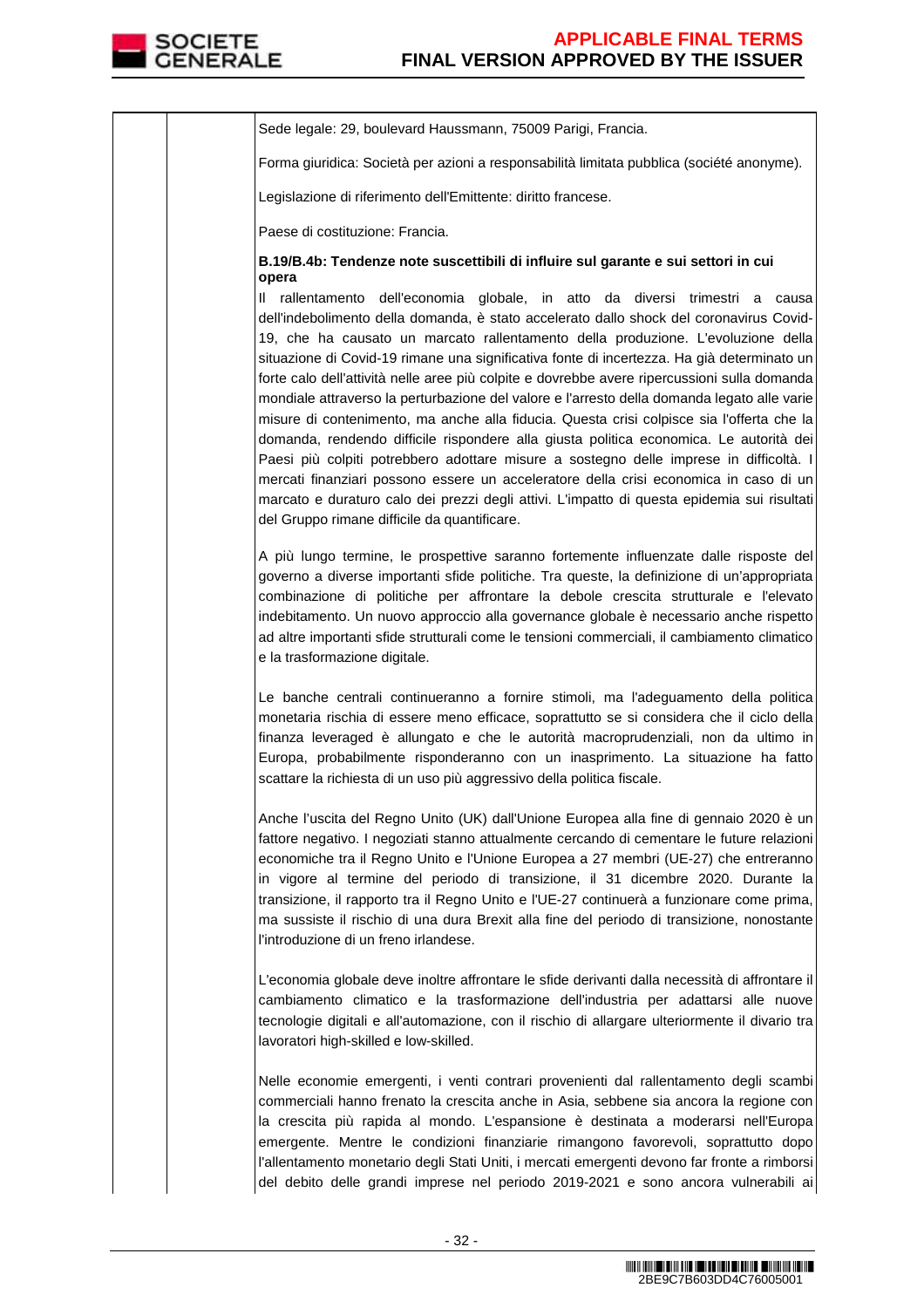Sede legale: 29, boulevard Haussmann, 75009 Parigi, Francia.

Forma giuridica: Società per azioni a responsabilità limitata pubblica (société anonyme).

Legislazione di riferimento dell'Emittente: diritto francese.

Paese di costituzione: Francia.

**B.19/B.4b: Tendenze note suscettibili di influire sul garante e sui settori in cui opera**

Il rallentamento dell'economia globale, in atto da diversi trimestri a causa dell'indebolimento della domanda, è stato accelerato dallo shock del coronavirus Covid-19, che ha causato un marcato rallentamento della produzione. L'evoluzione della situazione di Covid-19 rimane una significativa fonte di incertezza. Ha già determinato un forte calo dell'attività nelle aree più colpite e dovrebbe avere ripercussioni sulla domanda mondiale attraverso la perturbazione del valore e l'arresto della domanda legato alle varie misure di contenimento, ma anche alla fiducia. Questa crisi colpisce sia l'offerta che la domanda, rendendo difficile rispondere alla giusta politica economica. Le autorità dei Paesi più colpiti potrebbero adottare misure a sostegno delle imprese in difficoltà. I mercati finanziari possono essere un acceleratore della crisi economica in caso di un marcato e duraturo calo dei prezzi degli attivi. L'impatto di questa epidemia sui risultati del Gruppo rimane difficile da quantificare.

A più lungo termine, le prospettive saranno fortemente influenzate dalle risposte del governo a diverse importanti sfide politiche. Tra queste, la definizione di un'appropriata combinazione di politiche per affrontare la debole crescita strutturale e l'elevato indebitamento. Un nuovo approccio alla governance globale è necessario anche rispetto ad altre importanti sfide strutturali come le tensioni commerciali, il cambiamento climatico e la trasformazione digitale.

Le banche centrali continueranno a fornire stimoli, ma l'adeguamento della politica monetaria rischia di essere meno efficace, soprattutto se si considera che il ciclo della finanza leveraged è allungato e che le autorità macroprudenziali, non da ultimo in Europa, probabilmente risponderanno con un inasprimento. La situazione ha fatto scattare la richiesta di un uso più aggressivo della politica fiscale.

Anche l'uscita del Regno Unito (UK) dall'Unione Europea alla fine di gennaio 2020 è un fattore negativo. I negoziati stanno attualmente cercando di cementare le future relazioni economiche tra il Regno Unito e l'Unione Europea a 27 membri (UE-27) che entreranno in vigore al termine del periodo di transizione, il 31 dicembre 2020. Durante la transizione, il rapporto tra il Regno Unito e l'UE-27 continuerà a funzionare come prima, ma sussiste il rischio di una dura Brexit alla fine del periodo di transizione, nonostante l'introduzione di un freno irlandese.

L'economia globale deve inoltre affrontare le sfide derivanti dalla necessità di affrontare il cambiamento climatico e la trasformazione dell'industria per adattarsi alle nuove tecnologie digitali e all'automazione, con il rischio di allargare ulteriormente il divario tra lavoratori high-skilled e low-skilled.

Nelle economie emergenti, i venti contrari provenienti dal rallentamento degli scambi commerciali hanno frenato la crescita anche in Asia, sebbene sia ancora la regione con la crescita più rapida al mondo. L'espansione è destinata a moderarsi nell'Europa emergente. Mentre le condizioni finanziarie rimangono favorevoli, soprattutto dopo l'allentamento monetario degli Stati Uniti, i mercati emergenti devono far fronte a rimborsi del debito delle grandi imprese nel periodo 2019-2021 e sono ancora vulnerabili ai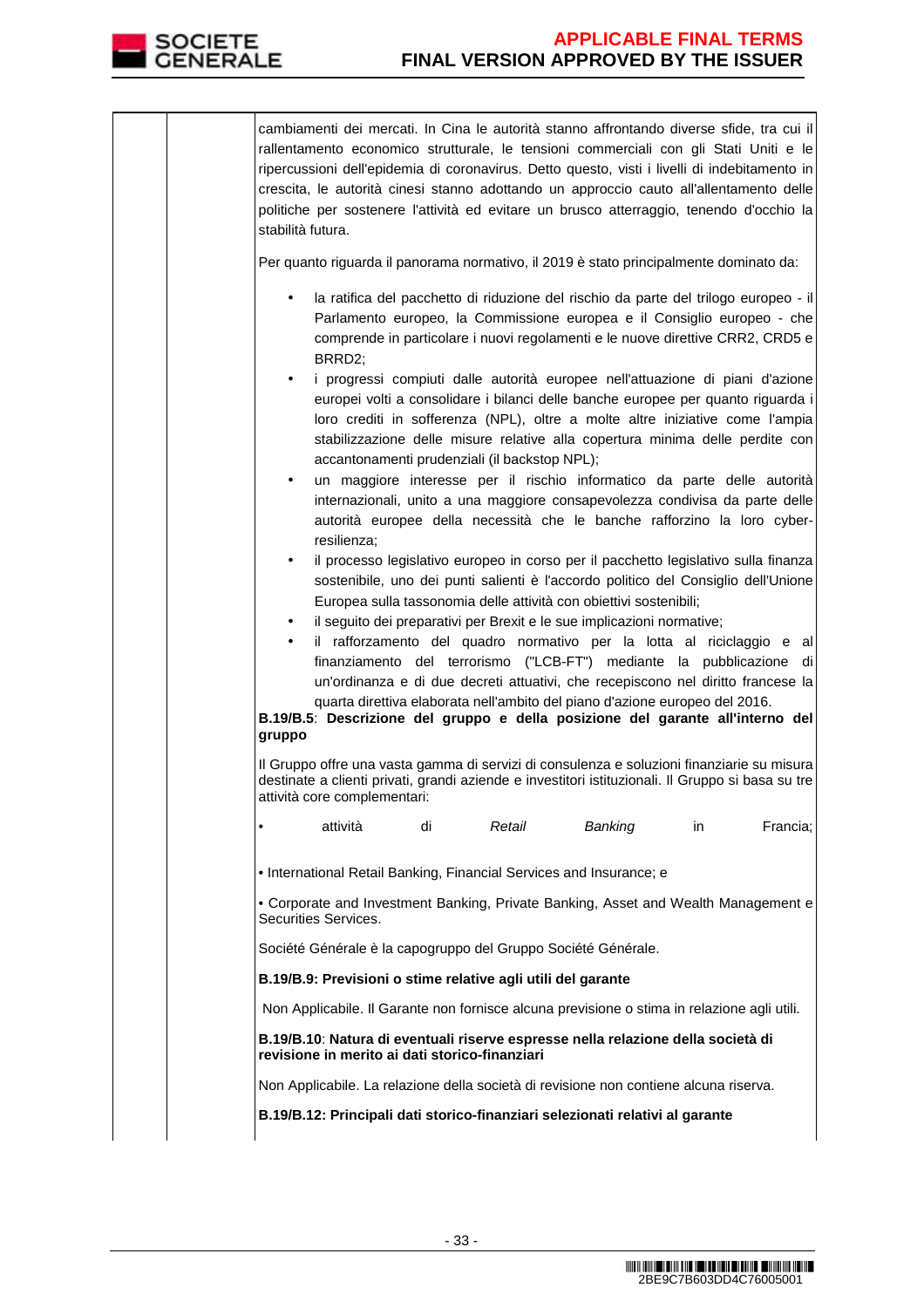cambiamenti dei mercati. In Cina le autorità stanno affrontando diverse sfide, tra cui il rallentamento economico strutturale, le tensioni commerciali con gli Stati Uniti e le ripercussioni dell'epidemia di coronavirus. Detto questo, visti i livelli di indebitamento in crescita, le autorità cinesi stanno adottando un approccio cauto all'allentamento delle politiche per sostenere l'attività ed evitare un brusco atterraggio, tenendo d'occhio la stabilità futura.

Per quanto riguarda il panorama normativo, il 2019 è stato principalmente dominato da:

- la ratifica del pacchetto di riduzione del rischio da parte del trilogo europeo - il Parlamento europeo, la Commissione europea e il Consiglio europeo - che comprende in particolare i nuovi regolamenti e le nuove direttive CRR2, CRD5 e BRRD2;
- i progressi compiuti dalle autorità europee nell'attuazione di piani d'azione europei volti a consolidare i bilanci delle banche europee per quanto riguarda i loro crediti in sofferenza (NPL), oltre a molte altre iniziative come l'ampia stabilizzazione delle misure relative alla copertura minima delle perdite con accantonamenti prudenziali (il backstop NPL);
- un maggiore interesse per il rischio informatico da parte delle autorità internazionali, unito a una maggiore consapevolezza condivisa da parte delle autorità europee della necessità che le banche rafforzino la loro cyber-resilienza;
- il processo legislativo europeo in corso per il pacchetto legislativo sulla finanza sostenibile, uno dei punti salienti è l'accordo politico del Consiglio dell'Unione Europea sulla tassonomia delle attività con obiettivi sostenibili;
- il seguito dei preparativi per Brexit e le sue implicazioni normative;
- il rafforzamento del quadro normativo per la lotta al riciclaggio e al finanziamento del terrorismo ("LCB-FT") mediante la pubblicazione di un'ordinanza e di due decreti attuativi, che recepiscono nel diritto francese la quarta direttiva elaborata nell'ambito del piano d'azione europeo del 2016.

**B.19/B.5**: **Descrizione del gruppo e della posizione del garante all'interno del gruppo**

Il Gruppo offre una vasta gamma di servizi di consulenza e soluzioni finanziarie su misura destinate a clienti privati, grandi aziende e investitori istituzionali. Il Gruppo si basa su tre attività core complementari:

- attività di *Retail Banking* in Francia;
- International Retail Banking, Financial Services and Insurance; e
- Corporate and Investment Banking, Private Banking, Asset and Wealth Management e Securities Services.

Société Générale è la capogruppo del Gruppo Société Générale.

**B.19/B.9: Previsioni o stime relative agli utili del garante**

Non Applicabile. Il Garante non fornisce alcuna previsione o stima in relazione agli utili.

**B.19/B.10**: **Natura di eventuali riserve espresse nella relazione della società di revisione in merito ai dati storico-finanziari**

Non Applicabile. La relazione della società di revisione non contiene alcuna riserva.

**B.19/B.12: Principali dati storico-finanziari selezionati relativi al garante**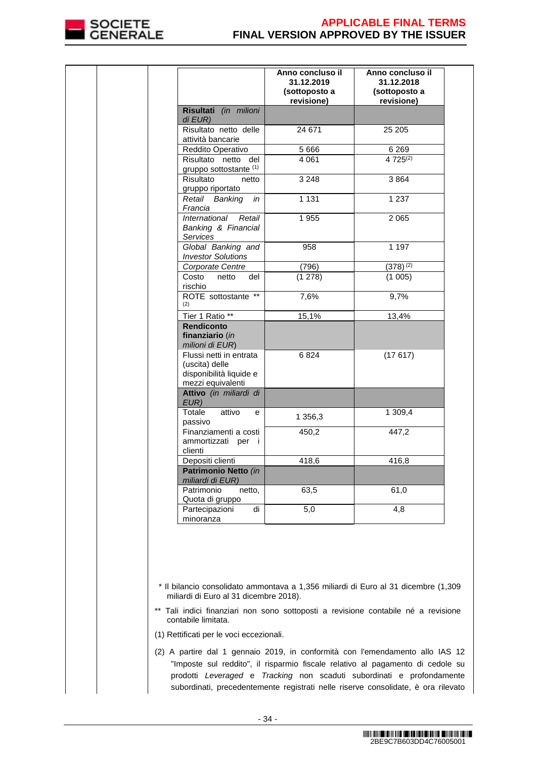| | Anno concluso il 31.12.2019 (sottoposto a revisione) | Anno concluso il 31.12.2018 (sottoposto a revisione) |
|---|---|---|
| **Risultati** *(in milioni di EUR)* | | |
| Risultato netto delle attività bancarie | 24 671 | 25 205 |
| Reddito Operativo | 5 666 | 6 269 |
| Risultato netto del gruppo sottostante (1) | 4 061 | 4 725(2) |
| Risultato netto gruppo riportato | 3 248 | 3 864 |
| *Retail Banking in Francia* | 1 131 | 1 237 |
| *International Retail Banking & Financial Services* | 1 955 | 2 065 |
| *Global Banking and Investor Solutions* | 958 | 1 197 |
| *Corporate Centre* | (796) | (378) (2) |
| Costo netto del rischio | (1 278) | (1 005) |
| ROTE sottostante ** (2) | 7,6% | 9,7% |
| Tier 1 Ratio ** | 15,1% | 13,4% |
| **Rendiconto finanziario** (*in milioni di EUR*) | | |
| Flussi netti in entrata (uscita) delle disponibilità liquide e mezzi equivalenti | 6 824 | (17 617) |
| **Attivo** *(in miliardi di EUR)* | | |
| Totale attivo e passivo | 1 356,3 | 1 309,4 |
| Finanziamenti a costi ammortizzati per i clienti | 450,2 | 447,2 |
| Depositi clienti | 418,6 | 416,8 |
| **Patrimonio Netto** *(in miliardi di EUR)* | | |
| Patrimonio netto, Quota di gruppo | 63,5 | 61,0 |
| Partecipazioni di minoranza | 5,0 | 4,8 |

\* Il bilancio consolidato ammontava a 1,356 miliardi di Euro al 31 dicembre (1,309 miliardi di Euro al 31 dicembre 2018).

** Tali indici finanziari non sono sottoposti a revisione contabile né a revisione contabile limitata.

(1) Rettificati per le voci eccezionali.

(2) A partire dal 1 gennaio 2019, in conformità con l'emendamento allo IAS 12 "Imposte sul reddito", il risparmio fiscale relativo al pagamento di cedole su prodotti *Leveraged* e *Tracking* non scaduti subordinati e profondamente subordinati, precedentemente registrati nelle riserve consolidate, è ora rilevato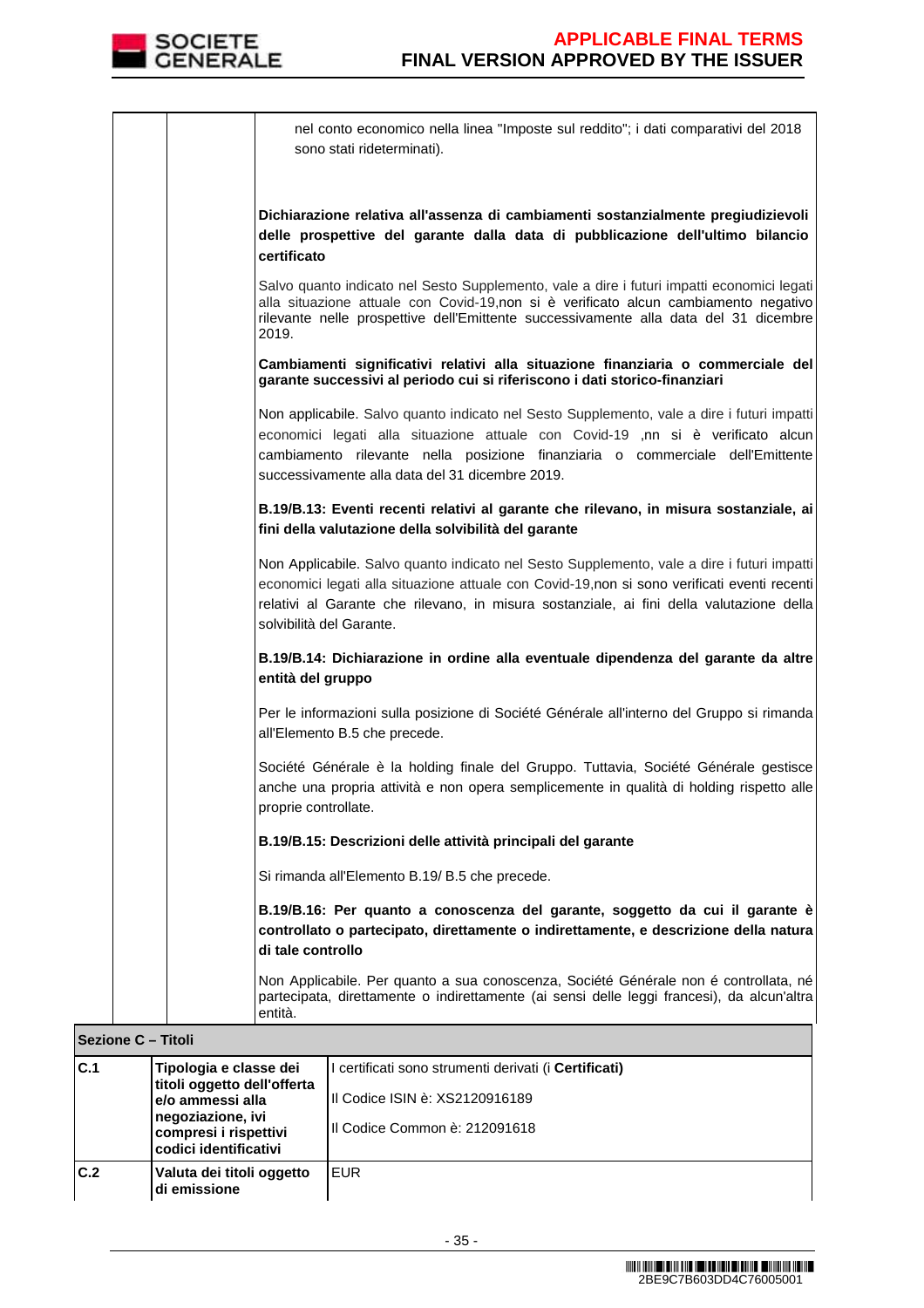| | | |
|---|---|---|
| | | nel conto economico nella linea "Imposte sul reddito"; i dati comparativi del 2018 sono stati rideterminati).<br><br>**Dichiarazione relativa all'assenza di cambiamenti sostanzialmente pregiudizievoli delle prospettive del garante dalla data di pubblicazione dell'ultimo bilancio certificato**<br><br>Salvo quanto indicato nel Sesto Supplemento, vale a dire i futuri impatti economici legati alla situazione attuale con Covid-19,non si è verificato alcun cambiamento negativo rilevante nelle prospettive dell'Emittente successivamente alla data del 31 dicembre 2019.<br><br>**Cambiamenti significativi relativi alla situazione finanziaria o commerciale del garante successivi al periodo cui si riferiscono i dati storico-finanziari**<br><br>Non applicabile. Salvo quanto indicato nel Sesto Supplemento, vale a dire i futuri impatti economici legati alla situazione attuale con Covid-19 ,nn si è verificato alcun cambiamento rilevante nella posizione finanziaria o commerciale dell'Emittente successivamente alla data del 31 dicembre 2019.<br><br>**B.19/B.13: Eventi recenti relativi al garante che rilevano, in misura sostanziale, ai fini della valutazione della solvibilità del garante**<br><br>Non Applicabile. Salvo quanto indicato nel Sesto Supplemento, vale a dire i futuri impatti economici legati alla situazione attuale con Covid-19,non si sono verificati eventi recenti relativi al Garante che rilevano, in misura sostanziale, ai fini della valutazione della solvibilità del Garante.<br><br>**B.19/B.14: Dichiarazione in ordine alla eventuale dipendenza del garante da altre entità del gruppo**<br><br>Per le informazioni sulla posizione di Société Générale all'interno del Gruppo si rimanda all'Elemento B.5 che precede.<br><br>Société Générale è la holding finale del Gruppo. Tuttavia, Société Générale gestisce anche una propria attività e non opera semplicemente in qualità di holding rispetto alle proprie controllate.<br><br>**B.19/B.15: Descrizioni delle attività principali del garante**<br><br>Si rimanda all'Elemento B.19/ B.5 che precede.<br><br>**B.19/B.16: Per quanto a conoscenza del garante, soggetto da cui il garante è controllato o partecipato, direttamente o indirettamente, e descrizione della natura di tale controllo**<br><br>Non Applicabile. Per quanto a sua conoscenza, Société Générale non é controllata, né partecipata, direttamente o indirettamente (ai sensi delle leggi francesi), da alcun'altra entità. |

**Sezione C – Titoli**

| | | |
|---|---|---|
| **C.1** | **Tipologia e classe dei titoli oggetto dell'offerta e/o ammessi alla negoziazione, ivi compresi i rispettivi codici identificativi** | I certificati sono strumenti derivati (i **Certificati**)<br><br>Il Codice ISIN è: XS2120916189<br><br>Il Codice Common è: 212091618 |
| **C.2** | **Valuta dei titoli oggetto di emissione** | EUR |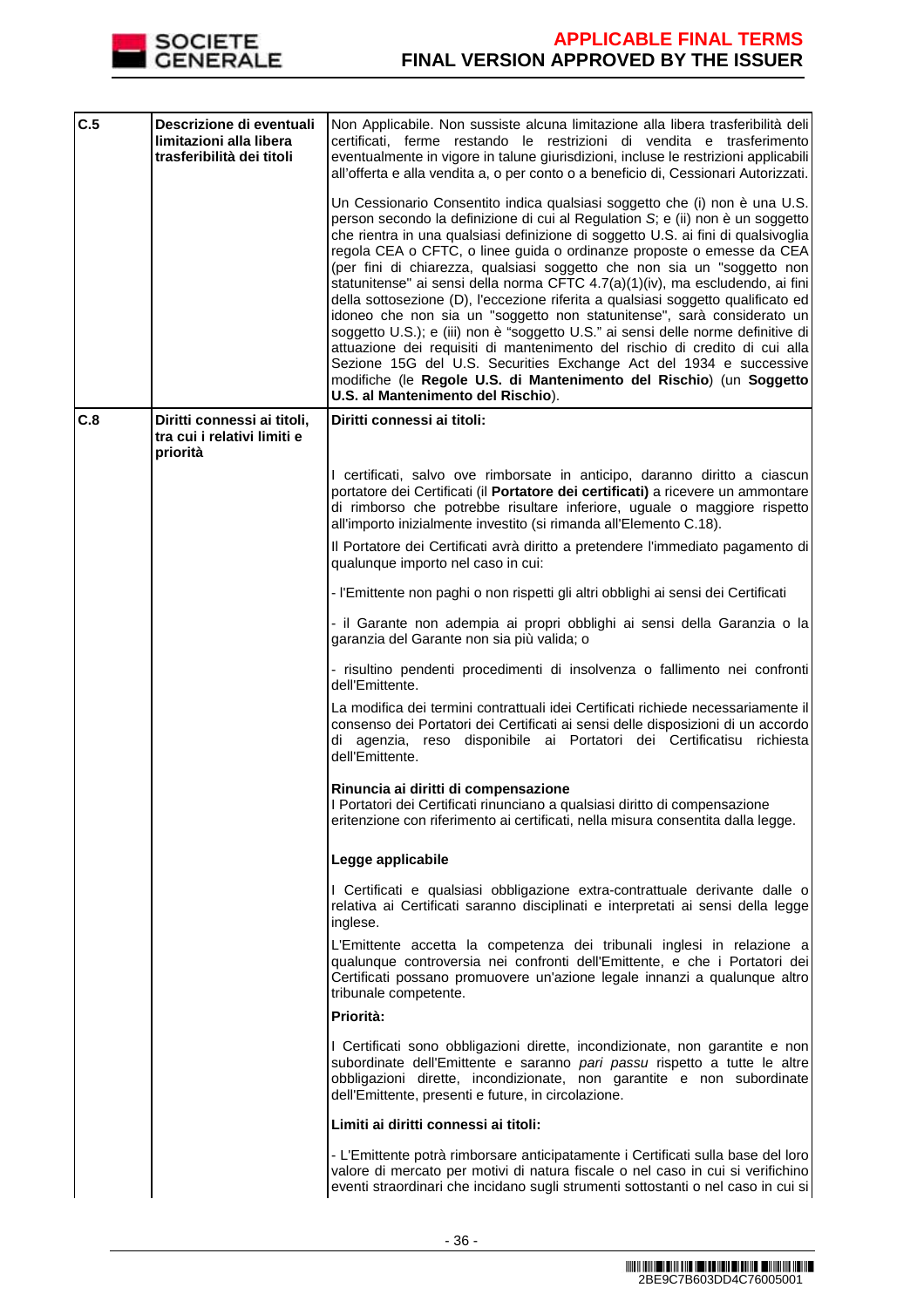| | | |
|---|---|---|
| C.5 | Descrizione di eventuali limitazioni alla libera trasferibilità dei titoli | Non Applicabile. Non sussiste alcuna limitazione alla libera trasferibilità dei certificati, ferme restando le restrizioni di vendita e trasferimento eventualmente in vigore in talune giurisdizioni, incluse le restrizioni applicabili all'offerta e alla vendita a, o per conto o a beneficio di, Cessionari Autorizzati.<br><br>Un Cessionario Consentito indica qualsiasi soggetto che (i) non è una U.S. person secondo la definizione di cui al Regulation *S*; e (ii) non è un soggetto che rientra in una qualsiasi definizione di soggetto U.S. ai fini di qualsivoglia regola CEA o CFTC, o linee guida o ordinanze proposte o emesse da CEA (per fini di chiarezza, qualsiasi soggetto che non sia un "soggetto non statunitense" ai sensi della norma CFTC 4.7(a)(1)(iv), ma escludendo, ai fini della sottosezione (D), l'eccezione riferita a qualsiasi soggetto qualificato ed idoneo che non sia un "soggetto non statunitense", sarà considerato un soggetto U.S.); e (iii) non è "soggetto U.S." ai sensi delle norme definitive di attuazione dei requisiti di mantenimento del rischio di credito di cui alla Sezione 15G del U.S. Securities Exchange Act del 1934 e successive modifiche (le **Regole U.S. di Mantenimento del Rischio**) (un **Soggetto U.S. al Mantenimento del Rischio**). |
| C.8 | Diritti connessi ai titoli, tra cui i relativi limiti e priorità | **Diritti connessi ai titoli:**<br><br>I certificati, salvo ove rimborsate in anticipo, daranno diritto a ciascun portatore dei Certificati (il **Portatore dei certificati)** a ricevere un ammontare di rimborso che potrebbe risultare inferiore, uguale o maggiore rispetto all'importo inizialmente investito (si rimanda all'Elemento C.18).<br><br>Il Portatore dei Certificati avrà diritto a pretendere l'immediato pagamento di qualunque importo nel caso in cui:<br><br>- l'Emittente non paghi o non rispetti gli altri obblighi ai sensi dei Certificati<br><br>- il Garante non adempia ai propri obblighi ai sensi della Garanzia o la garanzia del Garante non sia più valida; o<br><br>- risultino pendenti procedimenti di insolvenza o fallimento nei confronti dell'Emittente.<br><br>La modifica dei termini contrattuali idei Certificati richiede necessariamente il consenso dei Portatori dei Certificati ai sensi delle disposizioni di un accordo di agenzia, reso disponibile ai Portatori dei Certificatisu richiesta dell'Emittente.<br><br>**Rinuncia ai diritti di compensazione**<br>I Portatori dei Certificati rinunciano a qualsiasi diritto di compensazione eritenzione con riferimento ai certificati, nella misura consentita dalla legge.<br><br>**Legge applicabile**<br><br>I Certificati e qualsiasi obbligazione extra-contrattuale derivante dalle o relativa ai Certificati saranno disciplinati e interpretati ai sensi della legge inglese.<br><br>L'Emittente accetta la competenza dei tribunali inglesi in relazione a qualunque controversia nei confronti dell'Emittente, e che i Portatori dei Certificati possano promuovere un'azione legale innanzi a qualunque altro tribunale competente.<br><br>**Priorità:**<br><br>I Certificati sono obbligazioni dirette, incondizionate, non garantite e non subordinate dell'Emittente e saranno *pari passu* rispetto a tutte le altre obbligazioni dirette, incondizionate, non garantite e non subordinate dell'Emittente, presenti e future, in circolazione.<br><br>**Limiti ai diritti connessi ai titoli:**<br><br>- L'Emittente potrà rimborsare anticipatamente i Certificati sulla base del loro valore di mercato per motivi di natura fiscale o nel caso in cui si verifichino eventi straordinari che incidano sugli strumenti sottostanti o nel caso in cui si |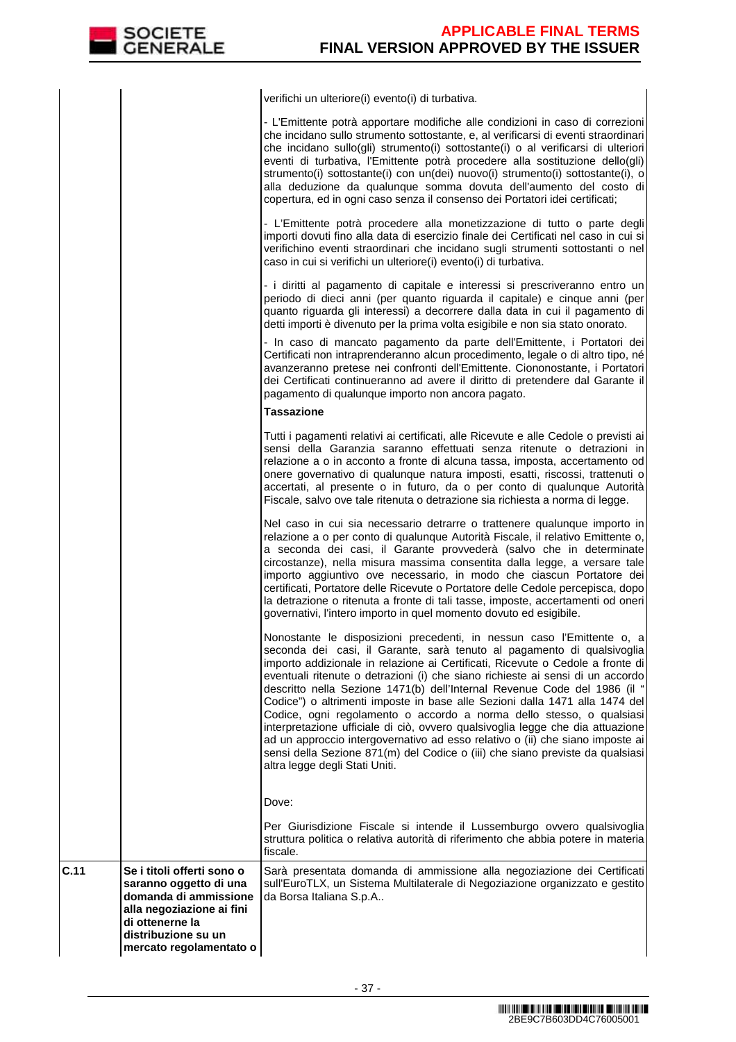| | | |
|---|---|---|
| | | verifichi un ulteriore(i) evento(i) di turbativa.<br><br>- L'Emittente potrà apportare modifiche alle condizioni in caso di correzioni che incidano sullo strumento sottostante, e, al verificarsi di eventi straordinari che incidano sullo(gli) strumento(i) sottostante(i) o al verificarsi di ulteriori eventi di turbativa, l'Emittente potrà procedere alla sostituzione dello(gli) strumento(i) sottostante(i) con un(dei) nuovo(i) strumento(i) sottostante(i), o alla deduzione da qualunque somma dovuta dell'aumento del costo di copertura, ed in ogni caso senza il consenso dei Portatori idei certificati;<br><br>- L'Emittente potrà procedere alla monetizzazione di tutto o parte degli importi dovuti fino alla data di esercizio finale dei Certificati nel caso in cui si verifichino eventi straordinari che incidano sugli strumenti sottostanti o nel caso in cui si verifichi un ulteriore(i) evento(i) di turbativa.<br><br>- i diritti al pagamento di capitale e interessi si prescriveranno entro un periodo di dieci anni (per quanto riguarda il capitale) e cinque anni (per quanto riguarda gli interessi) a decorrere dalla data in cui il pagamento di detti importi è divenuto per la prima volta esigibile e non sia stato onorato.<br><br>- In caso di mancato pagamento da parte dell'Emittente, i Portatori dei Certificati non intraprenderanno alcun procedimento, legale o di altro tipo, né avanzeranno pretese nei confronti dell'Emittente. Ciononostante, i Portatori dei Certificati continueranno ad avere il diritto di pretendere dal Garante il pagamento di qualunque importo non ancora pagato.<br><br>**Tassazione**<br><br>Tutti i pagamenti relativi ai certificati, alle Ricevute e alle Cedole o previsti ai sensi della Garanzia saranno effettuati senza ritenute o detrazioni in relazione a o in acconto a fronte di alcuna tassa, imposta, accertamento od onere governativo di qualunque natura imposti, esatti, riscossi, trattenuti o accertati, al presente o in futuro, da o per conto di qualunque Autorità Fiscale, salvo ove tale ritenuta o detrazione sia richiesta a norma di legge.<br><br>Nel caso in cui sia necessario detrarre o trattenere qualunque importo in relazione a o per conto di qualunque Autorità Fiscale, il relativo Emittente o, a seconda dei casi, il Garante provvederà (salvo che in determinate circostanze), nella misura massima consentita dalla legge, a versare tale importo aggiuntivo ove necessario, in modo che ciascun Portatore dei certificati, Portatore delle Ricevute o Portatore delle Cedole percepisca, dopo la detrazione o ritenuta a fronte di tali tasse, imposte, accertamenti od oneri governativi, l'intero importo in quel momento dovuto ed esigibile.<br><br>Nonostante le disposizioni precedenti, in nessun caso l'Emittente o, a seconda dei casi, il Garante, sarà tenuto al pagamento di qualsivoglia importo addizionale in relazione ai Certificati, Ricevute o Cedole a fronte di eventuali ritenute o detrazioni (i) che siano richieste ai sensi di un accordo descritto nella Sezione 1471(b) dell'Internal Revenue Code del 1986 (il "Codice") o altrimenti imposte in base alle Sezioni dalla 1471 alla 1474 del Codice, ogni regolamento o accordo a norma dello stesso, o qualsiasi interpretazione ufficiale di ciò, ovvero qualsivoglia legge che dia attuazione ad un approccio intergovernativo ad esso relativo o (ii) che siano imposte ai sensi della Sezione 871(m) del Codice o (iii) che siano previste da qualsiasi altra legge degli Stati Uniti.<br><br>Dove:<br><br>Per Giurisdizione Fiscale si intende il Lussemburgo ovvero qualsivoglia struttura politica o relativa autorità di riferimento che abbia potere in materia fiscale. |
| **C.11** | **Se i titoli offerti sono o saranno oggetto di una domanda di ammissione alla negoziazione ai fini di ottenerne la distribuzione su un mercato regolamentato o** | Sarà presentata domanda di ammissione alla negoziazione dei Certificati sull'EuroTLX, un Sistema Multilaterale di Negoziazione organizzato e gestito da Borsa Italiana S.p.A.. |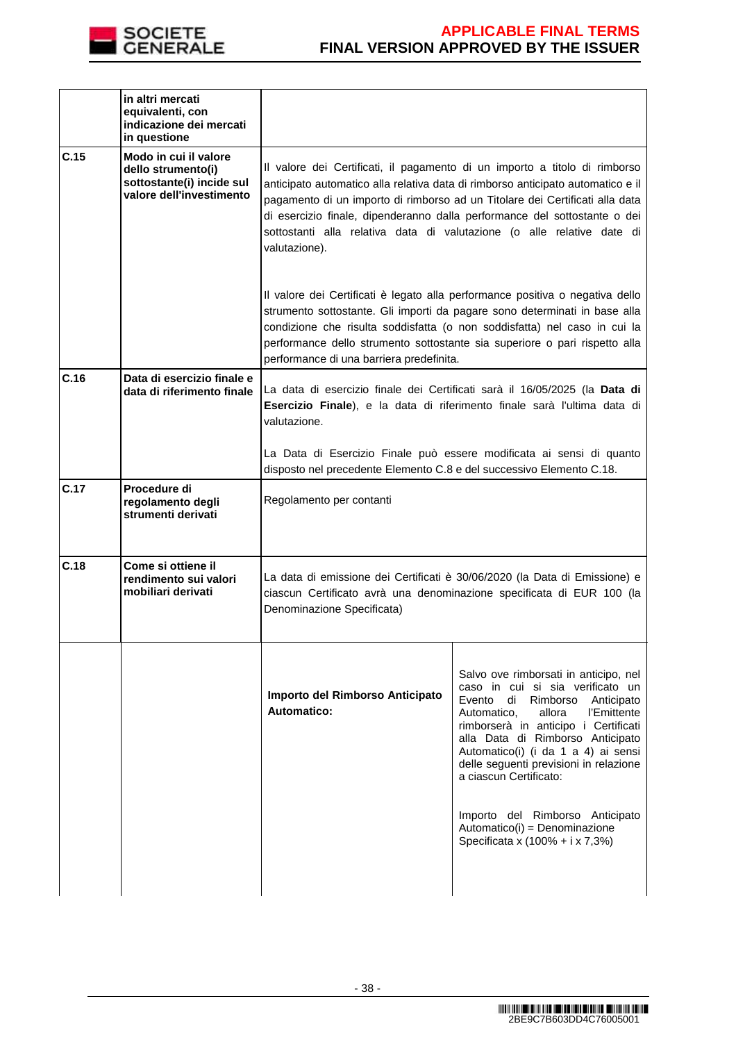| | | |
|---|---|---|
| | **in altri mercati equivalenti, con indicazione dei mercati in questione** | |
| **C.15** | **Modo in cui il valore dello strumento(i) sottostante(i) incide sul valore dell'investimento** | Il valore dei Certificati, il pagamento di un importo a titolo di rimborso anticipato automatico alla relativa data di rimborso anticipato automatico e il pagamento di un importo di rimborso ad un Titolare dei Certificati alla data di esercizio finale, dipenderanno dalla performance del sottostante o dei sottostanti alla relativa data di valutazione (o alle relative date di valutazione).<br><br>Il valore dei Certificati è legato alla performance positiva o negativa dello strumento sottostante. Gli importi da pagare sono determinati in base alla condizione che risulta soddisfatta (o non soddisfatta) nel caso in cui la performance dello strumento sottostante sia superiore o pari rispetto alla performance di una barriera predefinita. |
| **C.16** | **Data di esercizio finale e data di riferimento finale** | La data di esercizio finale dei Certificati sarà il 16/05/2025 (la **Data di Esercizio Finale**), e la data di riferimento finale sarà l'ultima data di valutazione.<br><br>La Data di Esercizio Finale può essere modificata ai sensi di quanto disposto nel precedente Elemento C.8 e del successivo Elemento C.18. |
| **C.17** | **Procedure di regolamento degli strumenti derivati** | Regolamento per contanti |
| **C.18** | **Come si ottiene il rendimento sui valori mobiliari derivati** | La data di emissione dei Certificati è 30/06/2020 (la Data di Emissione) e ciascun Certificato avrà una denominazione specificata di EUR 100 (la Denominazione Specificata) |

| | | | |
|---|---|---|---|
| | | **Importo del Rimborso Anticipato Automatico:** | Salvo ove rimborsati in anticipo, nel caso in cui si sia verificato un Evento di Rimborso Anticipato Automatico, allora l'Emittente rimborserà in anticipo i Certificati alla Data di Rimborso Anticipato Automatico(i) (i da 1 a 4) ai sensi delle seguenti previsioni in relazione a ciascun Certificato:<br><br>Importo del Rimborso Anticipato Automatico(i) = Denominazione Specificata x (100% + i x 7,3%) |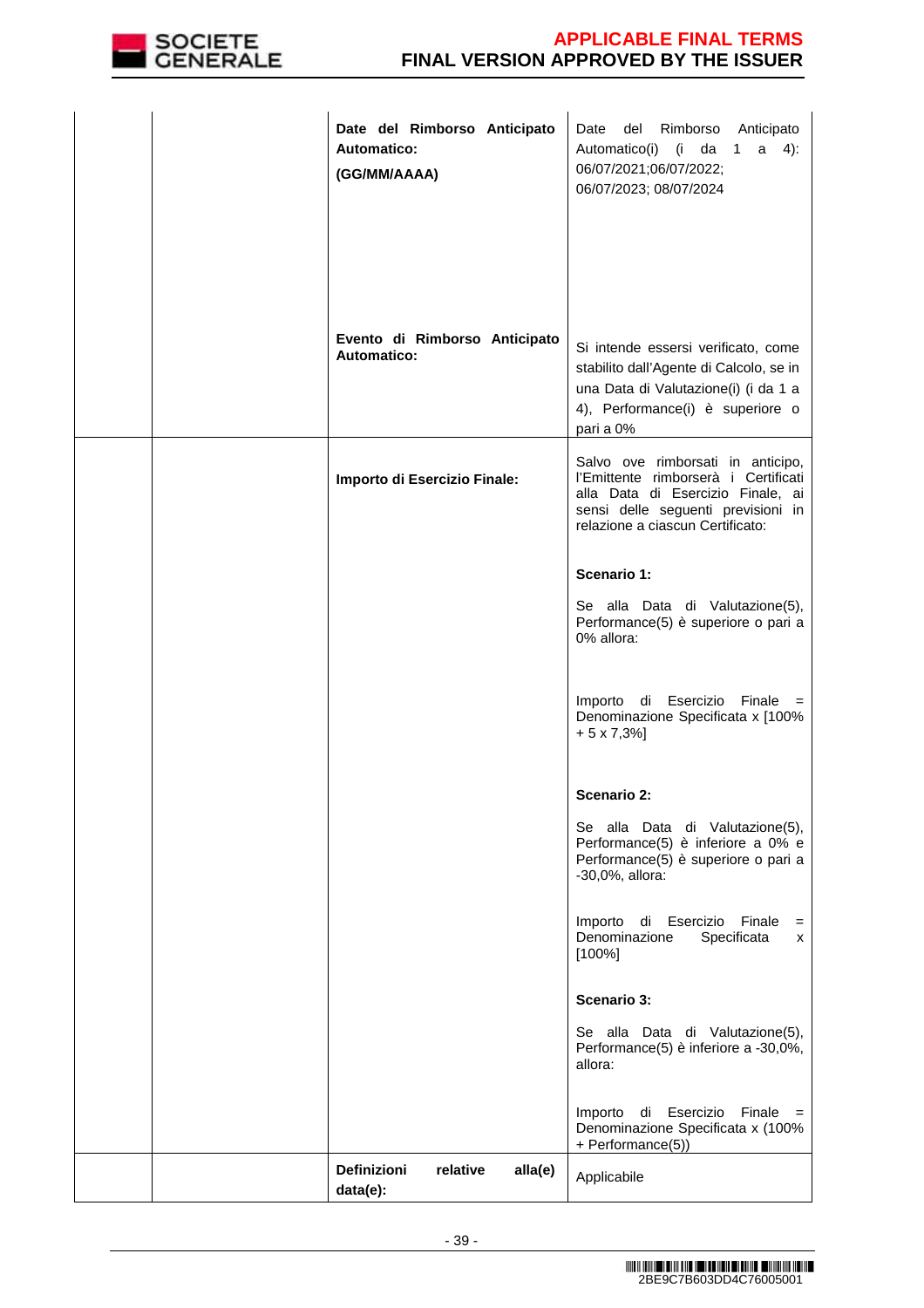| | | | |
|---|---|---|---|
| | | **Date del Rimborso Anticipato Automatico:** **(GG/MM/AAAA)** | Date del Rimborso Anticipato Automatico(i) (i da 1 a 4): 06/07/2021;06/07/2022; 06/07/2023; 08/07/2024 |
| | | **Evento di Rimborso Anticipato Automatico:** | Si intende essersi verificato, come stabilito dall'Agente di Calcolo, se in una Data di Valutazione(i) (i da 1 a 4), Performance(i) è superiore o pari a 0% |
| | | **Importo di Esercizio Finale:** | Salvo ove rimborsati in anticipo, l'Emittente rimborserà i Certificati alla Data di Esercizio Finale, ai sensi delle seguenti previsioni in relazione a ciascun Certificato:<br><br>**Scenario 1:**<br><br>Se alla Data di Valutazione(5), Performance(5) è superiore o pari a 0% allora:<br><br>Importo di Esercizio Finale = Denominazione Specificata x [100% + 5 x 7,3%]<br><br>**Scenario 2:**<br><br>Se alla Data di Valutazione(5), Performance(5) è inferiore a 0% e Performance(5) è superiore o pari a -30,0%, allora:<br><br>Importo di Esercizio Finale = Denominazione Specificata x [100%]<br><br>**Scenario 3:**<br><br>Se alla Data di Valutazione(5), Performance(5) è inferiore a -30,0%, allora:<br><br>Importo di Esercizio Finale = Denominazione Specificata x (100% + Performance(5)) |
| | | **Definizioni relative alla(e) data(e):** | Applicabile |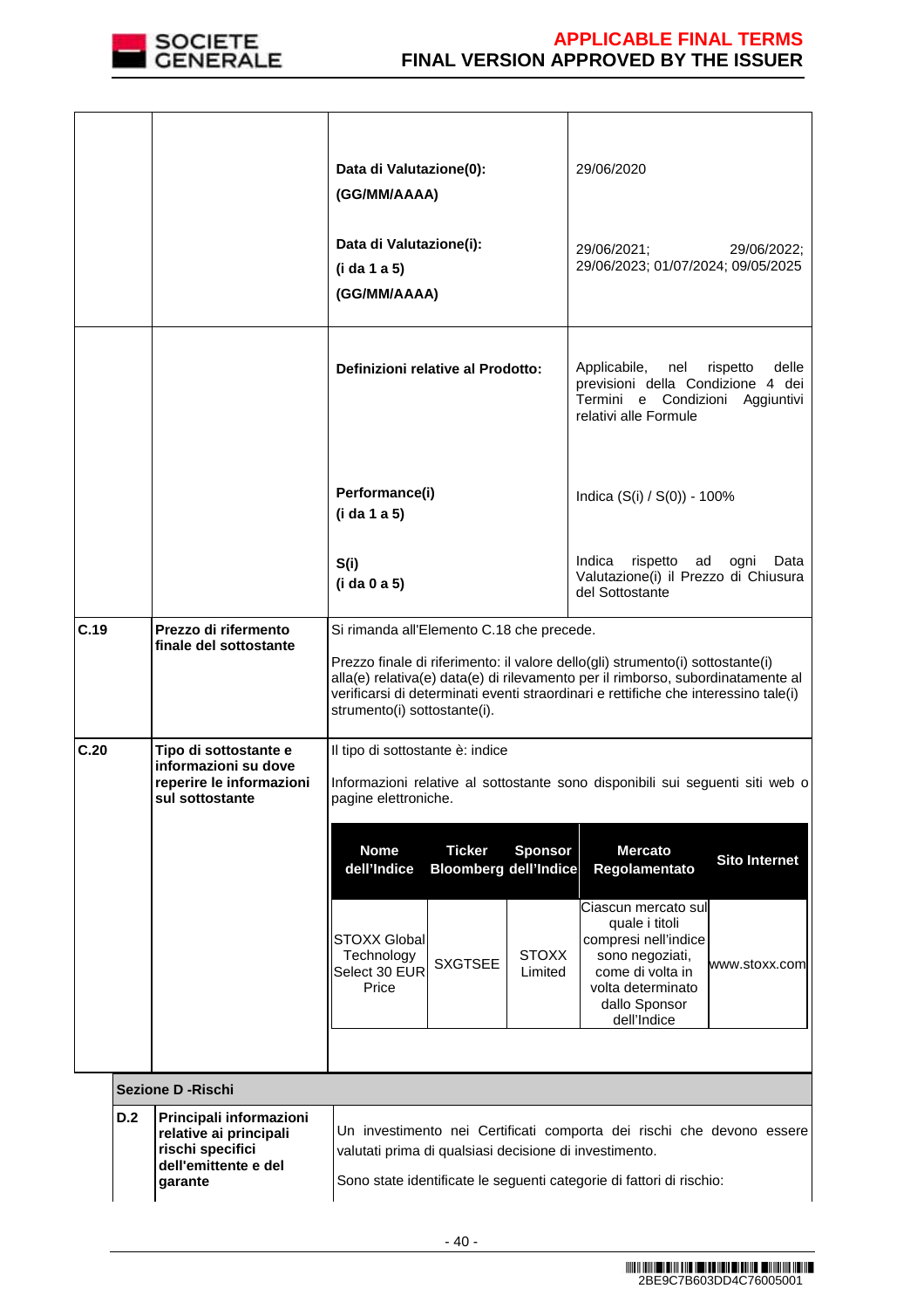| | | | |
|---|---|---|---|
| | | **Data di Valutazione(0):** **(GG/MM/AAAA)** | 29/06/2020 |
| | | **Data di Valutazione(i):** **(i da 1 a 5)** **(GG/MM/AAAA)** | 29/06/2021; 29/06/2022; 29/06/2023; 01/07/2024; 09/05/2025 |
| | | **Definizioni relative al Prodotto:** | Applicabile, nel rispetto delle previsioni della Condizione 4 dei Termini e Condizioni Aggiuntivi relativi alle Formule |
| | | **Performance(i)** **(i da 1 a 5)** | Indica (S(i) / S(0)) - 100% |
| | | **S(i)** **(i da 0 a 5)** | Indica rispetto ad ogni Data Valutazione(i) il Prezzo di Chiusura del Sottostante |
| **C.19** | **Prezzo di rifermento finale del sottostante** | Si rimanda all'Elemento C.18 che precede.<br><br>Prezzo finale di riferimento: il valore dello(gli) strumento(i) sottostante(i) alla(e) relativa(e) data(e) di rilevamento per il rimborso, subordinatamente al verificarsi di determinati eventi straordinari e rettifiche che interessino tale(i) strumento(i) sottostante(i). | |
| **C.20** | **Tipo di sottostante e informazioni su dove reperire le informazioni sul sottostante** | Il tipo di sottostante è: indice<br><br>Informazioni relative al sottostante sono disponibili sui seguenti siti web o pagine elettroniche. | |

| Nome dell'Indice | Ticker Bloomberg | Sponsor dell'Indice | Mercato Regolamentato | Sito Internet |
|---|---|---|---|---|
| STOXX Global Technology Select 30 EUR Price | SXGTSEE | STOXX Limited | Ciascun mercato sul quale i titoli compresi nell'indice sono negoziati, come di volta in volta determinato dallo Sponsor dell'Indice | www.stoxx.com |

**Sezione D -Rischi**

| | | |
|---|---|---|
| **D.2** | **Principali informazioni relative ai principali rischi specifici dell'emittente e del garante** | Un investimento nei Certificati comporta dei rischi che devono essere valutati prima di qualsiasi decisione di investimento.<br><br>Sono state identificate le seguenti categorie di fattori di rischio: |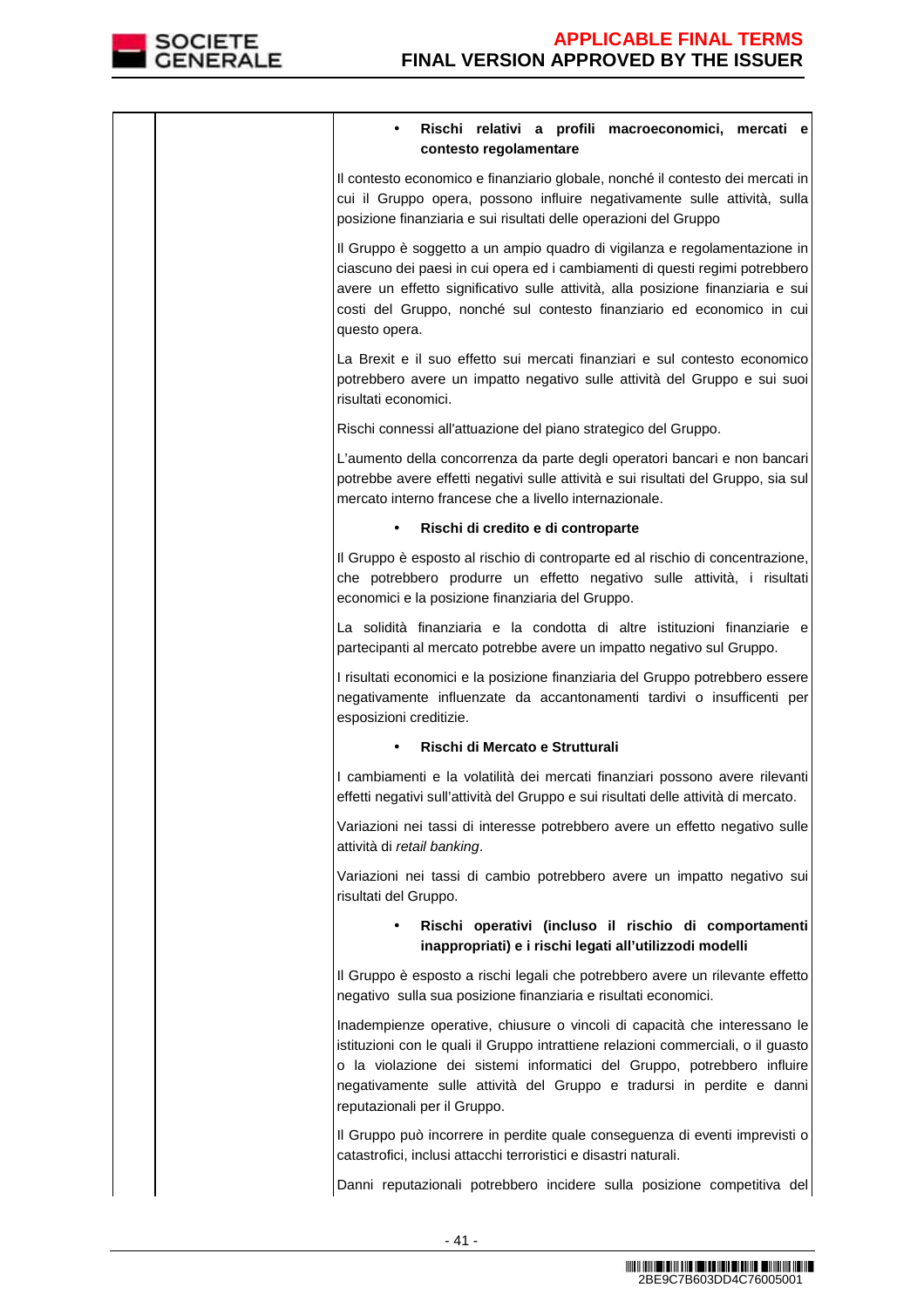| | | • **Rischi relativi a profili macroeconomici, mercati e contesto regolamentare**<br><br>Il contesto economico e finanziario globale, nonché il contesto dei mercati in cui il Gruppo opera, possono influire negativamente sulle attività, sulla posizione finanziaria e sui risultati delle operazioni del Gruppo<br><br>Il Gruppo è soggetto a un ampio quadro di vigilanza e regolamentazione in ciascuno dei paesi in cui opera ed i cambiamenti di questi regimi potrebbero avere un effetto significativo sulle attività, alla posizione finanziaria e sui costi del Gruppo, nonché sul contesto finanziario ed economico in cui questo opera.<br><br>La Brexit e il suo effetto sui mercati finanziari e sul contesto economico potrebbero avere un impatto negativo sulle attività del Gruppo e sui suoi risultati economici.<br><br>Rischi connessi all'attuazione del piano strategico del Gruppo.<br><br>L'aumento della concorrenza da parte degli operatori bancari e non bancari potrebbe avere effetti negativi sulle attività e sui risultati del Gruppo, sia sul mercato interno francese che a livello internazionale.<br><br>• **Rischi di credito e di controparte**<br><br>Il Gruppo è esposto al rischio di controparte ed al rischio di concentrazione, che potrebbero produrre un effetto negativo sulle attività, i risultati economici e la posizione finanziaria del Gruppo.<br><br>La solidità finanziaria e la condotta di altre istituzioni finanziarie e partecipanti al mercato potrebbe avere un impatto negativo sul Gruppo.<br><br>I risultati economici e la posizione finanziaria del Gruppo potrebbero essere negativamente influenzate da accantonamenti tardivi o insufficenti per esposizioni creditizie.<br><br>• **Rischi di Mercato e Strutturali**<br><br>I cambiamenti e la volatilità dei mercati finanziari possono avere rilevanti effetti negativi sull'attività del Gruppo e sui risultati delle attività di mercato.<br><br>Variazioni nei tassi di interesse potrebbero avere un effetto negativo sulle attività di *retail banking*.<br><br>Variazioni nei tassi di cambio potrebbero avere un impatto negativo sui risultati del Gruppo.<br><br>• **Rischi operativi (incluso il rischio di comportamenti inappropriati) e i rischi legati all'utilizzodi modelli**<br><br>Il Gruppo è esposto a rischi legali che potrebbero avere un rilevante effetto negativo sulla sua posizione finanziaria e risultati economici.<br><br>Inadempienze operative, chiusure o vincoli di capacità che interessano le istituzioni con le quali il Gruppo intrattiene relazioni commerciali, o il guasto o la violazione dei sistemi informatici del Gruppo, potrebbero influire negativamente sulle attività del Gruppo e tradursi in perdite e danni reputazionali per il Gruppo.<br><br>Il Gruppo può incorrere in perdite quale conseguenza di eventi imprevisti o catastrofici, inclusi attacchi terroristici e disastri naturali.<br><br>Danni reputazionali potrebbero incidere sulla posizione competitiva del |
|---|---|---|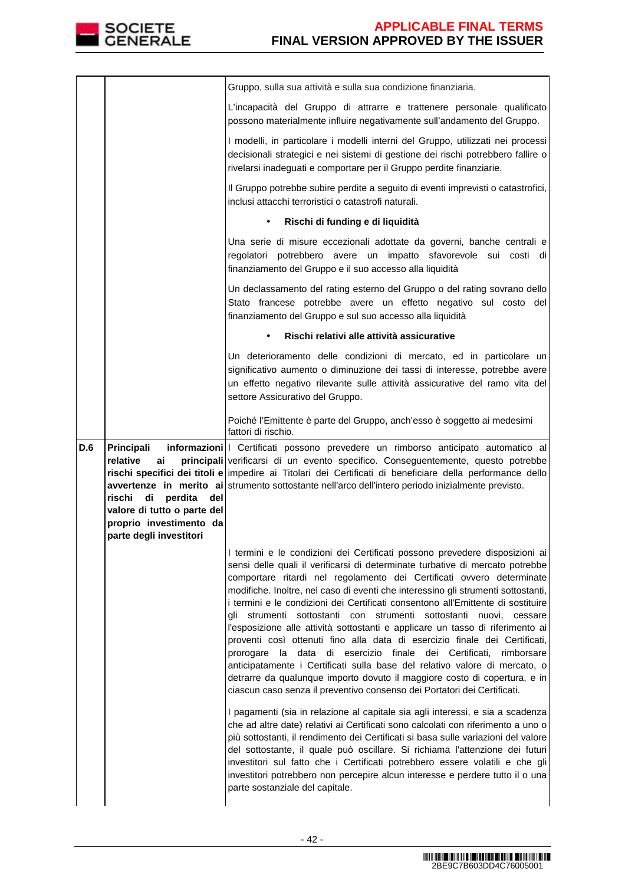| | | |
|---|---|---|
| | | Gruppo, sulla sua attività e sulla sua condizione finanziaria.<br><br>L'incapacità del Gruppo di attrarre e trattenere personale qualificato possono materialmente influire negativamente sull'andamento del Gruppo.<br><br>I modelli, in particolare i modelli interni del Gruppo, utilizzati nei processi decisionali strategici e nei sistemi di gestione dei rischi potrebbero fallire o rivelarsi inadeguati e comportare per il Gruppo perdite finanziarie.<br><br>Il Gruppo potrebbe subire perdite a seguito di eventi imprevisti o catastrofici, inclusi attacchi terroristici o catastrofi naturali.<br><br>• **Rischi di funding e di liquidità**<br><br>Una serie di misure eccezionali adottate da governi, banche centrali e regolatori potrebbero avere un impatto sfavorevole sui costi di finanziamento del Gruppo e il suo accesso alla liquidità<br><br>Un declassamento del rating esterno del Gruppo o del rating sovrano dello Stato francese potrebbe avere un effetto negativo sul costo del finanziamento del Gruppo e sul suo accesso alla liquidità<br><br>• **Rischi relativi alle attività assicurative**<br><br>Un deterioramento delle condizioni di mercato, ed in particolare un significativo aumento o diminuzione dei tassi di interesse, potrebbe avere un effetto negativo rilevante sulle attività assicurative del ramo vita del settore Assicurativo del Gruppo.<br><br>Poiché l'Emittente è parte del Gruppo, anch'esso è soggetto ai medesimi fattori di rischio. |
| **D.6** | **Principali informazioni relative ai principali rischi specifici dei titoli e avvertenze in merito ai rischi di perdita del valore di tutto o parte del proprio investimento da parte degli investitori** | I Certificati possono prevedere un rimborso anticipato automatico al verificarsi di un evento specifico. Conseguentemente, questo potrebbe impedire ai Titolari dei Certificati di beneficiare della performance dello strumento sottostante nell'arco dell'intero periodo inizialmente previsto.<br><br>I termini e le condizioni dei Certificati possono prevedere disposizioni ai sensi delle quali il verificarsi di determinate turbative di mercato potrebbe comportare ritardi nel regolamento dei Certificati ovvero determinate modifiche. Inoltre, nel caso di eventi che interessino gli strumenti sottostanti, i termini e le condizioni dei Certificati consentono all'Emittente di sostituire gli strumenti sottostanti con strumenti sottostanti nuovi, cessare l'esposizione alle attività sottostanti e applicare un tasso di riferimento ai proventi così ottenuti fino alla data di esercizio finale dei Certificati, prorogare la data di esercizio finale dei Certificati, rimborsare anticipatamente i Certificati sulla base del relativo valore di mercato, o detrarre da qualunque importo dovuto il maggiore costo di copertura, e in ciascun caso senza il preventivo consenso dei Portatori dei Certificati.<br><br>I pagamenti (sia in relazione al capitale sia agli interessi, e sia a scadenza che ad altre date) relativi ai Certificati sono calcolati con riferimento a uno o più sottostanti, il rendimento dei Certificati si basa sulle variazioni del valore del sottostante, il quale può oscillare. Si richiama l'attenzione dei futuri investitori sul fatto che i Certificati potrebbero essere volatili e che gli investitori potrebbero non percepire alcun interesse e perdere tutto il o una parte sostanziale del capitale. |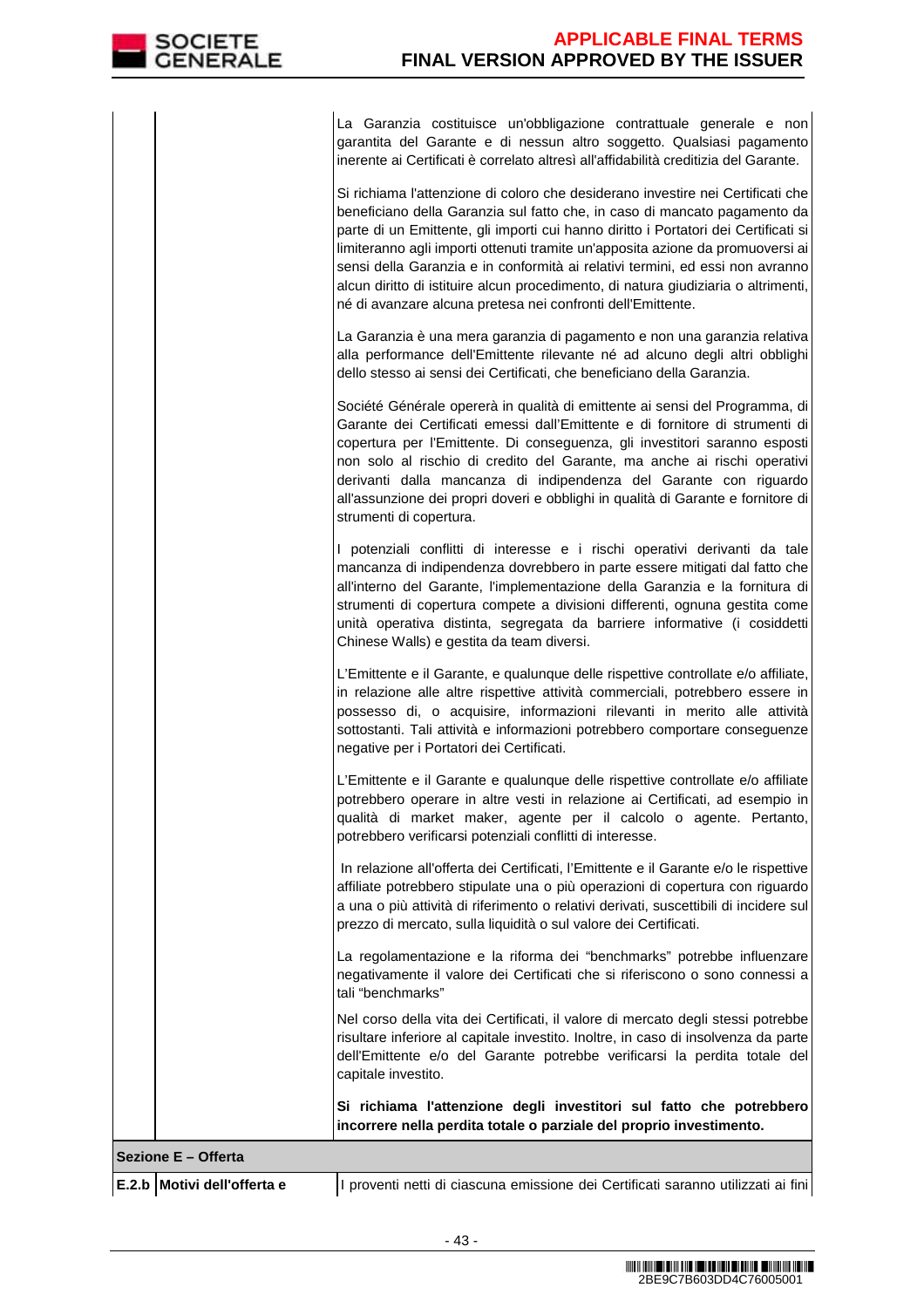| | | |
|---|---|---|
| | | La Garanzia costituisce un'obbligazione contrattuale generale e non garantita del Garante e di nessun altro soggetto. Qualsiasi pagamento inerente ai Certificati è correlato altresì all'affidabilità creditizia del Garante.<br><br>Si richiama l'attenzione di coloro che desiderano investire nei Certificati che beneficiano della Garanzia sul fatto che, in caso di mancato pagamento da parte di un Emittente, gli importi cui hanno diritto i Portatori dei Certificati si limiteranno agli importi ottenuti tramite un'apposita azione da promuoversi ai sensi della Garanzia e in conformità ai relativi termini, ed essi non avranno alcun diritto di istituire alcun procedimento, di natura giudiziaria o altrimenti, né di avanzare alcuna pretesa nei confronti dell'Emittente.<br><br>La Garanzia è una mera garanzia di pagamento e non una garanzia relativa alla performance dell'Emittente rilevante né ad alcuno degli altri obblighi dello stesso ai sensi dei Certificati, che beneficiano della Garanzia.<br><br>Société Générale opererà in qualità di emittente ai sensi del Programma, di Garante dei Certificati emessi dall'Emittente e di fornitore di strumenti di copertura per l'Emittente. Di conseguenza, gli investitori saranno esposti non solo al rischio di credito del Garante, ma anche ai rischi operativi derivanti dalla mancanza di indipendenza del Garante con riguardo all'assunzione dei propri doveri e obblighi in qualità di Garante e fornitore di strumenti di copertura.<br><br>I potenziali conflitti di interesse e i rischi operativi derivanti da tale mancanza di indipendenza dovrebbero in parte essere mitigati dal fatto che all'interno del Garante, l'implementazione della Garanzia e la fornitura di strumenti di copertura compete a divisioni differenti, ognuna gestita come unità operativa distinta, segregata da barriere informative (i cosiddetti Chinese Walls) e gestita da team diversi.<br><br>L'Emittente e il Garante, e qualunque delle rispettive controllate e/o affiliate, in relazione alle altre rispettive attività commerciali, potrebbero essere in possesso di, o acquisire, informazioni rilevanti in merito alle attività sottostanti. Tali attività e informazioni potrebbero comportare conseguenze negative per i Portatori dei Certificati.<br><br>L'Emittente e il Garante e qualunque delle rispettive controllate e/o affiliate potrebbero operare in altre vesti in relazione ai Certificati, ad esempio in qualità di market maker, agente per il calcolo o agente. Pertanto, potrebbero verificarsi potenziali conflitti di interesse.<br><br>In relazione all'offerta dei Certificati, l'Emittente e il Garante e/o le rispettive affiliate potrebbero stipulate una o più operazioni di copertura con riguardo a una o più attività di riferimento o relativi derivati, suscettibili di incidere sul prezzo di mercato, sulla liquidità o sul valore dei Certificati.<br><br>La regolamentazione e la riforma dei "benchmarks" potrebbe influenzare negativamente il valore dei Certificati che si riferiscono o sono connessi a tali "benchmarks"<br><br>Nel corso della vita dei Certificati, il valore di mercato degli stessi potrebbe risultare inferiore al capitale investito. Inoltre, in caso di insolvenza da parte dell'Emittente e/o del Garante potrebbe verificarsi la perdita totale del capitale investito.<br><br>**Si richiama l'attenzione degli investitori sul fatto che potrebbero incorrere nella perdita totale o parziale del proprio investimento.** |
| **Sezione E – Offerta** | | |
| **E.2.b** | **Motivi dell'offerta e** | I proventi netti di ciascuna emissione dei Certificati saranno utilizzati ai fini |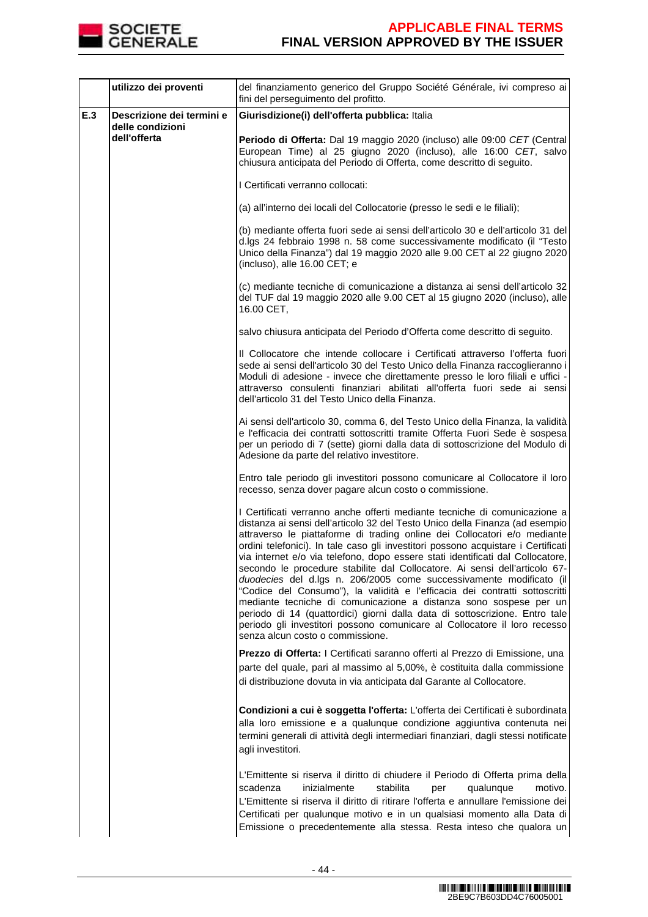| | utilizzo dei proventi | del finanziamento generico del Gruppo Société Générale, ivi compreso ai fini del perseguimento del profitto. |
|---|---|---|
| **E.3** | **Descrizione dei termini e delle condizioni dell'offerta** | **Giurisdizione(i) dell'offerta pubblica:** Italia<br><br>**Periodo di Offerta:** Dal 19 maggio 2020 (incluso) alle 09:00 *CET* (Central European Time) al 25 giugno 2020 (incluso), alle 16:00 *CET*, salvo chiusura anticipata del Periodo di Offerta, come descritto di seguito.<br><br>I Certificati verranno collocati:<br><br>(a) all'interno dei locali del Collocatorie (presso le sedi e le filiali);<br><br>(b) mediante offerta fuori sede ai sensi dell'articolo 30 e dell'articolo 31 del d.lgs 24 febbraio 1998 n. 58 come successivamente modificato (il "Testo Unico della Finanza") dal 19 maggio 2020 alle 9.00 CET al 22 giugno 2020 (incluso), alle 16.00 CET; e<br><br>(c) mediante tecniche di comunicazione a distanza ai sensi dell'articolo 32 del TUF dal 19 maggio 2020 alle 9.00 CET al 15 giugno 2020 (incluso), alle 16.00 CET,<br><br>salvo chiusura anticipata del Periodo d'Offerta come descritto di seguito.<br><br>Il Collocatore che intende collocare i Certificati attraverso l'offerta fuori sede ai sensi dell'articolo 30 del Testo Unico della Finanza raccoglieranno i Moduli di adesione - invece che direttamente presso le loro filiali e uffici - attraverso consulenti finanziari abilitati all'offerta fuori sede ai sensi dell'articolo 31 del Testo Unico della Finanza.<br><br>Ai sensi dell'articolo 30, comma 6, del Testo Unico della Finanza, la validità e l'efficacia dei contratti sottoscritti tramite Offerta Fuori Sede è sospesa per un periodo di 7 (sette) giorni dalla data di sottoscrizione del Modulo di Adesione da parte del relativo investitore.<br><br>Entro tale periodo gli investitori possono comunicare al Collocatore il loro recesso, senza dover pagare alcun costo o commissione.<br><br>I Certificati verranno anche offerti mediante tecniche di comunicazione a distanza ai sensi dell'articolo 32 del Testo Unico della Finanza (ad esempio attraverso le piattaforme di trading online dei Collocatori e/o mediante ordini telefonici). In tale caso gli investitori possono acquistare i Certificati via internet e/o via telefono, dopo essere stati identificati dal Collocatore, secondo le procedure stabilite dal Collocatore. Ai sensi dell'articolo 67-*duodecies* del d.lgs n. 206/2005 come successivamente modificato (il "Codice del Consumo"), la validità e l'efficacia dei contratti sottoscritti mediante tecniche di comunicazione a distanza sono sospese per un periodo di 14 (quattordici) giorni dalla data di sottoscrizione. Entro tale periodo gli investitori possono comunicare al Collocatore il loro recesso senza alcun costo o commissione.<br><br>**Prezzo di Offerta:** I Certificati saranno offerti al Prezzo di Emissione, una parte del quale, pari al massimo al 5,00%, è costituita dalla commissione di distribuzione dovuta in via anticipata dal Garante al Collocatore.<br><br>**Condizioni a cui è soggetta l'offerta:** L'offerta dei Certificati è subordinata alla loro emissione e a qualunque condizione aggiuntiva contenuta nei termini generali di attività degli intermediari finanziari, dagli stessi notificate agli investitori.<br><br>L'Emittente si riserva il diritto di chiudere il Periodo di Offerta prima della scadenza inizialmente stabilita per qualunque motivo. L'Emittente si riserva il diritto di ritirare l'offerta e annullare l'emissione dei Certificati per qualunque motivo e in un qualsiasi momento alla Data di Emissione o precedentemente alla stessa. Resta inteso che qualora un |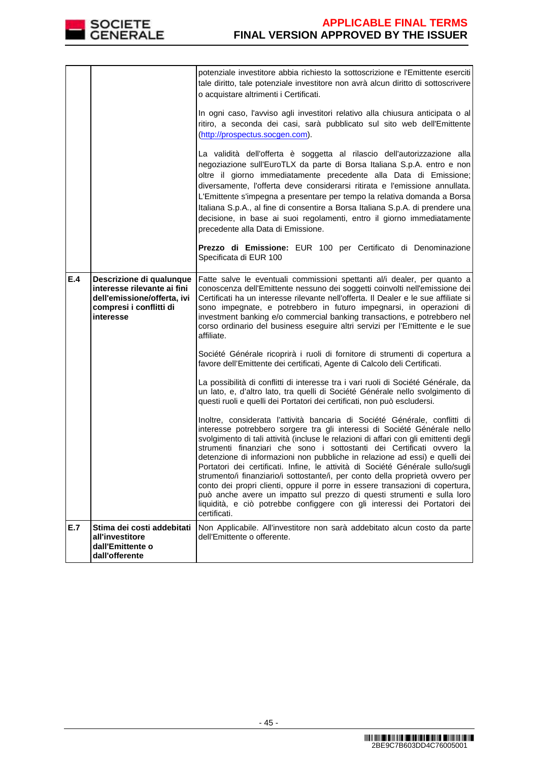| | | |
|---|---|---|
| | | potenziale investitore abbia richiesto la sottoscrizione e l'Emittente eserciti tale diritto, tale potenziale investitore non avrà alcun diritto di sottoscrivere o acquistare altrimenti i Certificati.<br><br>In ogni caso, l'avviso agli investitori relativo alla chiusura anticipata o al ritiro, a seconda dei casi, sarà pubblicato sul sito web dell'Emittente (http://prospectus.socgen.com).<br><br>La validità dell'offerta è soggetta al rilascio dell'autorizzazione alla negoziazione sull'EuroTLX da parte di Borsa Italiana S.p.A. entro e non oltre il giorno immediatamente precedente alla Data di Emissione; diversamente, l'offerta deve considerarsi ritirata e l'emissione annullata. L'Emittente s'impegna a presentare per tempo la relativa domanda a Borsa Italiana S.p.A., al fine di consentire a Borsa Italiana S.p.A. di prendere una decisione, in base ai suoi regolamenti, entro il giorno immediatamente precedente alla Data di Emissione.<br><br>**Prezzo di Emissione:** EUR 100 per Certificato di Denominazione Specificata di EUR 100 |
| **E.4** | **Descrizione di qualunque interesse rilevante ai fini dell'emissione/offerta, ivi compresi i conflitti di interesse** | Fatte salve le eventuali commissioni spettanti al/i dealer, per quanto a conoscenza dell'Emittente nessuno dei soggetti coinvolti nell'emissione dei Certificati ha un interesse rilevante nell'offerta. Il Dealer e le sue affiliate si sono impegnate, e potrebbero in futuro impegnarsi, in operazioni di investment banking e/o commercial banking transactions, e potrebbero nel corso ordinario del business eseguire altri servizi per l'Emittente e le sue affiliate.<br><br>Société Générale ricoprirà i ruoli di fornitore di strumenti di copertura a favore dell'Emittente dei certificati, Agente di Calcolo deli Certificati.<br><br>La possibilità di conflitti di interesse tra i vari ruoli di Société Générale, da un lato, e, d'altro lato, tra quelli di Société Générale nello svolgimento di questi ruoli e quelli dei Portatori dei certificati, non può escludersi.<br><br>Inoltre, considerata l'attività bancaria di Société Générale, conflitti di interesse potrebbero sorgere tra gli interessi di Société Générale nello svolgimento di tali attività (incluse le relazioni di affari con gli emittenti degli strumenti finanziari che sono i sottostanti dei Certificati ovvero la detenzione di informazioni non pubbliche in relazione ad essi) e quelli dei Portatori dei certificati. Infine, le attività di Société Générale sullo/sugli strumento/i finanziario/i sottostante/i, per conto della proprietà ovvero per conto dei propri clienti, oppure il porre in essere transazioni di copertura, può anche avere un impatto sul prezzo di questi strumenti e sulla loro liquidità, e ciò potrebbe configgere con gli interessi dei Portatori dei certificati. |
| **E.7** | **Stima dei costi addebitati all'investitore dall'Emittente o dall'offerente** | Non Applicabile. All'investitore non sarà addebitato alcun costo da parte dell'Emittente o offerente. |